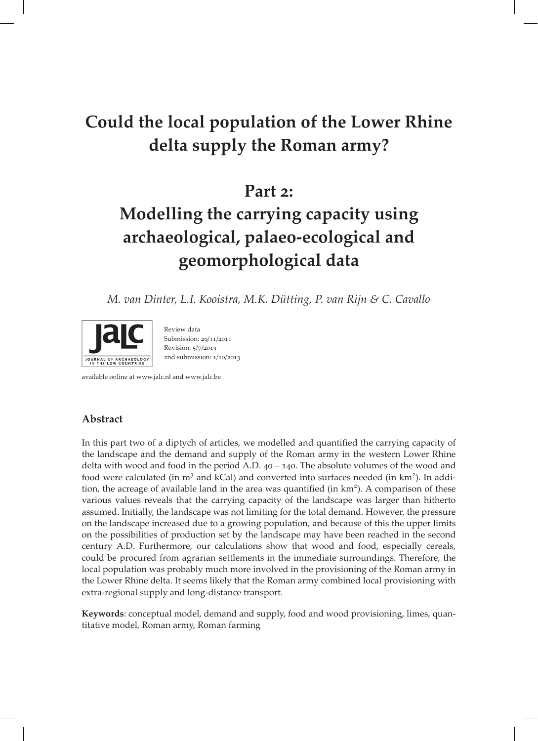# Could the local population of the Lower Rhine delta supply the Roman army?

## Part 2: Modelling the carrying capacity using archaeological, palaeo-ecological and geomorphological data

*M. van Dinter, L.I. Kooistra, M.K. Dütting, P. van Rijn & C. Cavallo*

Review data
Submission: 29/11/2011
Revision: 5/7/2013
2nd submission: 1/10/2013

available online at www.jalc.nl and www.jalc.be

### Abstract

In this part two of a diptych of articles, we modelled and quantified the carrying capacity of the landscape and the demand and supply of the Roman army in the western Lower Rhine delta with wood and food in the period A.D. 40 – 140. The absolute volumes of the wood and food were calculated (in $m^3$ and kCal) and converted into surfaces needed (in $km^2$). In addition, the acreage of available land in the area was quantified (in $km^2$). A comparison of these various values reveals that the carrying capacity of the landscape was larger than hitherto assumed. Initially, the landscape was not limiting for the total demand. However, the pressure on the landscape increased due to a growing population, and because of this the upper limits on the possibilities of production set by the landscape may have been reached in the second century A.D. Furthermore, our calculations show that wood and food, especially cereals, could be procured from agrarian settlements in the immediate surroundings. Therefore, the local population was probably much more involved in the provisioning of the Roman army in the Lower Rhine delta. It seems likely that the Roman army combined local provisioning with extra-regional supply and long-distance transport.

**Keywords**: conceptual model, demand and supply, food and wood provisioning, limes, quantitative model, Roman army, Roman farming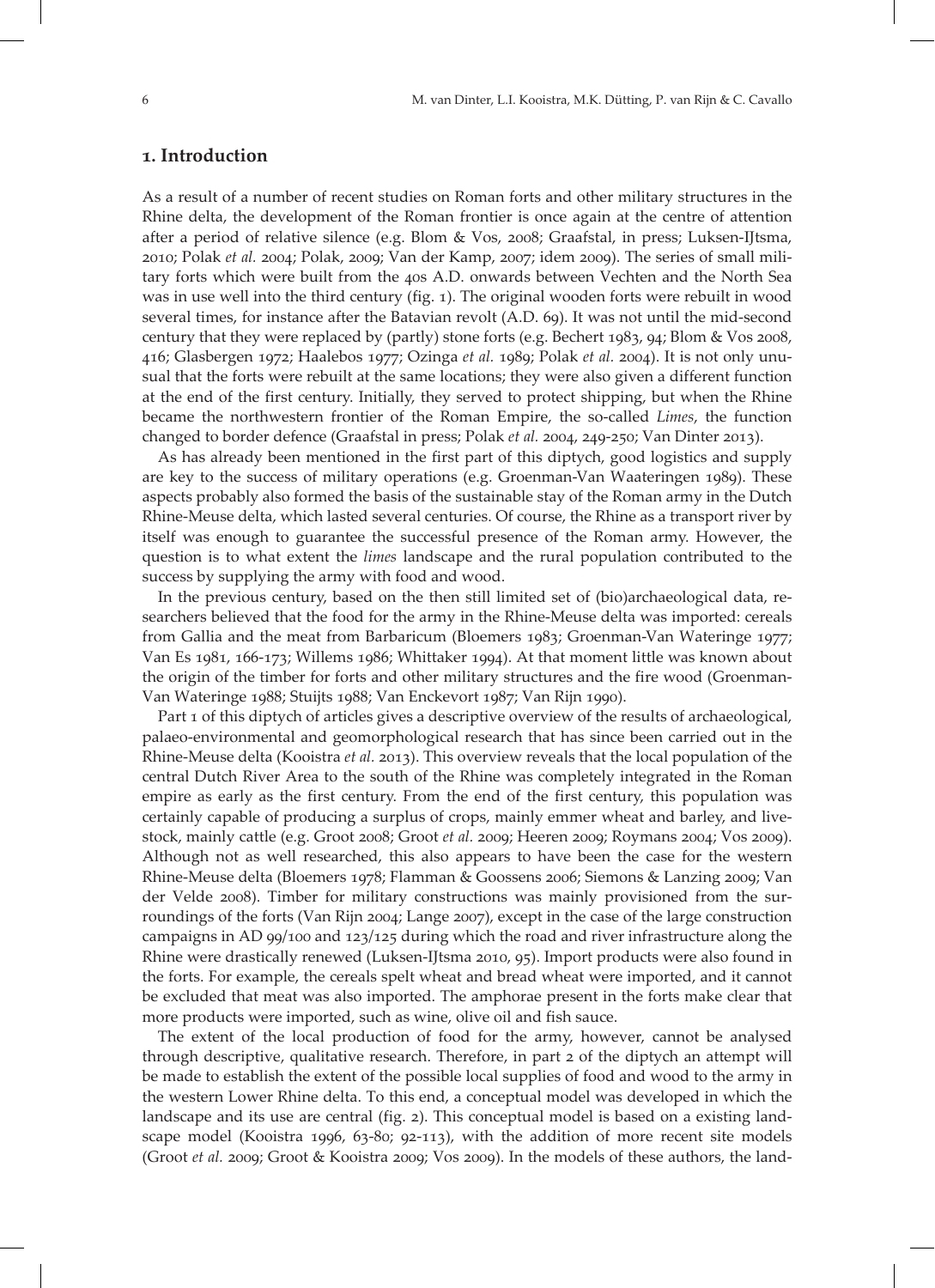## 1. Introduction

As a result of a number of recent studies on Roman forts and other military structures in the Rhine delta, the development of the Roman frontier is once again at the centre of attention after a period of relative silence (e.g. Blom & Vos, 2008; Graafstal, in press; Luksen-IJtsma, 2010; Polak *et al.* 2004; Polak, 2009; Van der Kamp, 2007; idem 2009). The series of small military forts which were built from the 40s A.D. onwards between Vechten and the North Sea was in use well into the third century (fig. 1). The original wooden forts were rebuilt in wood several times, for instance after the Batavian revolt (A.D. 69). It was not until the mid-second century that they were replaced by (partly) stone forts (e.g. Bechert 1983, 94; Blom & Vos 2008, 416; Glasbergen 1972; Haalebos 1977; Ozinga *et al.* 1989; Polak *et al*. 2004). It is not only unusual that the forts were rebuilt at the same locations; they were also given a different function at the end of the first century. Initially, they served to protect shipping, but when the Rhine became the northwestern frontier of the Roman Empire, the so-called *Limes*, the function changed to border defence (Graafstal in press; Polak *et al.* 2004, 249-250; Van Dinter 2013).

As has already been mentioned in the first part of this diptych, good logistics and supply are key to the success of military operations (e.g. Groenman-Van Waateringen 1989). These aspects probably also formed the basis of the sustainable stay of the Roman army in the Dutch Rhine-Meuse delta, which lasted several centuries. Of course, the Rhine as a transport river by itself was enough to guarantee the successful presence of the Roman army. However, the question is to what extent the *limes* landscape and the rural population contributed to the success by supplying the army with food and wood.

In the previous century, based on the then still limited set of (bio)archaeological data, researchers believed that the food for the army in the Rhine-Meuse delta was imported: cereals from Gallia and the meat from Barbaricum (Bloemers 1983; Groenman-Van Wateringe 1977; Van Es 1981, 166-173; Willems 1986; Whittaker 1994). At that moment little was known about the origin of the timber for forts and other military structures and the fire wood (Groenman-Van Wateringe 1988; Stuijts 1988; Van Enckevort 1987; Van Rijn 1990).

Part 1 of this diptych of articles gives a descriptive overview of the results of archaeological, palaeo-environmental and geomorphological research that has since been carried out in the Rhine-Meuse delta (Kooistra *et al.* 2013). This overview reveals that the local population of the central Dutch River Area to the south of the Rhine was completely integrated in the Roman empire as early as the first century. From the end of the first century, this population was certainly capable of producing a surplus of crops, mainly emmer wheat and barley, and livestock, mainly cattle (e.g. Groot 2008; Groot *et al.* 2009; Heeren 2009; Roymans 2004; Vos 2009). Although not as well researched, this also appears to have been the case for the western Rhine-Meuse delta (Bloemers 1978; Flamman & Goossens 2006; Siemons & Lanzing 2009; Van der Velde 2008). Timber for military constructions was mainly provisioned from the surroundings of the forts (Van Rijn 2004; Lange 2007), except in the case of the large construction campaigns in AD 99/100 and 123/125 during which the road and river infrastructure along the Rhine were drastically renewed (Luksen-IJtsma 2010, 95). Import products were also found in the forts. For example, the cereals spelt wheat and bread wheat were imported, and it cannot be excluded that meat was also imported. The amphorae present in the forts make clear that more products were imported, such as wine, olive oil and fish sauce.

The extent of the local production of food for the army, however, cannot be analysed through descriptive, qualitative research. Therefore, in part 2 of the diptych an attempt will be made to establish the extent of the possible local supplies of food and wood to the army in the western Lower Rhine delta. To this end, a conceptual model was developed in which the landscape and its use are central (fig. 2). This conceptual model is based on a existing landscape model (Kooistra 1996, 63-80; 92-113), with the addition of more recent site models (Groot *et al.* 2009; Groot & Kooistra 2009; Vos 2009). In the models of these authors, the land-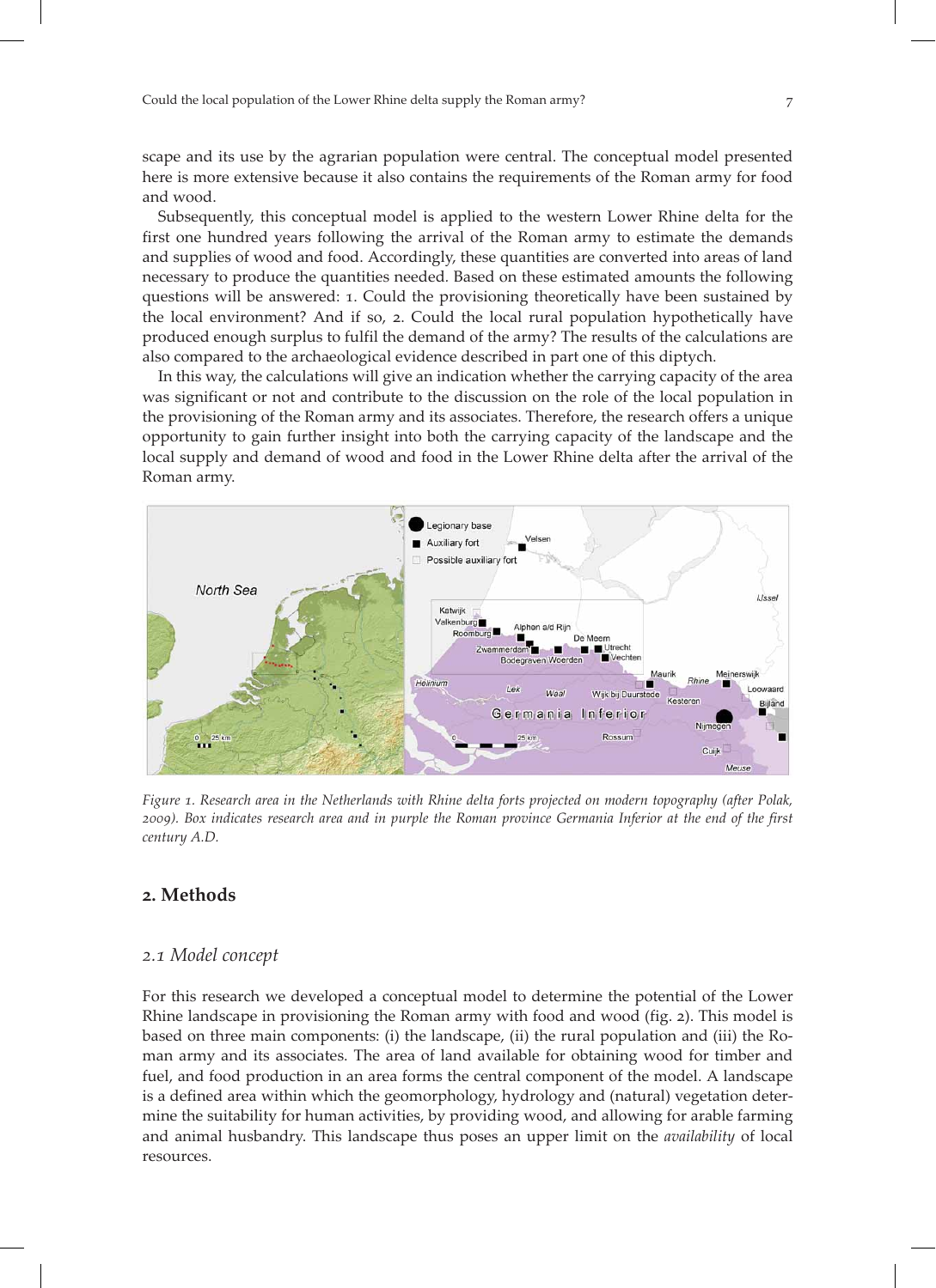scape and its use by the agrarian population were central. The conceptual model presented here is more extensive because it also contains the requirements of the Roman army for food and wood.

Subsequently, this conceptual model is applied to the western Lower Rhine delta for the first one hundred years following the arrival of the Roman army to estimate the demands and supplies of wood and food. Accordingly, these quantities are converted into areas of land necessary to produce the quantities needed. Based on these estimated amounts the following questions will be answered: 1. Could the provisioning theoretically have been sustained by the local environment? And if so, 2. Could the local rural population hypothetically have produced enough surplus to fulfil the demand of the army? The results of the calculations are also compared to the archaeological evidence described in part one of this diptych.

In this way, the calculations will give an indication whether the carrying capacity of the area was significant or not and contribute to the discussion on the role of the local population in the provisioning of the Roman army and its associates. Therefore, the research offers a unique opportunity to gain further insight into both the carrying capacity of the landscape and the local supply and demand of wood and food in the Lower Rhine delta after the arrival of the Roman army.

*Figure 1. Research area in the Netherlands with Rhine delta forts projected on modern topography (after Polak, 2009). Box indicates research area and in purple the Roman province Germania Inferior at the end of the first century A.D.*

## 2. Methods

### *2.1 Model concept*

For this research we developed a conceptual model to determine the potential of the Lower Rhine landscape in provisioning the Roman army with food and wood (fig. 2). This model is based on three main components: (i) the landscape, (ii) the rural population and (iii) the Roman army and its associates. The area of land available for obtaining wood for timber and fuel, and food production in an area forms the central component of the model. A landscape is a defined area within which the geomorphology, hydrology and (natural) vegetation determine the suitability for human activities, by providing wood, and allowing for arable farming and animal husbandry. This landscape thus poses an upper limit on the *availability* of local resources.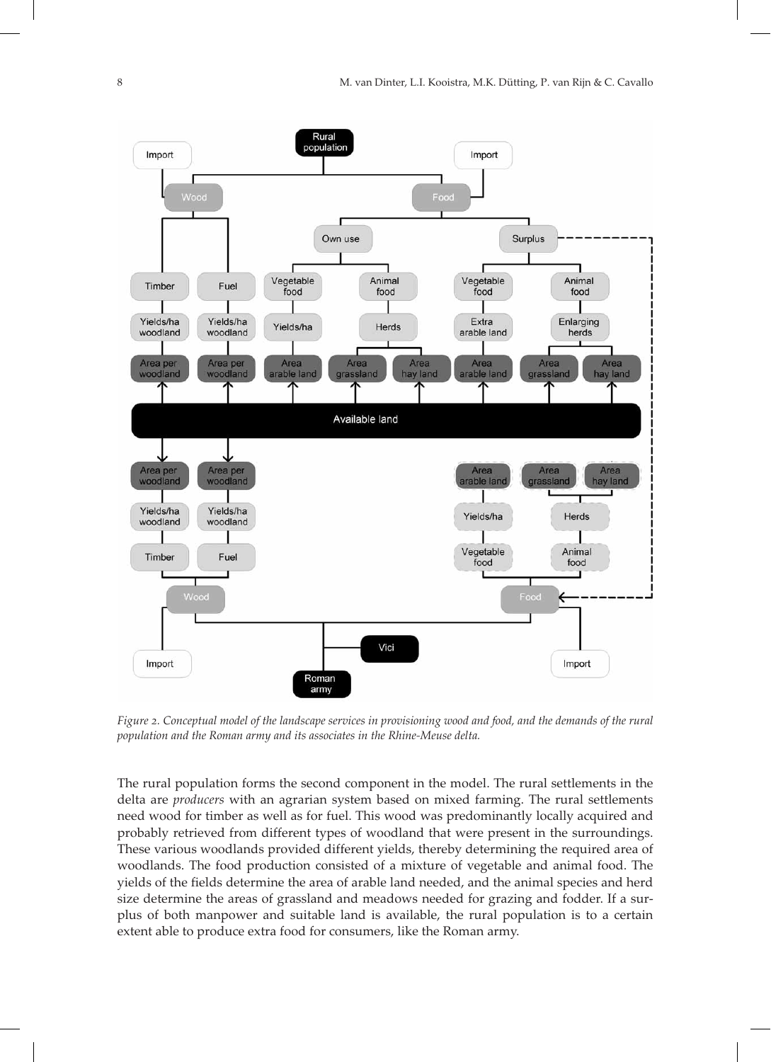*Figure 2. Conceptual model of the landscape services in provisioning wood and food, and the demands of the rural population and the Roman army and its associates in the Rhine-Meuse delta.*

The rural population forms the second component in the model. The rural settlements in the delta are *producers* with an agrarian system based on mixed farming. The rural settlements need wood for timber as well as for fuel. This wood was predominantly locally acquired and probably retrieved from different types of woodland that were present in the surroundings. These various woodlands provided different yields, thereby determining the required area of woodlands. The food production consisted of a mixture of vegetable and animal food. The yields of the fields determine the area of arable land needed, and the animal species and herd size determine the areas of grassland and meadows needed for grazing and fodder. If a surplus of both manpower and suitable land is available, the rural population is to a certain extent able to produce extra food for consumers, like the Roman army.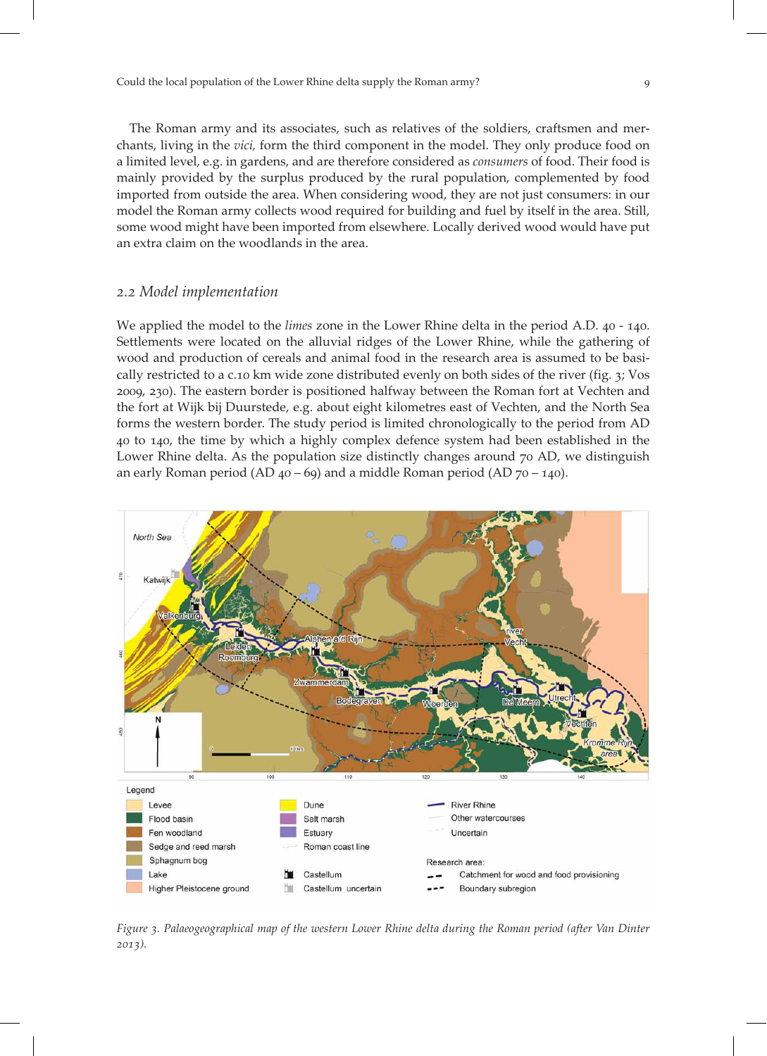The Roman army and its associates, such as relatives of the soldiers, craftsmen and merchants, living in the *vici,* form the third component in the model. They only produce food on a limited level, e.g. in gardens, and are therefore considered as *consumers* of food. Their food is mainly provided by the surplus produced by the rural population, complemented by food imported from outside the area. When considering wood, they are not just consumers: in our model the Roman army collects wood required for building and fuel by itself in the area. Still, some wood might have been imported from elsewhere. Locally derived wood would have put an extra claim on the woodlands in the area.

## 2.2 *Model implementation*

We applied the model to the *limes* zone in the Lower Rhine delta in the period A.D. 40 - 140. Settlements were located on the alluvial ridges of the Lower Rhine, while the gathering of wood and production of cereals and animal food in the research area is assumed to be basically restricted to a c.10 km wide zone distributed evenly on both sides of the river (fig. 3; Vos 2009, 230). The eastern border is positioned halfway between the Roman fort at Vechten and the fort at Wijk bij Duurstede, e.g. about eight kilometres east of Vechten, and the North Sea forms the western border. The study period is limited chronologically to the period from AD 40 to 140, the time by which a highly complex defence system had been established in the Lower Rhine delta. As the population size distinctly changes around 70 AD, we distinguish an early Roman period (AD 40 – 69) and a middle Roman period (AD 70 – 140).

*Figure 3. Palaeogeographical map of the western Lower Rhine delta during the Roman period (after Van Dinter 2013).*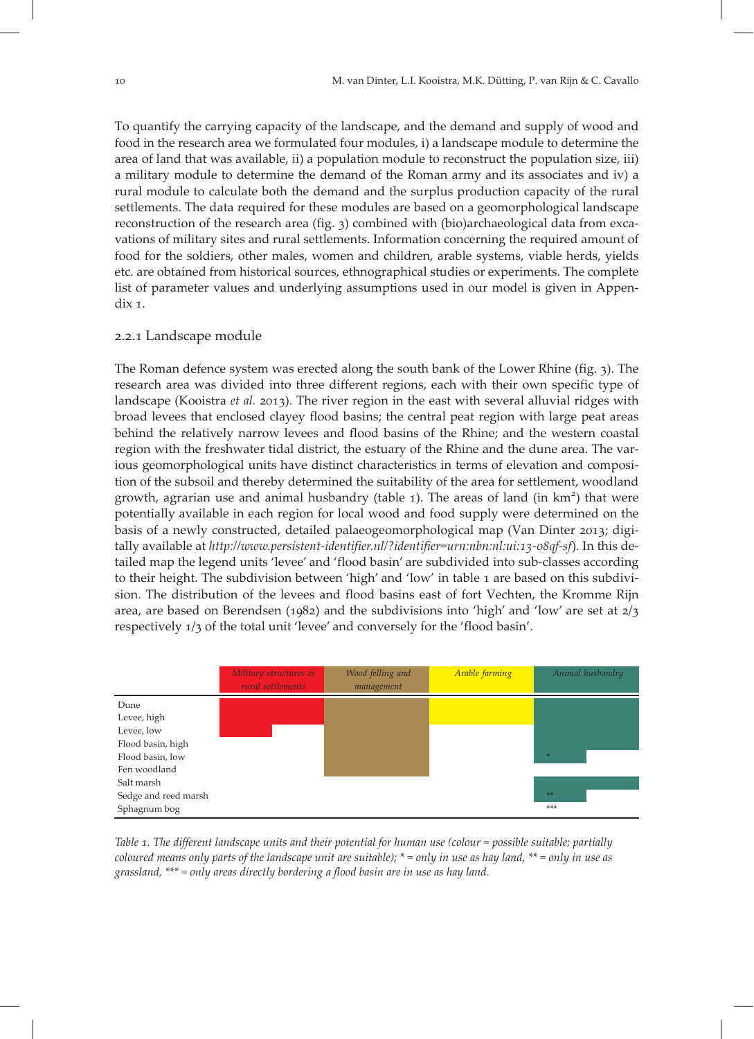To quantify the carrying capacity of the landscape, and the demand and supply of wood and food in the research area we formulated four modules, i) a landscape module to determine the area of land that was available, ii) a population module to reconstruct the population size, iii) a military module to determine the demand of the Roman army and its associates and iv) a rural module to calculate both the demand and the surplus production capacity of the rural settlements. The data required for these modules are based on a geomorphological landscape reconstruction of the research area (fig. 3) combined with (bio)archaeological data from excavations of military sites and rural settlements. Information concerning the required amount of food for the soldiers, other males, women and children, arable systems, viable herds, yields etc. are obtained from historical sources, ethnographical studies or experiments. The complete list of parameter values and underlying assumptions used in our model is given in Appendix 1.

### 2.2.1 Landscape module

The Roman defence system was erected along the south bank of the Lower Rhine (fig. 3). The research area was divided into three different regions, each with their own specific type of landscape (Kooistra *et al.* 2013). The river region in the east with several alluvial ridges with broad levees that enclosed clayey flood basins; the central peat region with large peat areas behind the relatively narrow levees and flood basins of the Rhine; and the western coastal region with the freshwater tidal district, the estuary of the Rhine and the dune area. The various geomorphological units have distinct characteristics in terms of elevation and composition of the subsoil and thereby determined the suitability of the area for settlement, woodland growth, agrarian use and animal husbandry (table 1). The areas of land (in km$^2$) that were potentially available in each region for local wood and food supply were determined on the basis of a newly constructed, detailed palaeogeomorphological map (Van Dinter 2013; digitally available at *http://www.persistent-identifier.nl/?identifier=urn:nbn:nl:ui:13-o8qf-sf*). In this detailed map the legend units 'levee' and 'flood basin' are subdivided into sub-classes according to their height. The subdivision between 'high' and 'low' in table 1 are based on this subdivision. The distribution of the levees and flood basins east of fort Vechten, the Kromme Rijn area, are based on Berendsen (1982) and the subdivisions into 'high' and 'low' are set at 2/3 respectively 1/3 of the total unit 'levee' and conversely for the 'flood basin'.

| | *Military structures & rural settlements* | *Wood felling and management* | *Arable farming* | *Animal husbandry* |
|---|---|---|---|---|
| Dune | suitable | suitable | suitable | suitable |
| Levee, high | suitable | suitable | suitable | suitable |
| Levee, low | partially suitable | suitable | | suitable |
| Flood basin, high | | suitable | | suitable |
| Flood basin, low | | suitable | | partially suitable * |
| Fen woodland | | suitable | | |
| Salt marsh | | | | suitable |
| Sedge and reed marsh | | | | partially suitable ** |
| Sphagnum bog | | | | *** |

*Table 1. The different landscape units and their potential for human use (colour = possible suitable; partially coloured means only parts of the landscape unit are suitable); * = only in use as hay land, ** = only in use as grassland, *** = only areas directly bordering a flood basin are in use as hay land.*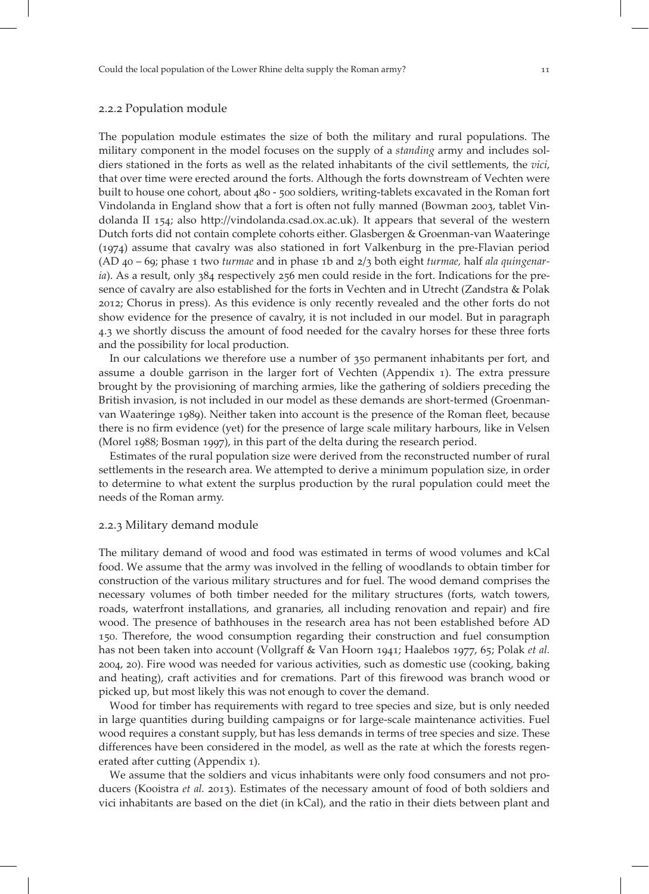### 2.2.2 Population module

The population module estimates the size of both the military and rural populations. The military component in the model focuses on the supply of a *standing* army and includes soldiers stationed in the forts as well as the related inhabitants of the civil settlements, the *vici*, that over time were erected around the forts. Although the forts downstream of Vechten were built to house one cohort, about 480 - 500 soldiers, writing-tablets excavated in the Roman fort Vindolanda in England show that a fort is often not fully manned (Bowman 2003, tablet Vindolanda II 154; also http://vindolanda.csad.ox.ac.uk). It appears that several of the western Dutch forts did not contain complete cohorts either. Glasbergen & Groenman-van Waateringe (1974) assume that cavalry was also stationed in fort Valkenburg in the pre-Flavian period (AD 40 – 69; phase 1 two *turmae* and in phase 1b and 2/3 both eight *turmae,* half *ala quingenaria*). As a result, only 384 respectively 256 men could reside in the fort. Indications for the presence of cavalry are also established for the forts in Vechten and in Utrecht (Zandstra & Polak 2012; Chorus in press). As this evidence is only recently revealed and the other forts do not show evidence for the presence of cavalry, it is not included in our model. But in paragraph 4.3 we shortly discuss the amount of food needed for the cavalry horses for these three forts and the possibility for local production.

In our calculations we therefore use a number of 350 permanent inhabitants per fort, and assume a double garrison in the larger fort of Vechten (Appendix 1). The extra pressure brought by the provisioning of marching armies, like the gathering of soldiers preceding the British invasion, is not included in our model as these demands are short-termed (Groenman-van Waateringe 1989). Neither taken into account is the presence of the Roman fleet, because there is no firm evidence (yet) for the presence of large scale military harbours, like in Velsen (Morel 1988; Bosman 1997), in this part of the delta during the research period.

Estimates of the rural population size were derived from the reconstructed number of rural settlements in the research area. We attempted to derive a minimum population size, in order to determine to what extent the surplus production by the rural population could meet the needs of the Roman army.

### 2.2.3 Military demand module

The military demand of wood and food was estimated in terms of wood volumes and kCal food. We assume that the army was involved in the felling of woodlands to obtain timber for construction of the various military structures and for fuel. The wood demand comprises the necessary volumes of both timber needed for the military structures (forts, watch towers, roads, waterfront installations, and granaries, all including renovation and repair) and fire wood. The presence of bathhouses in the research area has not been established before AD 150. Therefore, the wood consumption regarding their construction and fuel consumption has not been taken into account (Vollgraff & Van Hoorn 1941; Haalebos 1977, 65; Polak *et al.* 2004, 20). Fire wood was needed for various activities, such as domestic use (cooking, baking and heating), craft activities and for cremations. Part of this firewood was branch wood or picked up, but most likely this was not enough to cover the demand.

Wood for timber has requirements with regard to tree species and size, but is only needed in large quantities during building campaigns or for large-scale maintenance activities. Fuel wood requires a constant supply, but has less demands in terms of tree species and size. These differences have been considered in the model, as well as the rate at which the forests regenerated after cutting (Appendix 1).

We assume that the soldiers and vicus inhabitants were only food consumers and not producers (Kooistra *et al.* 2013). Estimates of the necessary amount of food of both soldiers and vici inhabitants are based on the diet (in kCal), and the ratio in their diets between plant and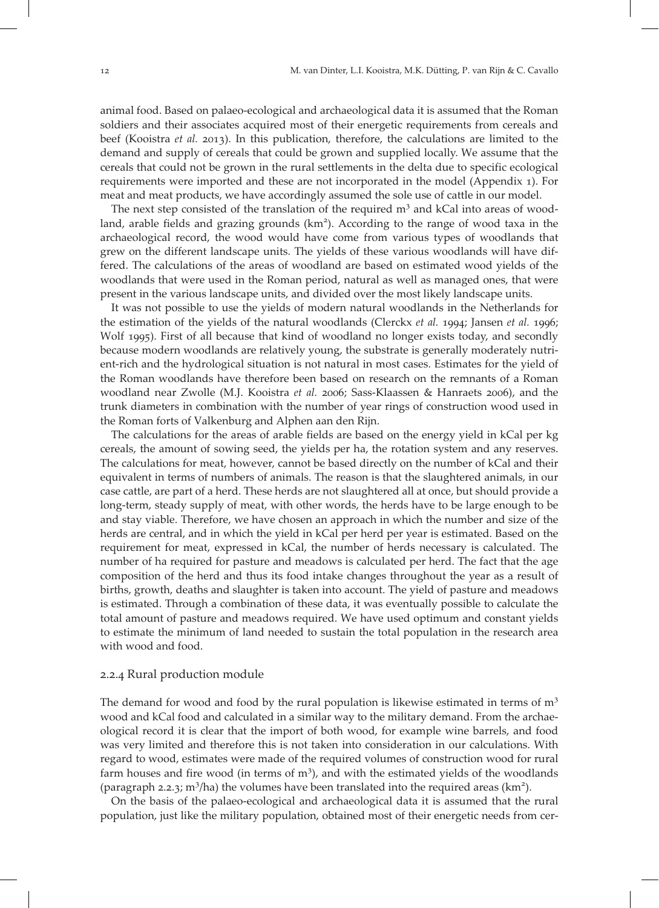animal food. Based on palaeo-ecological and archaeological data it is assumed that the Roman soldiers and their associates acquired most of their energetic requirements from cereals and beef (Kooistra *et al.* 2013). In this publication, therefore, the calculations are limited to the demand and supply of cereals that could be grown and supplied locally. We assume that the cereals that could not be grown in the rural settlements in the delta due to specific ecological requirements were imported and these are not incorporated in the model (Appendix 1). For meat and meat products, we have accordingly assumed the sole use of cattle in our model.

The next step consisted of the translation of the required $m^3$ and kCal into areas of woodland, arable fields and grazing grounds ($km^2$). According to the range of wood taxa in the archaeological record, the wood would have come from various types of woodlands that grew on the different landscape units. The yields of these various woodlands will have differed. The calculations of the areas of woodland are based on estimated wood yields of the woodlands that were used in the Roman period, natural as well as managed ones, that were present in the various landscape units, and divided over the most likely landscape units.

It was not possible to use the yields of modern natural woodlands in the Netherlands for the estimation of the yields of the natural woodlands (Clerckx *et al.* 1994; Jansen *et al.* 1996; Wolf 1995). First of all because that kind of woodland no longer exists today, and secondly because modern woodlands are relatively young, the substrate is generally moderately nutrient-rich and the hydrological situation is not natural in most cases. Estimates for the yield of the Roman woodlands have therefore been based on research on the remnants of a Roman woodland near Zwolle (M.J. Kooistra *et al.* 2006; Sass-Klaassen & Hanraets 2006), and the trunk diameters in combination with the number of year rings of construction wood used in the Roman forts of Valkenburg and Alphen aan den Rijn.

The calculations for the areas of arable fields are based on the energy yield in kCal per kg cereals, the amount of sowing seed, the yields per ha, the rotation system and any reserves. The calculations for meat, however, cannot be based directly on the number of kCal and their equivalent in terms of numbers of animals. The reason is that the slaughtered animals, in our case cattle, are part of a herd. These herds are not slaughtered all at once, but should provide a long-term, steady supply of meat, with other words, the herds have to be large enough to be and stay viable. Therefore, we have chosen an approach in which the number and size of the herds are central, and in which the yield in kCal per herd per year is estimated. Based on the requirement for meat, expressed in kCal, the number of herds necessary is calculated. The number of ha required for pasture and meadows is calculated per herd. The fact that the age composition of the herd and thus its food intake changes throughout the year as a result of births, growth, deaths and slaughter is taken into account. The yield of pasture and meadows is estimated. Through a combination of these data, it was eventually possible to calculate the total amount of pasture and meadows required. We have used optimum and constant yields to estimate the minimum of land needed to sustain the total population in the research area with wood and food.

### 2.2.4 Rural production module

The demand for wood and food by the rural population is likewise estimated in terms of $m^3$ wood and kCal food and calculated in a similar way to the military demand. From the archaeological record it is clear that the import of both wood, for example wine barrels, and food was very limited and therefore this is not taken into consideration in our calculations. With regard to wood, estimates were made of the required volumes of construction wood for rural farm houses and fire wood (in terms of $m^3$), and with the estimated yields of the woodlands (paragraph 2.2.3; $m^3$/ha) the volumes have been translated into the required areas ($km^2$).

On the basis of the palaeo-ecological and archaeological data it is assumed that the rural population, just like the military population, obtained most of their energetic needs from cer-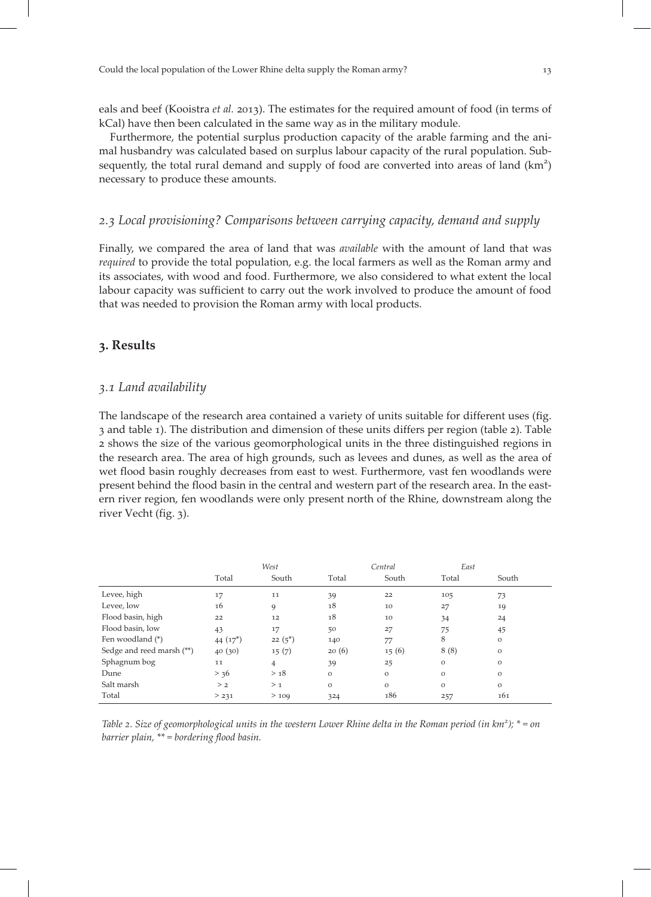eals and beef (Kooistra *et al.* 2013). The estimates for the required amount of food (in terms of kCal) have then been calculated in the same way as in the military module.

Furthermore, the potential surplus production capacity of the arable farming and the animal husbandry was calculated based on surplus labour capacity of the rural population. Subsequently, the total rural demand and supply of food are converted into areas of land ($km^2$) necessary to produce these amounts.

### *2.3 Local provisioning? Comparisons between carrying capacity, demand and supply*

Finally, we compared the area of land that was *available* with the amount of land that was *required* to provide the total population, e.g. the local farmers as well as the Roman army and its associates, with wood and food. Furthermore, we also considered to what extent the local labour capacity was sufficient to carry out the work involved to produce the amount of food that was needed to provision the Roman army with local products.

## **3. Results**

### *3.1 Land availability*

The landscape of the research area contained a variety of units suitable for different uses (fig. 3 and table 1). The distribution and dimension of these units differs per region (table 2). Table 2 shows the size of the various geomorphological units in the three distinguished regions in the research area. The area of high grounds, such as levees and dunes, as well as the area of wet flood basin roughly decreases from east to west. Furthermore, vast fen woodlands were present behind the flood basin in the central and western part of the research area. In the eastern river region, fen woodlands were only present north of the Rhine, downstream along the river Vecht (fig. 3).

| | *West* | | *Central* | | *East* | |
|---|---|---|---|---|---|---|
| | Total | South | Total | South | Total | South |
| Levee, high | 17 | 11 | 39 | 22 | 105 | 73 |
| Levee, low | 16 | 9 | 18 | 10 | 27 | 19 |
| Flood basin, high | 22 | 12 | 18 | 10 | 34 | 24 |
| Flood basin, low | 43 | 17 | 50 | 27 | 75 | 45 |
| Fen woodland (*) | 44 (17*) | 22 (5*) | 140 | 77 | 8 | 0 |
| Sedge and reed marsh (**) | 40 (30) | 15 (7) | 20 (6) | 15 (6) | 8 (8) | 0 |
| Sphagnum bog | 11 | 4 | 39 | 25 | 0 | 0 |
| Dune | > 36 | > 18 | 0 | 0 | 0 | 0 |
| Salt marsh | > 2 | > 1 | 0 | 0 | 0 | 0 |
| Total | > 231 | > 109 | 324 | 186 | 257 | 161 |

*Table 2. Size of geomorphological units in the western Lower Rhine delta in the Roman period (in $km^2$); * = on barrier plain, ** = bordering flood basin.*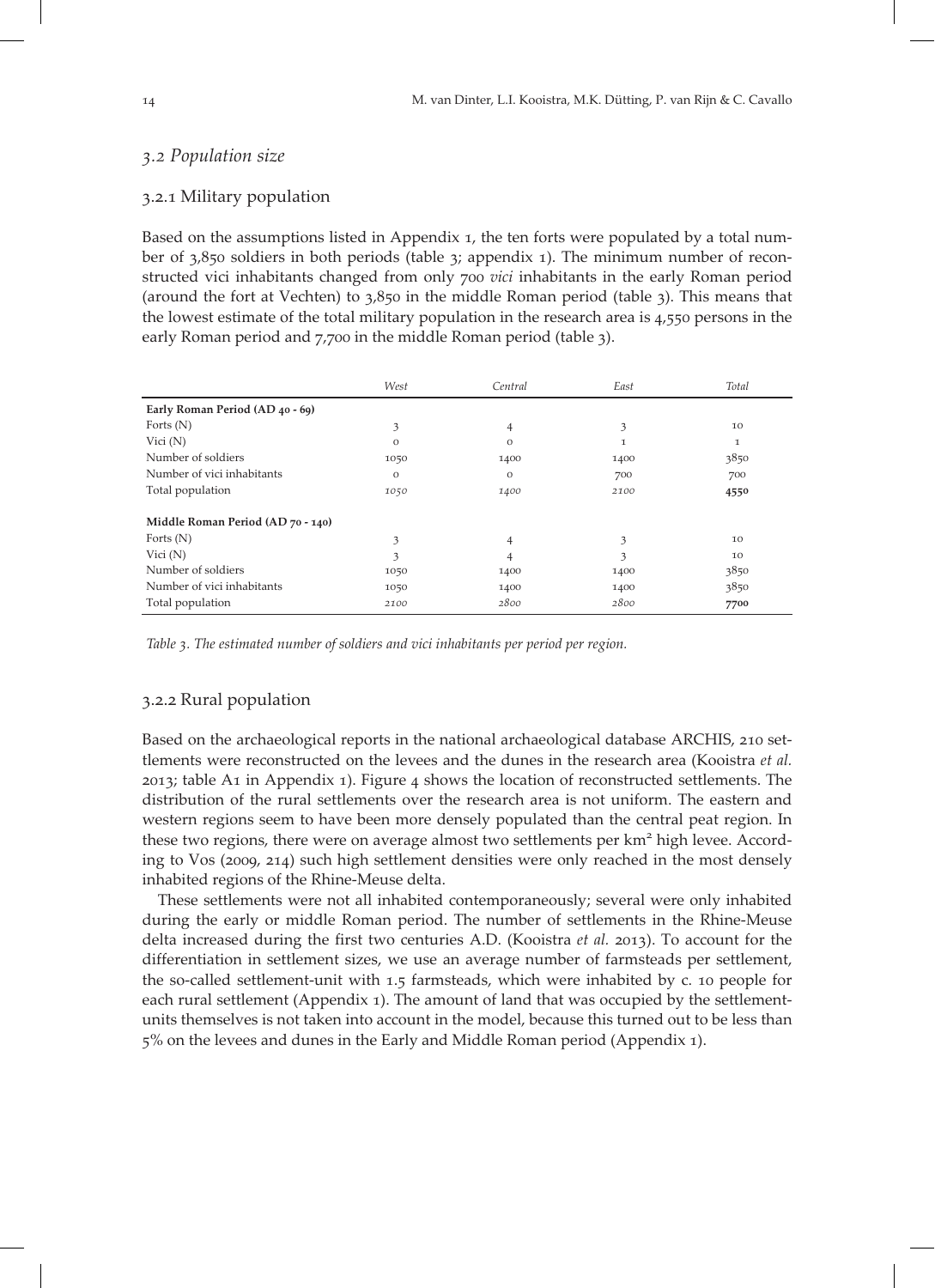### *3.2 Population size*

#### 3.2.1 Military population

Based on the assumptions listed in Appendix 1, the ten forts were populated by a total number of 3,850 soldiers in both periods (table 3; appendix 1). The minimum number of reconstructed vici inhabitants changed from only 700 *vici* inhabitants in the early Roman period (around the fort at Vechten) to 3,850 in the middle Roman period (table 3). This means that the lowest estimate of the total military population in the research area is 4,550 persons in the early Roman period and 7,700 in the middle Roman period (table 3).

| | *West* | *Central* | *East* | *Total* |
|---|---|---|---|---|
| **Early Roman Period (AD 40 - 69)** | | | | |
| Forts (N) | 3 | 4 | 3 | 10 |
| Vici (N) | 0 | 0 | 1 | 1 |
| Number of soldiers | 1050 | 1400 | 1400 | 3850 |
| Number of vici inhabitants | 0 | 0 | 700 | 700 |
| Total population | *1050* | *1400* | *2100* | **4550** |
| **Middle Roman Period (AD 70 - 140)** | | | | |
| Forts (N) | 3 | 4 | 3 | 10 |
| Vici (N) | 3 | 4 | 3 | 10 |
| Number of soldiers | 1050 | 1400 | 1400 | 3850 |
| Number of vici inhabitants | 1050 | 1400 | 1400 | 3850 |
| Total population | *2100* | *2800* | *2800* | **7700** |

*Table 3. The estimated number of soldiers and vici inhabitants per period per region.*

#### 3.2.2 Rural population

Based on the archaeological reports in the national archaeological database ARCHIS, 210 settlements were reconstructed on the levees and the dunes in the research area (Kooistra *et al.* 2013; table A1 in Appendix 1). Figure 4 shows the location of reconstructed settlements. The distribution of the rural settlements over the research area is not uniform. The eastern and western regions seem to have been more densely populated than the central peat region. In these two regions, there were on average almost two settlements per km² high levee. According to Vos (2009, 214) such high settlement densities were only reached in the most densely inhabited regions of the Rhine-Meuse delta.

These settlements were not all inhabited contemporaneously; several were only inhabited during the early or middle Roman period. The number of settlements in the Rhine-Meuse delta increased during the first two centuries A.D. (Kooistra *et al.* 2013). To account for the differentiation in settlement sizes, we use an average number of farmsteads per settlement, the so-called settlement-unit with 1.5 farmsteads, which were inhabited by c. 10 people for each rural settlement (Appendix 1). The amount of land that was occupied by the settlement-units themselves is not taken into account in the model, because this turned out to be less than 5% on the levees and dunes in the Early and Middle Roman period (Appendix 1).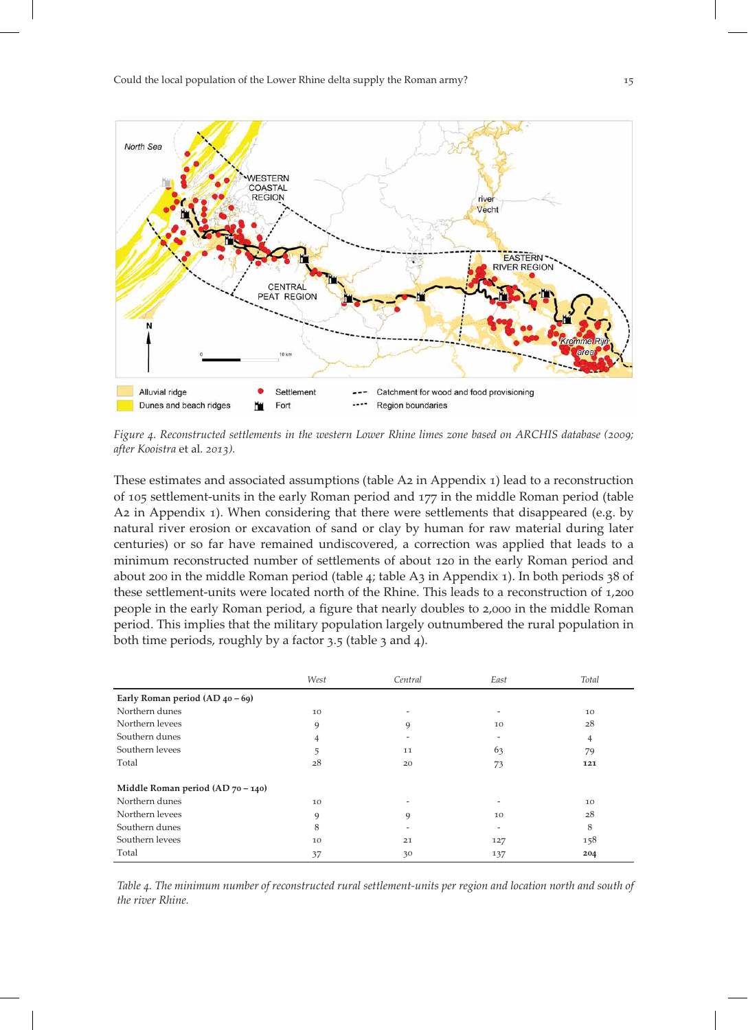*Figure 4. Reconstructed settlements in the western Lower Rhine limes zone based on ARCHIS database (2009; after Kooistra* et al. *2013).*

These estimates and associated assumptions (table A2 in Appendix 1) lead to a reconstruction of 105 settlement-units in the early Roman period and 177 in the middle Roman period (table A2 in Appendix 1). When considering that there were settlements that disappeared (e.g. by natural river erosion or excavation of sand or clay by human for raw material during later centuries) or so far have remained undiscovered, a correction was applied that leads to a minimum reconstructed number of settlements of about 120 in the early Roman period and about 200 in the middle Roman period (table 4; table A3 in Appendix 1). In both periods 38 of these settlement-units were located north of the Rhine. This leads to a reconstruction of 1,200 people in the early Roman period, a figure that nearly doubles to 2,000 in the middle Roman period. This implies that the military population largely outnumbered the rural population in both time periods, roughly by a factor 3.5 (table 3 and 4).

| | *West* | *Central* | *East* | *Total* |
|---|---|---|---|---|
| **Early Roman period (AD 40 – 69)** | | | | |
| Northern dunes | 10 | - | - | 10 |
| Northern levees | 9 | 9 | 10 | 28 |
| Southern dunes | 4 | - | - | 4 |
| Southern levees | 5 | 11 | 63 | 79 |
| Total | 28 | 20 | 73 | **121** |
| **Middle Roman period (AD 70 – 140)** | | | | |
| Northern dunes | 10 | - | - | 10 |
| Northern levees | 9 | 9 | 10 | 28 |
| Southern dunes | 8 | - | - | 8 |
| Southern levees | 10 | 21 | 127 | 158 |
| Total | 37 | 30 | 137 | **204** |

*Table 4. The minimum number of reconstructed rural settlement-units per region and location north and south of the river Rhine.*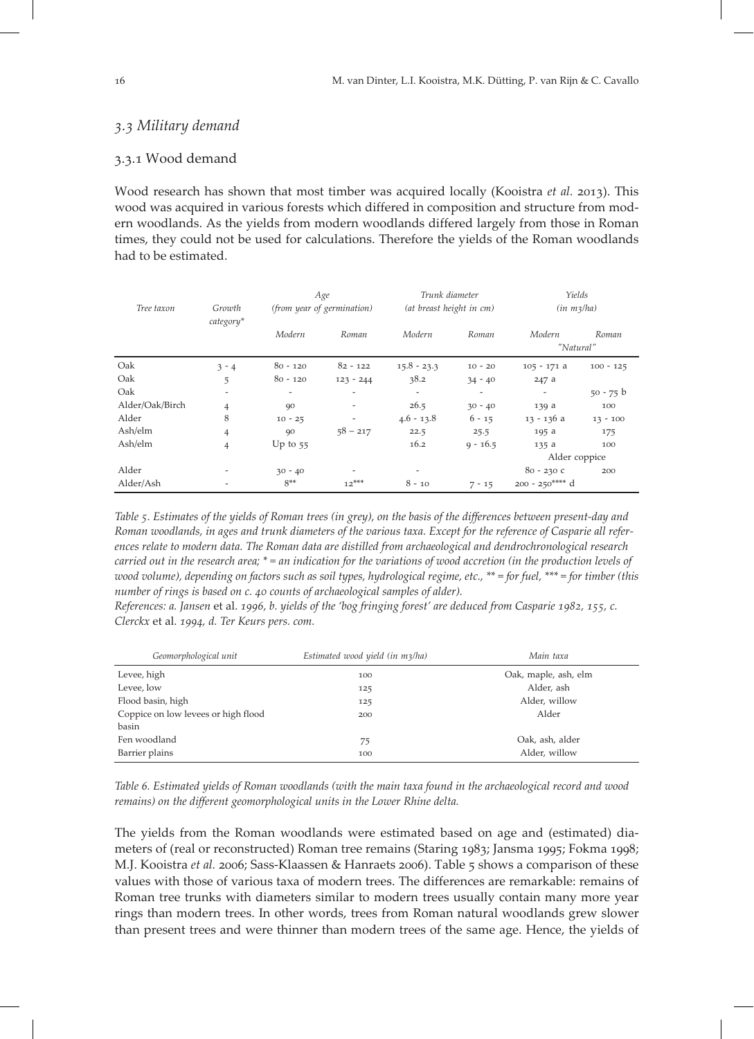## 3.3 Military demand

### 3.3.1 Wood demand

Wood research has shown that most timber was acquired locally (Kooistra *et al.* 2013). This wood was acquired in various forests which differed in composition and structure from modern woodlands. As the yields from modern woodlands differed largely from those in Roman times, they could not be used for calculations. Therefore the yields of the Roman woodlands had to be estimated.

| *Tree taxon* | *Growth category\** | *Age (from year of germination)* | | *Trunk diameter (at breast height in cm)* | | *Yields (in m3/ha)* | |
|---|---|---|---|---|---|---|---|
| | | *Modern* | *Roman* | *Modern* | *Roman* | *Modern* | *Roman "Natural"* |
| Oak | 3 - 4 | 80 - 120 | 82 - 122 | 15.8 - 23.3 | 10 - 20 | 105 - 171 a | 100 - 125 |
| Oak | 5 | 80 - 120 | 123 - 244 | 38.2 | 34 - 40 | 247 a | |
| Oak | - | - | - | - | - | - | 50 - 75 b |
| Alder/Oak/Birch | 4 | 90 | - | 26.5 | 30 - 40 | 139 a | 100 |
| Alder | 8 | 10 - 25 | - | 4.6 - 13.8 | 6 - 15 | 13 - 136 a | 13 - 100 |
| Ash/elm | 4 | 90 | 58 – 217 | 22.5 | 25.5 | 195 a | 175 |
| Ash/elm | 4 | Up to 55 | | 16.2 | 9 - 16.5 | 135 a | 100 |
| | | | | | | Alder coppice | |
| Alder | - | 30 - 40 | - | - | | 80 - 230 c | 200 |
| Alder/Ash | - | 8\*\* | 12\*\*\* | 8 - 10 | 7 - 15 | 200 - 250\*\*\*\* d | |

*Table 5. Estimates of the yields of Roman trees (in grey), on the basis of the differences between present-day and Roman woodlands, in ages and trunk diameters of the various taxa. Except for the reference of Casparie all references relate to modern data. The Roman data are distilled from archaeological and dendrochronological research carried out in the research area; \* = an indication for the variations of wood accretion (in the production levels of wood volume), depending on factors such as soil types, hydrological regime, etc., \*\* = for fuel, \*\*\* = for timber (this number of rings is based on c. 40 counts of archaeological samples of alder).*
*References: a. Jansen* et al. *1996, b. yields of the 'bog fringing forest' are deduced from Casparie 1982, 155, c. Clerckx* et al. *1994, d. Ter Keurs pers. com.*

| *Geomorphological unit* | *Estimated wood yield (in m3/ha)* | *Main taxa* |
|---|---|---|
| Levee, high | 100 | Oak, maple, ash, elm |
| Levee, low | 125 | Alder, ash |
| Flood basin, high | 125 | Alder, willow |
| Coppice on low levees or high flood basin | 200 | Alder |
| Fen woodland | 75 | Oak, ash, alder |
| Barrier plains | 100 | Alder, willow |

*Table 6. Estimated yields of Roman woodlands (with the main taxa found in the archaeological record and wood remains) on the different geomorphological units in the Lower Rhine delta.*

The yields from the Roman woodlands were estimated based on age and (estimated) diameters of (real or reconstructed) Roman tree remains (Staring 1983; Jansma 1995; Fokma 1998; M.J. Kooistra *et al.* 2006; Sass-Klaassen & Hanraets 2006). Table 5 shows a comparison of these values with those of various taxa of modern trees. The differences are remarkable: remains of Roman tree trunks with diameters similar to modern trees usually contain many more year rings than modern trees. In other words, trees from Roman natural woodlands grew slower than present trees and were thinner than modern trees of the same age. Hence, the yields of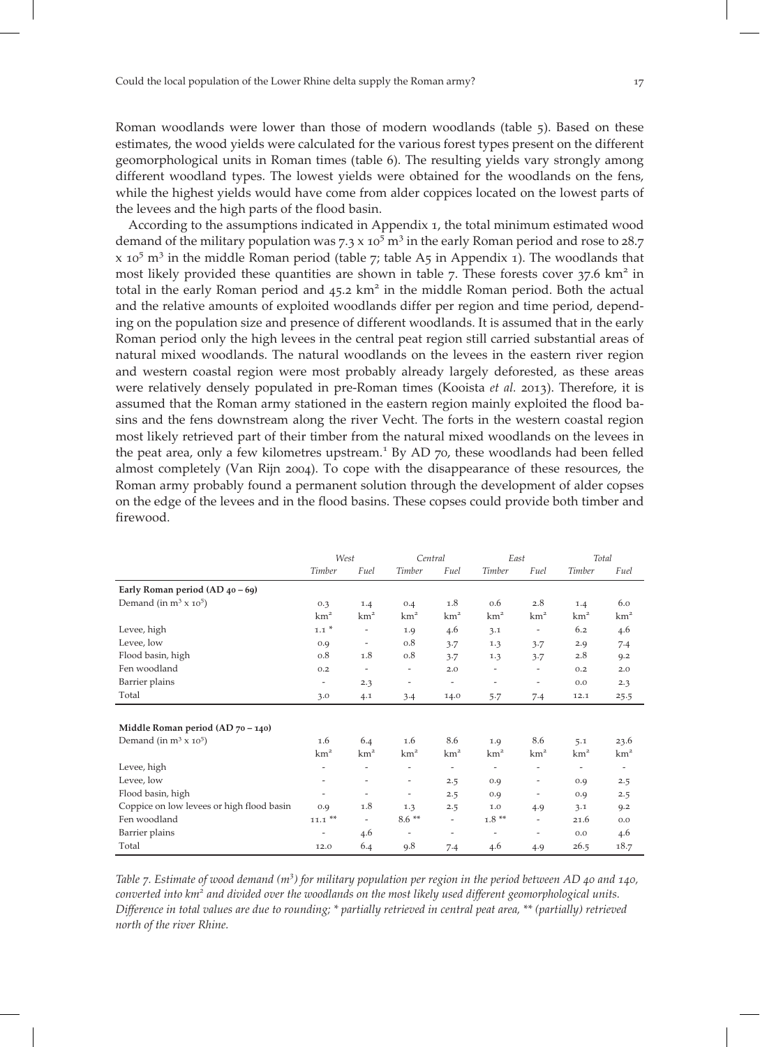Roman woodlands were lower than those of modern woodlands (table 5). Based on these estimates, the wood yields were calculated for the various forest types present on the different geomorphological units in Roman times (table 6). The resulting yields vary strongly among different woodland types. The lowest yields were obtained for the woodlands on the fens, while the highest yields would have come from alder coppices located on the lowest parts of the levees and the high parts of the flood basin.

According to the assumptions indicated in Appendix 1, the total minimum estimated wood demand of the military population was $7.3 \times 10^5$ m$^3$ in the early Roman period and rose to $28.7 \times 10^5$ m$^3$ in the middle Roman period (table 7; table A5 in Appendix 1). The woodlands that most likely provided these quantities are shown in table 7. These forests cover 37.6 km² in total in the early Roman period and 45.2 km² in the middle Roman period. Both the actual and the relative amounts of exploited woodlands differ per region and time period, depending on the population size and presence of different woodlands. It is assumed that in the early Roman period only the high levees in the central peat region still carried substantial areas of natural mixed woodlands. The natural woodlands on the levees in the eastern river region and western coastal region were most probably already largely deforested, as these areas were relatively densely populated in pre-Roman times (Kooista *et al.* 2013). Therefore, it is assumed that the Roman army stationed in the eastern region mainly exploited the flood basins and the fens downstream along the river Vecht. The forts in the western coastal region most likely retrieved part of their timber from the natural mixed woodlands on the levees in the peat area, only a few kilometres upstream.[1] By AD 70, these woodlands had been felled almost completely (Van Rijn 2004). To cope with the disappearance of these resources, the Roman army probably found a permanent solution through the development of alder copses on the edge of the levees and in the flood basins. These copses could provide both timber and firewood.

| | *West* | | *Central* | | *East* | | *Total* | |
|---|---|---|---|---|---|---|---|---|
| | *Timber* | *Fuel* | *Timber* | *Fuel* | *Timber* | *Fuel* | *Timber* | *Fuel* |
| **Early Roman period (AD 40 – 69)** | | | | | | | | |
| Demand (in m$^3$ x $10^5$) | 0.3 | 1.4 | 0.4 | 1.8 | 0.6 | 2.8 | 1.4 | 6.0 |
| | km² | km² | km² | km² | km² | km² | km² | km² |
| Levee, high | 1.1 * | - | 1.9 | 4.6 | 3.1 | - | 6.2 | 4.6 |
| Levee, low | 0.9 | - | 0.8 | 3.7 | 1.3 | 3.7 | 2.9 | 7.4 |
| Flood basin, high | 0.8 | 1.8 | 0.8 | 3.7 | 1.3 | 3.7 | 2.8 | 9.2 |
| Fen woodland | 0.2 | - | - | 2.0 | - | - | 0.2 | 2.0 |
| Barrier plains | - | 2.3 | - | - | - | - | 0.0 | 2.3 |
| Total | 3.0 | 4.1 | 3.4 | 14.0 | 5.7 | 7.4 | 12.1 | 25.5 |
| **Middle Roman period (AD 70 – 140)** | | | | | | | | |
| Demand (in m$^3$ x $10^5$) | 1.6 | 6.4 | 1.6 | 8.6 | 1.9 | 8.6 | 5.1 | 23.6 |
| | km² | km² | km² | km² | km² | km² | km² | km² |
| Levee, high | - | - | - | - | - | - | - | - |
| Levee, low | - | - | - | 2.5 | 0.9 | - | 0.9 | 2.5 |
| Flood basin, high | - | - | - | 2.5 | 0.9 | - | 0.9 | 2.5 |
| Coppice on low levees or high flood basin | 0.9 | 1.8 | 1.3 | 2.5 | 1.0 | 4.9 | 3.1 | 9.2 |
| Fen woodland | 11.1 ** | - | 8.6 ** | - | 1.8 ** | - | 21.6 | 0.0 |
| Barrier plains | - | 4.6 | - | - | - | - | 0.0 | 4.6 |
| Total | 12.0 | 6.4 | 9.8 | 7.4 | 4.6 | 4.9 | 26.5 | 18.7 |

*Table 7. Estimate of wood demand (m$^3$) for military population per region in the period between AD 40 and 140, converted into km² and divided over the woodlands on the most likely used different geomorphological units. Difference in total values are due to rounding; \* partially retrieved in central peat area, \*\* (partially) retrieved north of the river Rhine.*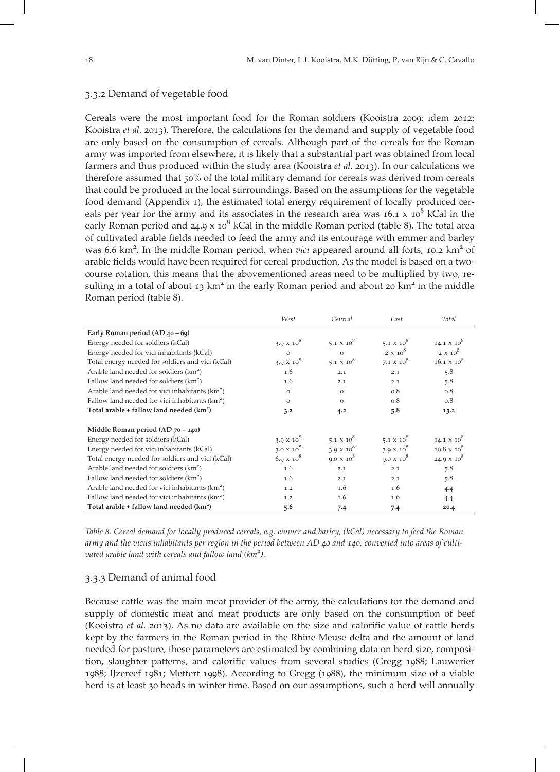### 3.3.2 Demand of vegetable food

Cereals were the most important food for the Roman soldiers (Kooistra 2009; idem 2012; Kooistra *et al.* 2013). Therefore, the calculations for the demand and supply of vegetable food are only based on the consumption of cereals. Although part of the cereals for the Roman army was imported from elsewhere, it is likely that a substantial part was obtained from local farmers and thus produced within the study area (Kooistra *et al.* 2013). In our calculations we therefore assumed that 50% of the total military demand for cereals was derived from cereals that could be produced in the local surroundings. Based on the assumptions for the vegetable food demand (Appendix 1), the estimated total energy requirement of locally produced cereals per year for the army and its associates in the research area was $16.1 \times 10^8$ kCal in the early Roman period and $24.9 \times 10^8$ kCal in the middle Roman period (table 8). The total area of cultivated arable fields needed to feed the army and its entourage with emmer and barley was 6.6 km². In the middle Roman period, when *vici* appeared around all forts, 10.2 km² of arable fields would have been required for cereal production. As the model is based on a two-course rotation, this means that the abovementioned areas need to be multiplied by two, resulting in a total of about 13 km² in the early Roman period and about 20 km² in the middle Roman period (table 8).

| | *West* | *Central* | *East* | *Total* |
|---|---|---|---|---|
| **Early Roman period (AD 40 – 69)** | | | | |
| Energy needed for soldiers (kCal) | $3.9 \times 10^8$ | $5.1 \times 10^8$ | $5.1 \times 10^8$ | $14.1 \times 10^8$ |
| Energy needed for vici inhabitants (kCal) | 0 | 0 | $2 \times 10^8$ | $2 \times 10^8$ |
| Total energy needed for soldiers and vici (kCal) | $3.9 \times 10^8$ | $5.1 \times 10^8$ | $7.1 \times 10^8$ | $16.1 \times 10^8$ |
| Arable land needed for soldiers (km²) | 1.6 | 2.1 | 2.1 | 5.8 |
| Fallow land needed for soldiers (km²) | 1.6 | 2.1 | 2.1 | 5.8 |
| Arable land needed for vici inhabitants (km²) | 0 | 0 | 0.8 | 0.8 |
| Fallow land needed for vici inhabitants (km²) | 0 | 0 | 0.8 | 0.8 |
| **Total arable + fallow land needed (km²)** | **3.2** | **4.2** | **5.8** | **13.2** |
| | | | | |
| **Middle Roman period (AD 70 – 140)** | | | | |
| Energy needed for soldiers (kCal) | $3.9 \times 10^8$ | $5.1 \times 10^8$ | $5.1 \times 10^8$ | $14.1 \times 10^8$ |
| Energy needed for vici inhabitants (kCal) | $3.0 \times 10^8$ | $3.9 \times 10^8$ | $3.9 \times 10^8$ | $10.8 \times 10^8$ |
| Total energy needed for soldiers and vici (kCal) | $6.9 \times 10^8$ | $9.0 \times 10^8$ | $9.0 \times 10^8$ | $24.9 \times 10^8$ |
| Arable land needed for soldiers (km²) | 1.6 | 2.1 | 2.1 | 5.8 |
| Fallow land needed for soldiers (km²) | 1.6 | 2.1 | 2.1 | 5.8 |
| Arable land needed for vici inhabitants (km²) | 1.2 | 1.6 | 1.6 | 4.4 |
| Fallow land needed for vici inhabitants (km²) | 1.2 | 1.6 | 1.6 | 4.4 |
| **Total arable + fallow land needed (km²)** | **5.6** | **7.4** | **7.4** | **20.4** |

*Table 8. Cereal demand for locally produced cereals, e.g. emmer and barley, (kCal) necessary to feed the Roman army and the vicus inhabitants per region in the period between AD 40 and 140, converted into areas of cultivated arable land with cereals and fallow land (km²).*

### 3.3.3 Demand of animal food

Because cattle was the main meat provider of the army, the calculations for the demand and supply of domestic meat and meat products are only based on the consumption of beef (Kooistra *et al.* 2013). As no data are available on the size and calorific value of cattle herds kept by the farmers in the Roman period in the Rhine-Meuse delta and the amount of land needed for pasture, these parameters are estimated by combining data on herd size, composition, slaughter patterns, and calorific values from several studies (Gregg 1988; Lauwerier 1988; IJzereef 1981; Meffert 1998). According to Gregg (1988), the minimum size of a viable herd is at least 30 heads in winter time. Based on our assumptions, such a herd will annually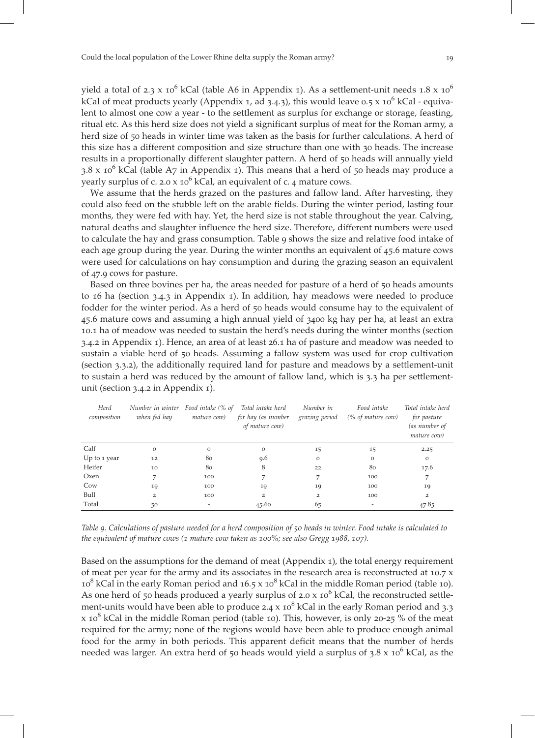yield a total of 2.3 x $10^6$ kCal (table A6 in Appendix 1). As a settlement-unit needs 1.8 x $10^6$ kCal of meat products yearly (Appendix 1, ad 3.4.3), this would leave 0.5 x $10^6$ kCal - equivalent to almost one cow a year - to the settlement as surplus for exchange or storage, feasting, ritual etc. As this herd size does not yield a significant surplus of meat for the Roman army, a herd size of 50 heads in winter time was taken as the basis for further calculations. A herd of this size has a different composition and size structure than one with 30 heads. The increase results in a proportionally different slaughter pattern. A herd of 50 heads will annually yield 3.8 x $10^6$ kCal (table A7 in Appendix 1). This means that a herd of 50 heads may produce a yearly surplus of c. 2.0 x $10^6$ kCal, an equivalent of c. 4 mature cows.

We assume that the herds grazed on the pastures and fallow land. After harvesting, they could also feed on the stubble left on the arable fields. During the winter period, lasting four months, they were fed with hay. Yet, the herd size is not stable throughout the year. Calving, natural deaths and slaughter influence the herd size. Therefore, different numbers were used to calculate the hay and grass consumption. Table 9 shows the size and relative food intake of each age group during the year. During the winter months an equivalent of 45.6 mature cows were used for calculations on hay consumption and during the grazing season an equivalent of 47.9 cows for pasture.

Based on three bovines per ha, the areas needed for pasture of a herd of 50 heads amounts to 16 ha (section 3.4.3 in Appendix 1). In addition, hay meadows were needed to produce fodder for the winter period. As a herd of 50 heads would consume hay to the equivalent of 45.6 mature cows and assuming a high annual yield of 3400 kg hay per ha, at least an extra 10.1 ha of meadow was needed to sustain the herd's needs during the winter months (section 3.4.2 in Appendix 1). Hence, an area of at least 26.1 ha of pasture and meadow was needed to sustain a viable herd of 50 heads. Assuming a fallow system was used for crop cultivation (section 3.3.2), the additionally required land for pasture and meadows by a settlement-unit to sustain a herd was reduced by the amount of fallow land, which is 3.3 ha per settlement-unit (section 3.4.2 in Appendix 1).

| *Herd composition* | *Number in winter when fed hay* | *Food intake (% of mature cow)* | *Total intake herd for hay (as number of mature cow)* | *Number in grazing period* | *Food intake (% of mature cow)* | *Total intake herd for pasture (as number of mature cow)* |
|---|---|---|---|---|---|---|
| Calf | 0 | 0 | 0 | 15 | 15 | 2.25 |
| Up to 1 year | 12 | 80 | 9.6 | 0 | 0 | 0 |
| Heifer | 10 | 80 | 8 | 22 | 80 | 17.6 |
| Oxen | 7 | 100 | 7 | 7 | 100 | 7 |
| Cow | 19 | 100 | 19 | 19 | 100 | 19 |
| Bull | 2 | 100 | 2 | 2 | 100 | 2 |
| Total | 50 | - | 45.60 | 65 | - | 47.85 |

*Table 9. Calculations of pasture needed for a herd composition of 50 heads in winter. Food intake is calculated to the equivalent of mature cows (1 mature cow taken as 100%; see also Gregg 1988, 107).*

Based on the assumptions for the demand of meat (Appendix 1), the total energy requirement of meat per year for the army and its associates in the research area is reconstructed at 10.7 x $10^8$ kCal in the early Roman period and 16.5 x $10^8$ kCal in the middle Roman period (table 10). As one herd of 50 heads produced a yearly surplus of 2.0 x $10^6$ kCal, the reconstructed settlement-units would have been able to produce 2.4 x $10^8$ kCal in the early Roman period and 3.3 x $10^8$ kCal in the middle Roman period (table 10). This, however, is only 20-25 % of the meat required for the army; none of the regions would have been able to produce enough animal food for the army in both periods. This apparent deficit means that the number of herds needed was larger. An extra herd of 50 heads would yield a surplus of 3.8 x $10^6$ kCal, as the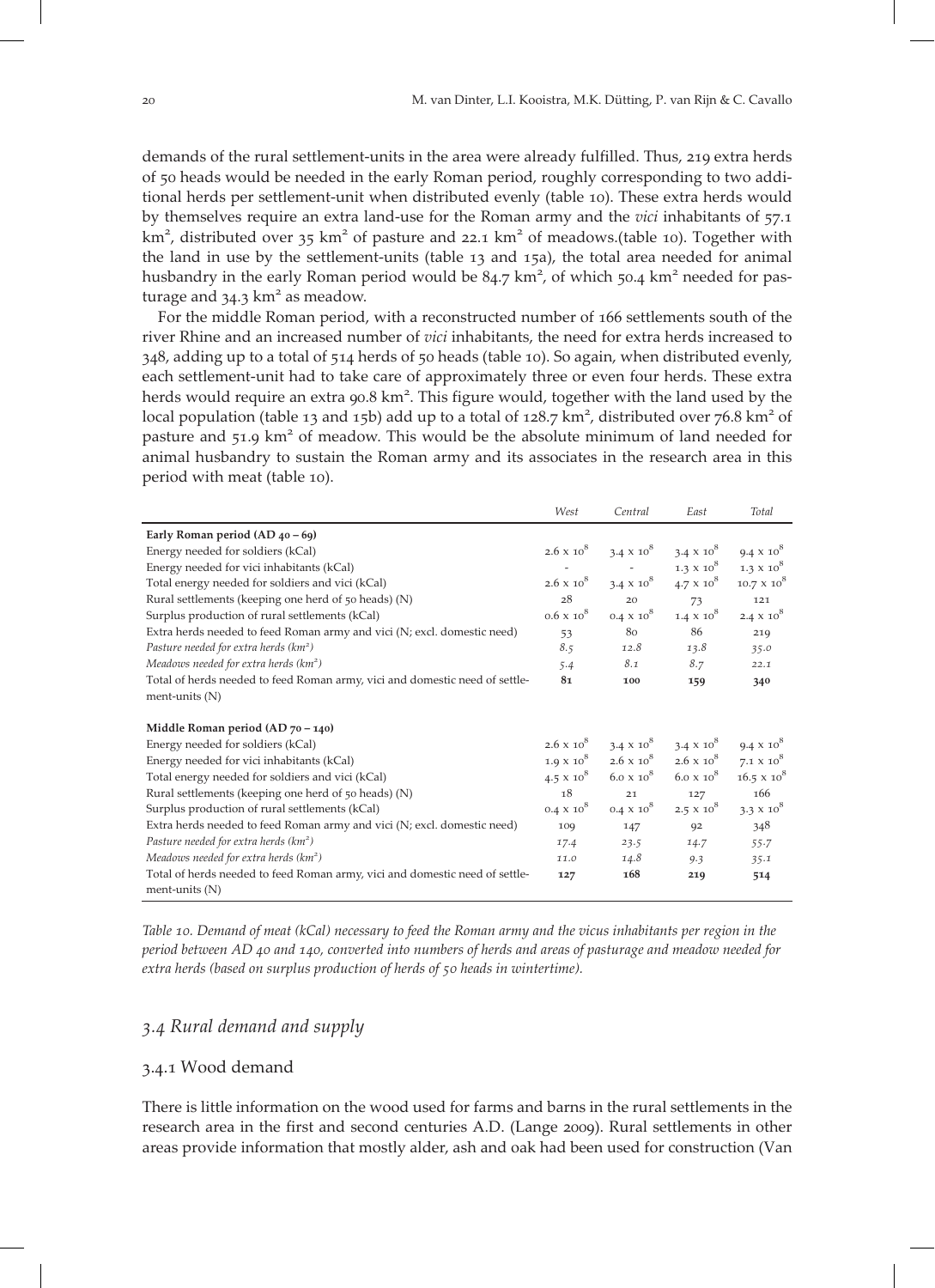demands of the rural settlement-units in the area were already fulfilled. Thus, 219 extra herds of 50 heads would be needed in the early Roman period, roughly corresponding to two additional herds per settlement-unit when distributed evenly (table 10). These extra herds would by themselves require an extra land-use for the Roman army and the *vici* inhabitants of 57.1 km², distributed over 35 km² of pasture and 22.1 km² of meadows.(table 10). Together with the land in use by the settlement-units (table 13 and 15a), the total area needed for animal husbandry in the early Roman period would be 84.7 km², of which 50.4 km² needed for pasturage and 34.3 km² as meadow.

For the middle Roman period, with a reconstructed number of 166 settlements south of the river Rhine and an increased number of *vici* inhabitants, the need for extra herds increased to 348, adding up to a total of 514 herds of 50 heads (table 10). So again, when distributed evenly, each settlement-unit had to take care of approximately three or even four herds. These extra herds would require an extra 90.8 km². This figure would, together with the land used by the local population (table 13 and 15b) add up to a total of 128.7 km², distributed over 76.8 km² of pasture and 51.9 km² of meadow. This would be the absolute minimum of land needed for animal husbandry to sustain the Roman army and its associates in the research area in this period with meat (table 10).

| | *West* | *Central* | *East* | *Total* |
|---|---|---|---|---|
| **Early Roman period (AD 40 – 69)** | | | | |
| Energy needed for soldiers (kCal) | $2.6 \times 10^8$ | $3.4 \times 10^8$ | $3.4 \times 10^8$ | $9.4 \times 10^8$ |
| Energy needed for vici inhabitants (kCal) | - | - | $1.3 \times 10^8$ | $1.3 \times 10^8$ |
| Total energy needed for soldiers and vici (kCal) | $2.6 \times 10^8$ | $3.4 \times 10^8$ | $4.7 \times 10^8$ | $10.7 \times 10^8$ |
| Rural settlements (keeping one herd of 50 heads) (N) | 28 | 20 | 73 | 121 |
| Surplus production of rural settlements (kCal) | $0.6 \times 10^8$ | $0.4 \times 10^8$ | $1.4 \times 10^8$ | $2.4 \times 10^8$ |
| Extra herds needed to feed Roman army and vici (N; excl. domestic need) | 53 | 80 | 86 | 219 |
| *Pasture needed for extra herds (km²)* | *8.5* | *12.8* | *13.8* | *35.0* |
| *Meadows needed for extra herds (km²)* | *5.4* | *8.1* | *8.7* | *22.1* |
| Total of herds needed to feed Roman army, vici and domestic need of settlement-units (N) | **81** | **100** | **159** | **340** |
| **Middle Roman period (AD 70 – 140)** | | | | |
| Energy needed for soldiers (kCal) | $2.6 \times 10^8$ | $3.4 \times 10^8$ | $3.4 \times 10^8$ | $9.4 \times 10^8$ |
| Energy needed for vici inhabitants (kCal) | $1.9 \times 10^8$ | $2.6 \times 10^8$ | $2.6 \times 10^8$ | $7.1 \times 10^8$ |
| Total energy needed for soldiers and vici (kCal) | $4.5 \times 10^8$ | $6.0 \times 10^8$ | $6.0 \times 10^8$ | $16.5 \times 10^8$ |
| Rural settlements (keeping one herd of 50 heads) (N) | 18 | 21 | 127 | 166 |
| Surplus production of rural settlements (kCal) | $0.4 \times 10^8$ | $0.4 \times 10^8$ | $2.5 \times 10^8$ | $3.3 \times 10^8$ |
| Extra herds needed to feed Roman army and vici (N; excl. domestic need) | 109 | 147 | 92 | 348 |
| *Pasture needed for extra herds (km²)* | *17.4* | *23.5* | *14.7* | *55.7* |
| *Meadows needed for extra herds (km²)* | *11.0* | *14.8* | *9.3* | *35.1* |
| Total of herds needed to feed Roman army, vici and domestic need of settlement-units (N) | **127** | **168** | **219** | **514** |

*Table 10. Demand of meat (kCal) necessary to feed the Roman army and the vicus inhabitants per region in the period between AD 40 and 140, converted into numbers of herds and areas of pasturage and meadow needed for extra herds (based on surplus production of herds of 50 heads in wintertime).*

## *3.4 Rural demand and supply*

### 3.4.1 Wood demand

There is little information on the wood used for farms and barns in the rural settlements in the research area in the first and second centuries A.D. (Lange 2009). Rural settlements in other areas provide information that mostly alder, ash and oak had been used for construction (Van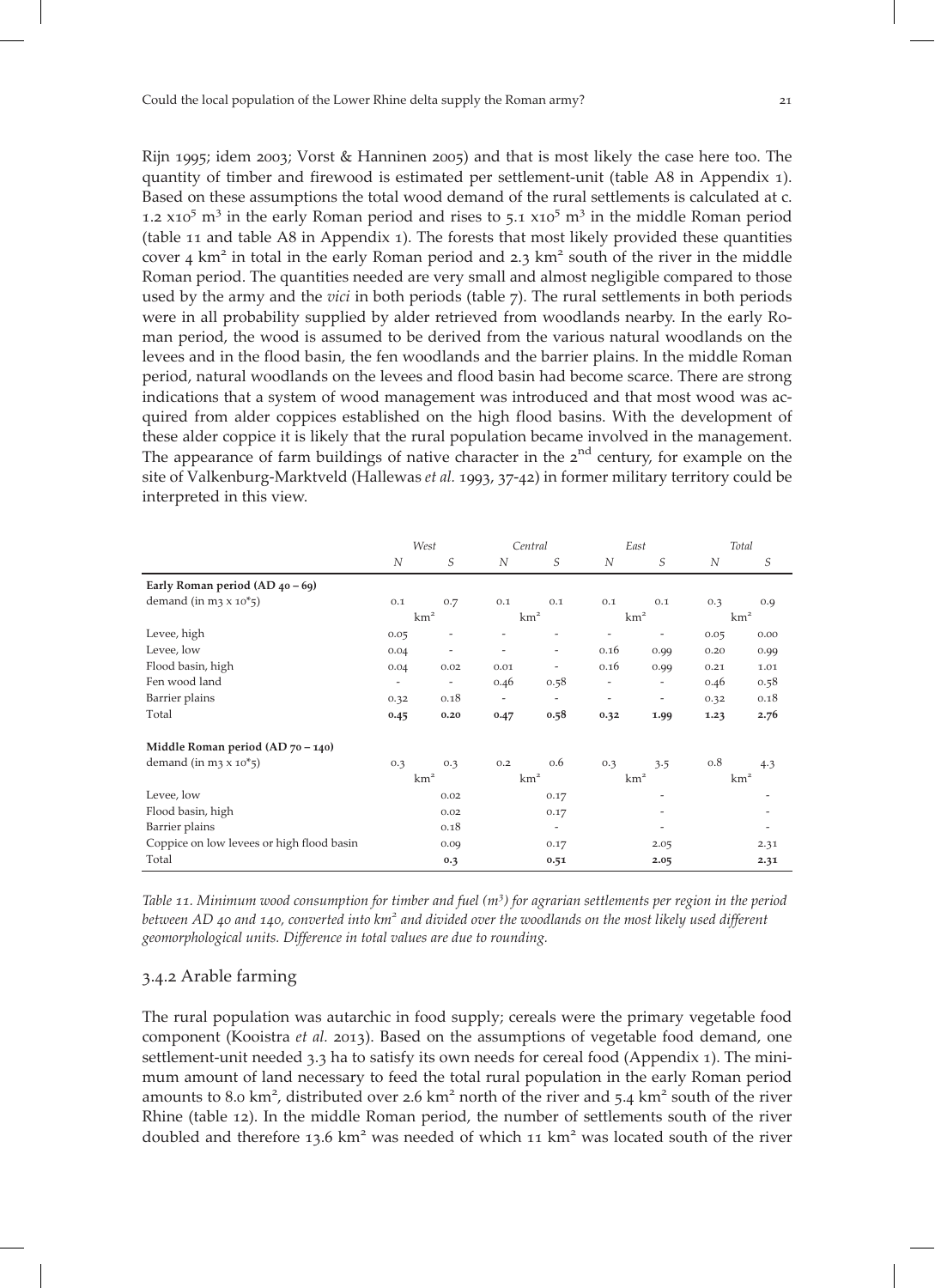Rijn 1995; idem 2003; Vorst & Hanninen 2005) and that is most likely the case here too. The quantity of timber and firewood is estimated per settlement-unit (table A8 in Appendix 1). Based on these assumptions the total wood demand of the rural settlements is calculated at c. $1.2 \times 10^5$ $m^3$ in the early Roman period and rises to $5.1 \times 10^5$ $m^3$ in the middle Roman period (table 11 and table A8 in Appendix 1). The forests that most likely provided these quantities cover 4 km² in total in the early Roman period and 2.3 km² south of the river in the middle Roman period. The quantities needed are very small and almost negligible compared to those used by the army and the *vici* in both periods (table 7). The rural settlements in both periods were in all probability supplied by alder retrieved from woodlands nearby. In the early Roman period, the wood is assumed to be derived from the various natural woodlands on the levees and in the flood basin, the fen woodlands and the barrier plains. In the middle Roman period, natural woodlands on the levees and flood basin had become scarce. There are strong indications that a system of wood management was introduced and that most wood was acquired from alder coppices established on the high flood basins. With the development of these alder coppice it is likely that the rural population became involved in the management. The appearance of farm buildings of native character in the 2nd century, for example on the site of Valkenburg-Marktveld (Hallewas *et al.* 1993, 37-42) in former military territory could be interpreted in this view.

| | *West* | | *Central* | | *East* | | *Total* | |
|---|---|---|---|---|---|---|---|---|
| | *N* | *S* | *N* | *S* | *N* | *S* | *N* | *S* |
| **Early Roman period (AD 40 – 69)** | | | | | | | | |
| demand (in m3 x 10*5) | 0.1 | 0.7 | 0.1 | 0.1 | 0.1 | 0.1 | 0.3 | 0.9 |
| | km² | | km² | | km² | | km² | |
| Levee, high | 0.05 | - | - | - | - | - | 0.05 | 0.00 |
| Levee, low | 0.04 | - | - | - | 0.16 | 0.99 | 0.20 | 0.99 |
| Flood basin, high | 0.04 | 0.02 | 0.01 | - | 0.16 | 0.99 | 0.21 | 1.01 |
| Fen wood land | - | - | 0.46 | 0.58 | - | - | 0.46 | 0.58 |
| Barrier plains | 0.32 | 0.18 | - | - | - | - | 0.32 | 0.18 |
| Total | **0.45** | **0.20** | **0.47** | **0.58** | **0.32** | **1.99** | **1.23** | **2.76** |
| **Middle Roman period (AD 70 – 140)** | | | | | | | | |
| demand (in m3 x 10*5) | 0.3 | 0.3 | 0.2 | 0.6 | 0.3 | 3.5 | 0.8 | 4.3 |
| | km² | | km² | | km² | | km² | |
| Levee, low | | 0.02 | | 0.17 | | - | | - |
| Flood basin, high | | 0.02 | | 0.17 | | - | | - |
| Barrier plains | | 0.18 | | - | | - | | - |
| Coppice on low levees or high flood basin | | 0.09 | | 0.17 | | 2.05 | | 2.31 |
| Total | | **0.3** | | **0.51** | | **2.05** | | **2.31** |

*Table 11. Minimum wood consumption for timber and fuel ($m^3$) for agrarian settlements per region in the period between AD 40 and 140, converted into km² and divided over the woodlands on the most likely used different geomorphological units. Difference in total values are due to rounding.*

### 3.4.2 Arable farming

The rural population was autarchic in food supply; cereals were the primary vegetable food component (Kooistra *et al.* 2013). Based on the assumptions of vegetable food demand, one settlement-unit needed 3.3 ha to satisfy its own needs for cereal food (Appendix 1). The minimum amount of land necessary to feed the total rural population in the early Roman period amounts to 8.0 km², distributed over 2.6 km² north of the river and 5.4 km² south of the river Rhine (table 12). In the middle Roman period, the number of settlements south of the river doubled and therefore 13.6 km² was needed of which 11 km² was located south of the river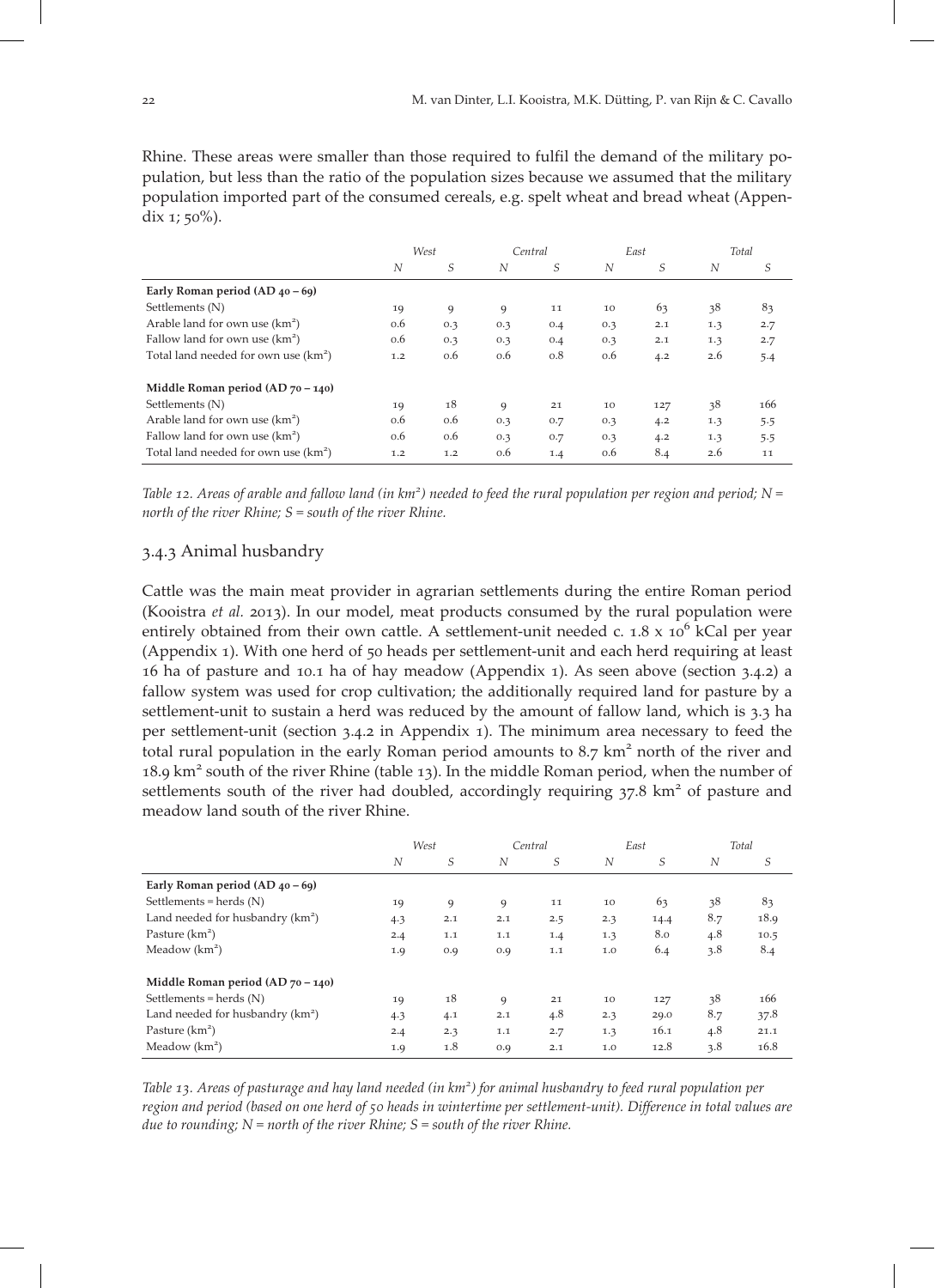Rhine. These areas were smaller than those required to fulfil the demand of the military population, but less than the ratio of the population sizes because we assumed that the military population imported part of the consumed cereals, e.g. spelt wheat and bread wheat (Appendix 1; 50%).

| | *West* | | *Central* | | *East* | | *Total* | |
|---|---|---|---|---|---|---|---|---|
| | *N* | *S* | *N* | *S* | *N* | *S* | *N* | *S* |
| **Early Roman period (AD 40 – 69)** | | | | | | | | |
| Settlements (N) | 19 | 9 | 9 | 11 | 10 | 63 | 38 | 83 |
| Arable land for own use (km²) | 0.6 | 0.3 | 0.3 | 0.4 | 0.3 | 2.1 | 1.3 | 2.7 |
| Fallow land for own use (km²) | 0.6 | 0.3 | 0.3 | 0.4 | 0.3 | 2.1 | 1.3 | 2.7 |
| Total land needed for own use (km²) | 1.2 | 0.6 | 0.6 | 0.8 | 0.6 | 4.2 | 2.6 | 5.4 |
| **Middle Roman period (AD 70 – 140)** | | | | | | | | |
| Settlements (N) | 19 | 18 | 9 | 21 | 10 | 127 | 38 | 166 |
| Arable land for own use (km²) | 0.6 | 0.6 | 0.3 | 0.7 | 0.3 | 4.2 | 1.3 | 5.5 |
| Fallow land for own use (km²) | 0.6 | 0.6 | 0.3 | 0.7 | 0.3 | 4.2 | 1.3 | 5.5 |
| Total land needed for own use (km²) | 1.2 | 1.2 | 0.6 | 1.4 | 0.6 | 8.4 | 2.6 | 11 |

*Table 12. Areas of arable and fallow land (in km²) needed to feed the rural population per region and period; N = north of the river Rhine; S = south of the river Rhine.*

### 3.4.3 Animal husbandry

Cattle was the main meat provider in agrarian settlements during the entire Roman period (Kooistra *et al.* 2013). In our model, meat products consumed by the rural population were entirely obtained from their own cattle. A settlement-unit needed c. $1.8 \times 10^6$ kCal per year (Appendix 1). With one herd of 50 heads per settlement-unit and each herd requiring at least 16 ha of pasture and 10.1 ha of hay meadow (Appendix 1). As seen above (section 3.4.2) a fallow system was used for crop cultivation; the additionally required land for pasture by a settlement-unit to sustain a herd was reduced by the amount of fallow land, which is 3.3 ha per settlement-unit (section 3.4.2 in Appendix 1). The minimum area necessary to feed the total rural population in the early Roman period amounts to 8.7 km² north of the river and 18.9 km² south of the river Rhine (table 13). In the middle Roman period, when the number of settlements south of the river had doubled, accordingly requiring 37.8 km² of pasture and meadow land south of the river Rhine.

| | *West* | | *Central* | | *East* | | *Total* | |
|---|---|---|---|---|---|---|---|---|
| | *N* | *S* | *N* | *S* | *N* | *S* | *N* | *S* |
| **Early Roman period (AD 40 – 69)** | | | | | | | | |
| Settlements = herds (N) | 19 | 9 | 9 | 11 | 10 | 63 | 38 | 83 |
| Land needed for husbandry (km²) | 4.3 | 2.1 | 2.1 | 2.5 | 2.3 | 14.4 | 8.7 | 18.9 |
| Pasture (km²) | 2.4 | 1.1 | 1.1 | 1.4 | 1.3 | 8.0 | 4.8 | 10.5 |
| Meadow (km²) | 1.9 | 0.9 | 0.9 | 1.1 | 1.0 | 6.4 | 3.8 | 8.4 |
| **Middle Roman period (AD 70 – 140)** | | | | | | | | |
| Settlements = herds (N) | 19 | 18 | 9 | 21 | 10 | 127 | 38 | 166 |
| Land needed for husbandry (km²) | 4.3 | 4.1 | 2.1 | 4.8 | 2.3 | 29.0 | 8.7 | 37.8 |
| Pasture (km²) | 2.4 | 2.3 | 1.1 | 2.7 | 1.3 | 16.1 | 4.8 | 21.1 |
| Meadow (km²) | 1.9 | 1.8 | 0.9 | 2.1 | 1.0 | 12.8 | 3.8 | 16.8 |

*Table 13. Areas of pasturage and hay land needed (in km²) for animal husbandry to feed rural population per region and period (based on one herd of 50 heads in wintertime per settlement-unit). Difference in total values are due to rounding; N = north of the river Rhine; S = south of the river Rhine.*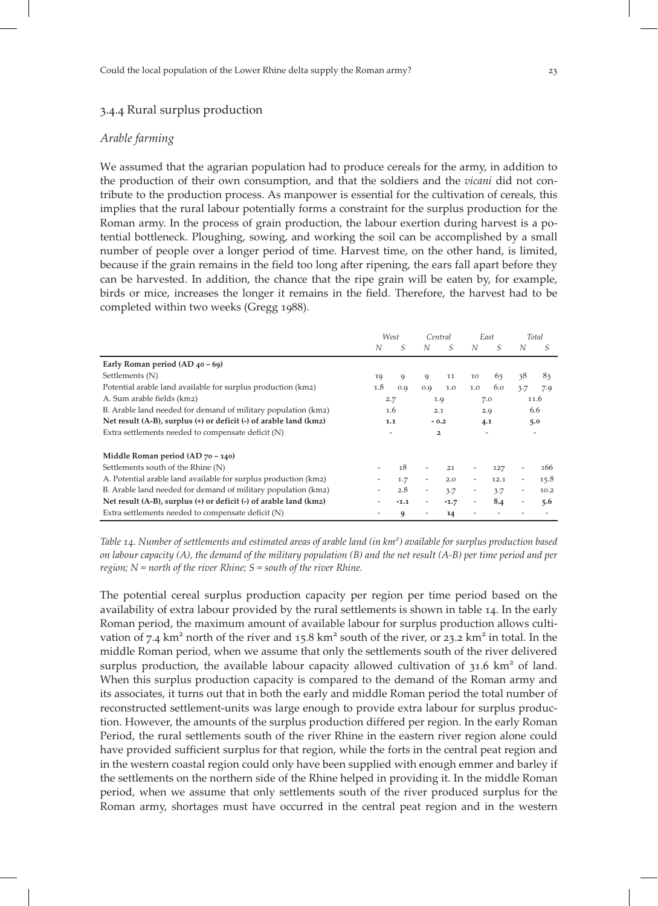### 3.4.4 Rural surplus production

#### *Arable farming*

We assumed that the agrarian population had to produce cereals for the army, in addition to the production of their own consumption, and that the soldiers and the *vicani* did not contribute to the production process. As manpower is essential for the cultivation of cereals, this implies that the rural labour potentially forms a constraint for the surplus production for the Roman army. In the process of grain production, the labour exertion during harvest is a potential bottleneck. Ploughing, sowing, and working the soil can be accomplished by a small number of people over a longer period of time. Harvest time, on the other hand, is limited, because if the grain remains in the field too long after ripening, the ears fall apart before they can be harvested. In addition, the chance that the ripe grain will be eaten by, for example, birds or mice, increases the longer it remains in the field. Therefore, the harvest had to be completed within two weeks (Gregg 1988).

| | West | | Central | | East | | Total | |
|---|---|---|---|---|---|---|---|---|
| | *N* | *S* | *N* | *S* | *N* | *S* | *N* | *S* |
| **Early Roman period (AD 40 – 69)** | | | | | | | | |
| Settlements (N) | 19 | 9 | 9 | 11 | 10 | 63 | 38 | 83 |
| Potential arable land available for surplus production (km2) | 1.8 | 0.9 | 0.9 | 1.0 | 1.0 | 6.0 | 3.7 | 7.9 |
| A. Sum arable fields (km2) | 2.7 | | 1.9 | | 7.0 | | 11.6 | |
| B. Arable land needed for demand of military population (km2) | 1.6 | | 2.1 | | 2.9 | | 6.6 | |
| **Net result (A-B), surplus (+) or deficit (-) of arable land (km2)** | **1.1** | | **- 0.2** | | **4.1** | | **5.0** | |
| Extra settlements needed to compensate deficit (N) | - | | **2** | | - | | - | |
| | | | | | | | | |
| **Middle Roman period (AD 70 – 140)** | | | | | | | | |
| Settlements south of the Rhine (N) | - | 18 | - | 21 | - | 127 | - | 166 |
| A. Potential arable land available for surplus production (km2) | - | 1.7 | - | 2.0 | - | 12.1 | - | 15.8 |
| B. Arable land needed for demand of military population (km2) | - | 2.8 | - | 3.7 | - | 3.7 | - | 10.2 |
| **Net result (A-B), surplus (+) or deficit (-) of arable land (km2)** | - | **-1.1** | - | **-1.7** | - | **8.4** | - | **5.6** |
| Extra settlements needed to compensate deficit (N) | - | **9** | - | **14** | - | - | - | - |

*Table 14. Number of settlements and estimated areas of arable land (in km²) available for surplus production based on labour capacity (A), the demand of the military population (B) and the net result (A-B) per time period and per region; N = north of the river Rhine; S = south of the river Rhine.*

The potential cereal surplus production capacity per region per time period based on the availability of extra labour provided by the rural settlements is shown in table 14. In the early Roman period, the maximum amount of available labour for surplus production allows cultivation of 7.4 km² north of the river and 15.8 km² south of the river, or 23.2 km² in total. In the middle Roman period, when we assume that only the settlements south of the river delivered surplus production, the available labour capacity allowed cultivation of 31.6 km² of land. When this surplus production capacity is compared to the demand of the Roman army and its associates, it turns out that in both the early and middle Roman period the total number of reconstructed settlement-units was large enough to provide extra labour for surplus production. However, the amounts of the surplus production differed per region. In the early Roman Period, the rural settlements south of the river Rhine in the eastern river region alone could have provided sufficient surplus for that region, while the forts in the central peat region and in the western coastal region could only have been supplied with enough emmer and barley if the settlements on the northern side of the Rhine helped in providing it. In the middle Roman period, when we assume that only settlements south of the river produced surplus for the Roman army, shortages must have occurred in the central peat region and in the western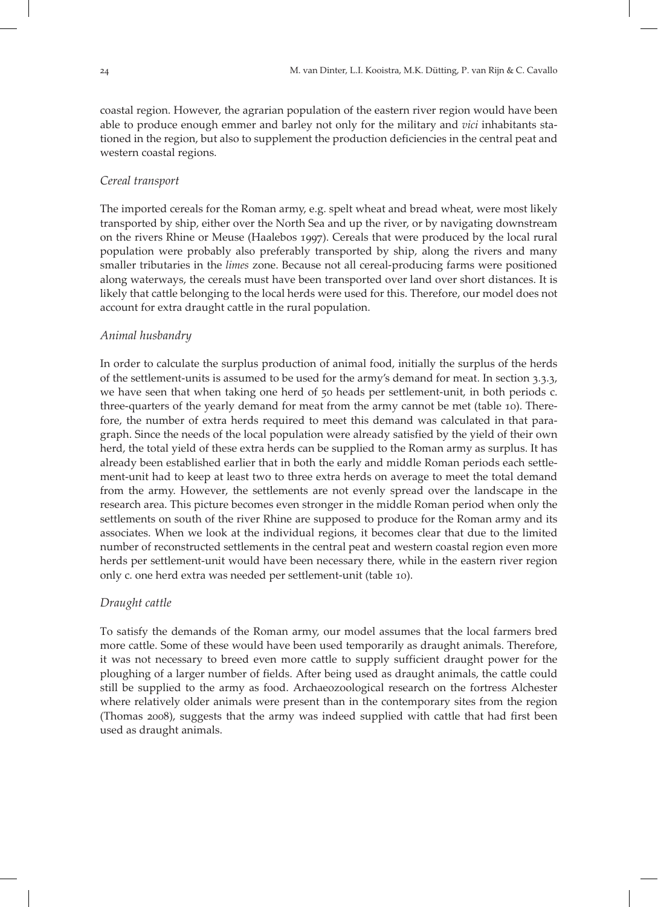coastal region. However, the agrarian population of the eastern river region would have been able to produce enough emmer and barley not only for the military and *vici* inhabitants stationed in the region, but also to supplement the production deficiencies in the central peat and western coastal regions.

### *Cereal transport*

The imported cereals for the Roman army, e.g. spelt wheat and bread wheat, were most likely transported by ship, either over the North Sea and up the river, or by navigating downstream on the rivers Rhine or Meuse (Haalebos 1997). Cereals that were produced by the local rural population were probably also preferably transported by ship, along the rivers and many smaller tributaries in the *limes* zone. Because not all cereal-producing farms were positioned along waterways, the cereals must have been transported over land over short distances. It is likely that cattle belonging to the local herds were used for this. Therefore, our model does not account for extra draught cattle in the rural population.

### *Animal husbandry*

In order to calculate the surplus production of animal food, initially the surplus of the herds of the settlement-units is assumed to be used for the army's demand for meat. In section 3.3.3, we have seen that when taking one herd of 50 heads per settlement-unit, in both periods c. three-quarters of the yearly demand for meat from the army cannot be met (table 10). Therefore, the number of extra herds required to meet this demand was calculated in that paragraph. Since the needs of the local population were already satisfied by the yield of their own herd, the total yield of these extra herds can be supplied to the Roman army as surplus. It has already been established earlier that in both the early and middle Roman periods each settlement-unit had to keep at least two to three extra herds on average to meet the total demand from the army. However, the settlements are not evenly spread over the landscape in the research area. This picture becomes even stronger in the middle Roman period when only the settlements on south of the river Rhine are supposed to produce for the Roman army and its associates. When we look at the individual regions, it becomes clear that due to the limited number of reconstructed settlements in the central peat and western coastal region even more herds per settlement-unit would have been necessary there, while in the eastern river region only c. one herd extra was needed per settlement-unit (table 10).

### *Draught cattle*

To satisfy the demands of the Roman army, our model assumes that the local farmers bred more cattle. Some of these would have been used temporarily as draught animals. Therefore, it was not necessary to breed even more cattle to supply sufficient draught power for the ploughing of a larger number of fields. After being used as draught animals, the cattle could still be supplied to the army as food. Archaeozoological research on the fortress Alchester where relatively older animals were present than in the contemporary sites from the region (Thomas 2008), suggests that the army was indeed supplied with cattle that had first been used as draught animals.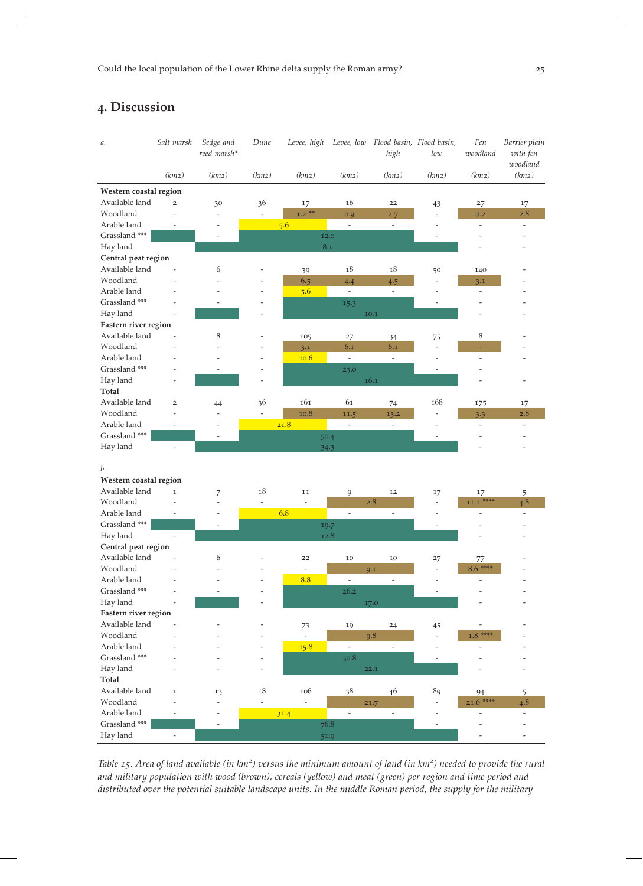## 4. Discussion

| *a.* | *Salt marsh* | *Sedge and reed marsh** | *Dune* | *Levee, high* | *Levee, low* | *Flood basin, high* | *Flood basin, low* | *Fen woodland* | *Barrier plain with fen woodland* |
|---|---|---|---|---|---|---|---|---|---|
| | *(km2)* | *(km2)* | *(km2)* | *(km2)* | *(km2)* | *(km2)* | *(km2)* | *(km2)* | *(km2)* |
| **Western coastal region** | | | | | | | | | |
| Available land | 2 | 30 | 36 | 17 | 16 | 22 | 43 | 27 | 17 |
| Woodland | - | - | - | 1.2 ** | 0.9 | 2.7 | - | 0.2 | 2.8 |
| Arable land | - | - | 5.6 | | - | - | - | - | - |
| Grassland *** | | - | | 12.0 | | | - | - | - |
| Hay land | | | | 8.1 | | | | - | - |
| **Central peat region** | | | | | | | | | |
| Available land | - | 6 | - | 39 | 18 | 18 | 50 | 140 | - |
| Woodland | - | - | - | 6.5 | 4.4 | 4.5 | - | 3.1 | - |
| Arable land | - | - | - | 5.6 | - | - | - | - | - |
| Grassland *** | - | - | - | | 15.3 | | - | - | - |
| Hay land | - | | - | | | 10.1 | | - | - |
| **Eastern river region** | | | | | | | | | |
| Available land | - | 8 | - | 105 | 27 | 34 | 75 | 8 | - |
| Woodland | - | - | - | 3.1 | 6.1 | 6.1 | - | - | - |
| Arable land | - | - | - | 10.6 | - | - | - | - | - |
| Grassland *** | - | - | - | | 23.0 | | - | - | |
| Hay land | - | | - | | | 16.1 | | - | - |
| **Total** | | | | | | | | | |
| Available land | 2 | 44 | 36 | 161 | 61 | 74 | 168 | 175 | 17 |
| Woodland | - | - | - | 10.8 | 11.5 | 13.2 | - | 3.3 | 2.8 |
| Arable land | - | - | 21.8 | | - | - | - | - | - |
| Grassland *** | | - | | | 50.4 | | - | - | - |
| Hay land | - | | | | 34.3 | | | - | - |
| *b.* | | | | | | | | | |
| **Western coastal region** | | | | | | | | | |
| Available land | 1 | 7 | 18 | 11 | 9 | 12 | 17 | 17 | 5 |
| Woodland | - | - | - | - | | 2.8 | - | 11.1 **** | 4.8 |
| Arable land | - | - | 6.8 | | - | - | - | - | - |
| Grassland *** | | - | | 19.7 | | | - | - | - |
| Hay land | - | | | 12.8 | | | | - | - |
| **Central peat region** | | | | | | | | | |
| Available land | - | 6 | - | 22 | 10 | 10 | 27 | 77 | - |
| Woodland | - | - | - | - | | 9.1 | - | 8.6 **** | - |
| Arable land | - | - | - | 8.8 | - | - | - | - | - |
| Grassland *** | - | - | - | | 26.2 | | - | - | - |
| Hay land | - | | - | | | 17.0 | | - | - |
| **Eastern river region** | | | | | | | | | |
| Available land | - | - | - | 73 | 19 | 24 | 45 | - | - |
| Woodland | - | - | - | - | | 9.8 | - | 1.8 **** | - |
| Arable land | - | - | - | 15.8 | - | - | - | - | - |
| Grassland *** | - | - | - | | 30.8 | | - | - | - |
| Hay land | - | - | - | | | 22.1 | | - | - |
| **Total** | | | | | | | | | |
| Available land | 1 | 13 | 18 | 106 | 38 | 46 | 89 | 94 | 5 |
| Woodland | - | - | - | - | | 21.7 | - | 21.6 **** | 4.8 |
| Arable land | - | - | 31.4 | | - | - | - | - | - |
| Grassland *** | | - | | | 76.8 | | - | - | - |
| Hay land | - | | | | 51.9 | | | - | - |

*Table 15. Area of land available (in km²) versus the minimum amount of land (in km²) needed to provide the rural and military population with wood (brown), cereals (yellow) and meat (green) per region and time period and distributed over the potential suitable landscape units. In the middle Roman period, the supply for the military*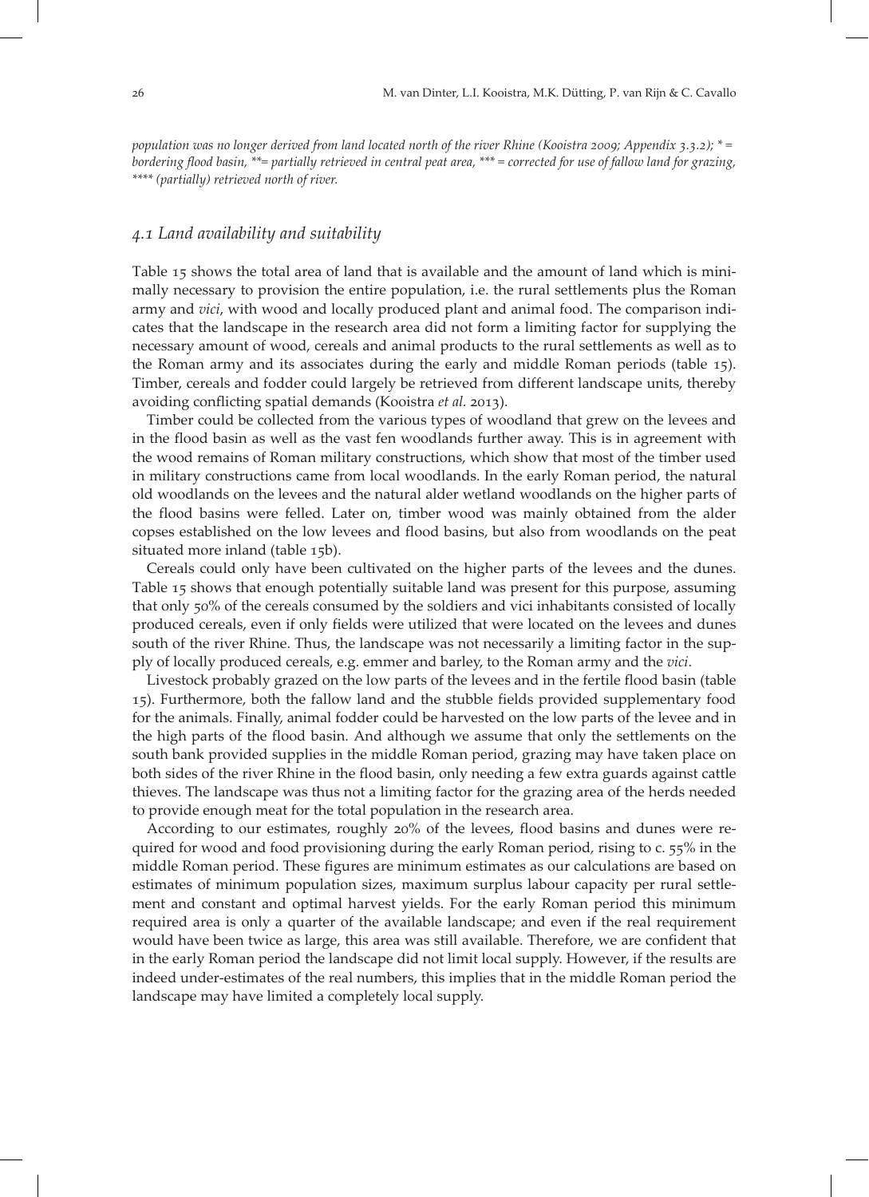*population was no longer derived from land located north of the river Rhine (Kooistra 2009; Appendix 3.3.2); * = bordering flood basin, **= partially retrieved in central peat area, *** = corrected for use of fallow land for grazing, **** (partially) retrieved north of river.*

### *4.1 Land availability and suitability*

Table 15 shows the total area of land that is available and the amount of land which is minimally necessary to provision the entire population, i.e. the rural settlements plus the Roman army and *vici*, with wood and locally produced plant and animal food. The comparison indicates that the landscape in the research area did not form a limiting factor for supplying the necessary amount of wood, cereals and animal products to the rural settlements as well as to the Roman army and its associates during the early and middle Roman periods (table 15). Timber, cereals and fodder could largely be retrieved from different landscape units, thereby avoiding conflicting spatial demands (Kooistra *et al.* 2013).

Timber could be collected from the various types of woodland that grew on the levees and in the flood basin as well as the vast fen woodlands further away. This is in agreement with the wood remains of Roman military constructions, which show that most of the timber used in military constructions came from local woodlands. In the early Roman period, the natural old woodlands on the levees and the natural alder wetland woodlands on the higher parts of the flood basins were felled. Later on, timber wood was mainly obtained from the alder copses established on the low levees and flood basins, but also from woodlands on the peat situated more inland (table 15b).

Cereals could only have been cultivated on the higher parts of the levees and the dunes. Table 15 shows that enough potentially suitable land was present for this purpose, assuming that only 50% of the cereals consumed by the soldiers and vici inhabitants consisted of locally produced cereals, even if only fields were utilized that were located on the levees and dunes south of the river Rhine. Thus, the landscape was not necessarily a limiting factor in the supply of locally produced cereals, e.g. emmer and barley, to the Roman army and the *vici*.

Livestock probably grazed on the low parts of the levees and in the fertile flood basin (table 15). Furthermore, both the fallow land and the stubble fields provided supplementary food for the animals. Finally, animal fodder could be harvested on the low parts of the levee and in the high parts of the flood basin. And although we assume that only the settlements on the south bank provided supplies in the middle Roman period, grazing may have taken place on both sides of the river Rhine in the flood basin, only needing a few extra guards against cattle thieves. The landscape was thus not a limiting factor for the grazing area of the herds needed to provide enough meat for the total population in the research area.

According to our estimates, roughly 20% of the levees, flood basins and dunes were required for wood and food provisioning during the early Roman period, rising to c. 55% in the middle Roman period. These figures are minimum estimates as our calculations are based on estimates of minimum population sizes, maximum surplus labour capacity per rural settlement and constant and optimal harvest yields. For the early Roman period this minimum required area is only a quarter of the available landscape; and even if the real requirement would have been twice as large, this area was still available. Therefore, we are confident that in the early Roman period the landscape did not limit local supply. However, if the results are indeed under-estimates of the real numbers, this implies that in the middle Roman period the landscape may have limited a completely local supply.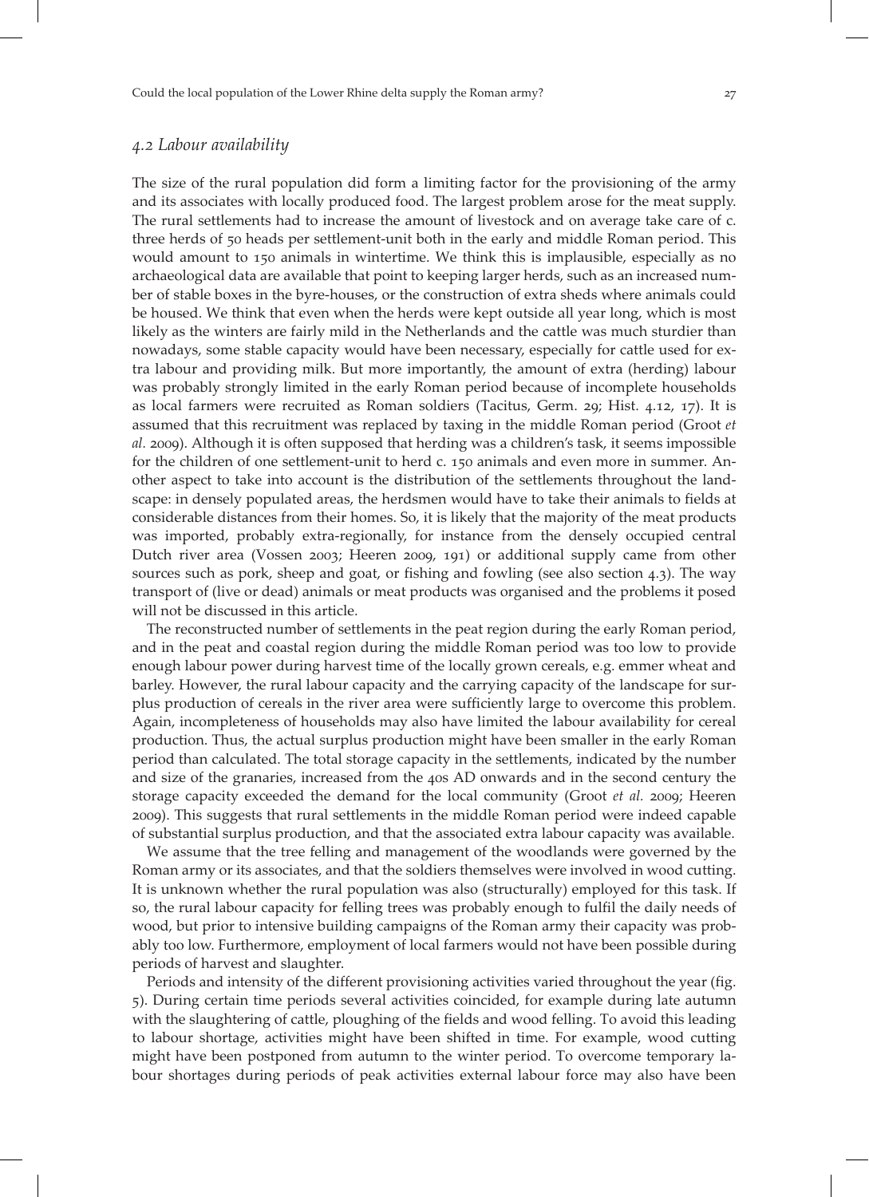### *4.2 Labour availability*

The size of the rural population did form a limiting factor for the provisioning of the army and its associates with locally produced food. The largest problem arose for the meat supply. The rural settlements had to increase the amount of livestock and on average take care of c. three herds of 50 heads per settlement-unit both in the early and middle Roman period. This would amount to 150 animals in wintertime. We think this is implausible, especially as no archaeological data are available that point to keeping larger herds, such as an increased number of stable boxes in the byre-houses, or the construction of extra sheds where animals could be housed. We think that even when the herds were kept outside all year long, which is most likely as the winters are fairly mild in the Netherlands and the cattle was much sturdier than nowadays, some stable capacity would have been necessary, especially for cattle used for extra labour and providing milk. But more importantly, the amount of extra (herding) labour was probably strongly limited in the early Roman period because of incomplete households as local farmers were recruited as Roman soldiers (Tacitus, Germ. 29; Hist. 4.12, 17). It is assumed that this recruitment was replaced by taxing in the middle Roman period (Groot *et al.* 2009). Although it is often supposed that herding was a children's task, it seems impossible for the children of one settlement-unit to herd c. 150 animals and even more in summer. Another aspect to take into account is the distribution of the settlements throughout the landscape: in densely populated areas, the herdsmen would have to take their animals to fields at considerable distances from their homes. So, it is likely that the majority of the meat products was imported, probably extra-regionally, for instance from the densely occupied central Dutch river area (Vossen 2003; Heeren 2009, 191) or additional supply came from other sources such as pork, sheep and goat, or fishing and fowling (see also section 4.3). The way transport of (live or dead) animals or meat products was organised and the problems it posed will not be discussed in this article.

The reconstructed number of settlements in the peat region during the early Roman period, and in the peat and coastal region during the middle Roman period was too low to provide enough labour power during harvest time of the locally grown cereals, e.g. emmer wheat and barley. However, the rural labour capacity and the carrying capacity of the landscape for surplus production of cereals in the river area were sufficiently large to overcome this problem. Again, incompleteness of households may also have limited the labour availability for cereal production. Thus, the actual surplus production might have been smaller in the early Roman period than calculated. The total storage capacity in the settlements, indicated by the number and size of the granaries, increased from the 40s AD onwards and in the second century the storage capacity exceeded the demand for the local community (Groot *et al.* 2009; Heeren 2009). This suggests that rural settlements in the middle Roman period were indeed capable of substantial surplus production, and that the associated extra labour capacity was available.

We assume that the tree felling and management of the woodlands were governed by the Roman army or its associates, and that the soldiers themselves were involved in wood cutting. It is unknown whether the rural population was also (structurally) employed for this task. If so, the rural labour capacity for felling trees was probably enough to fulfil the daily needs of wood, but prior to intensive building campaigns of the Roman army their capacity was probably too low. Furthermore, employment of local farmers would not have been possible during periods of harvest and slaughter.

Periods and intensity of the different provisioning activities varied throughout the year (fig. 5). During certain time periods several activities coincided, for example during late autumn with the slaughtering of cattle, ploughing of the fields and wood felling. To avoid this leading to labour shortage, activities might have been shifted in time. For example, wood cutting might have been postponed from autumn to the winter period. To overcome temporary labour shortages during periods of peak activities external labour force may also have been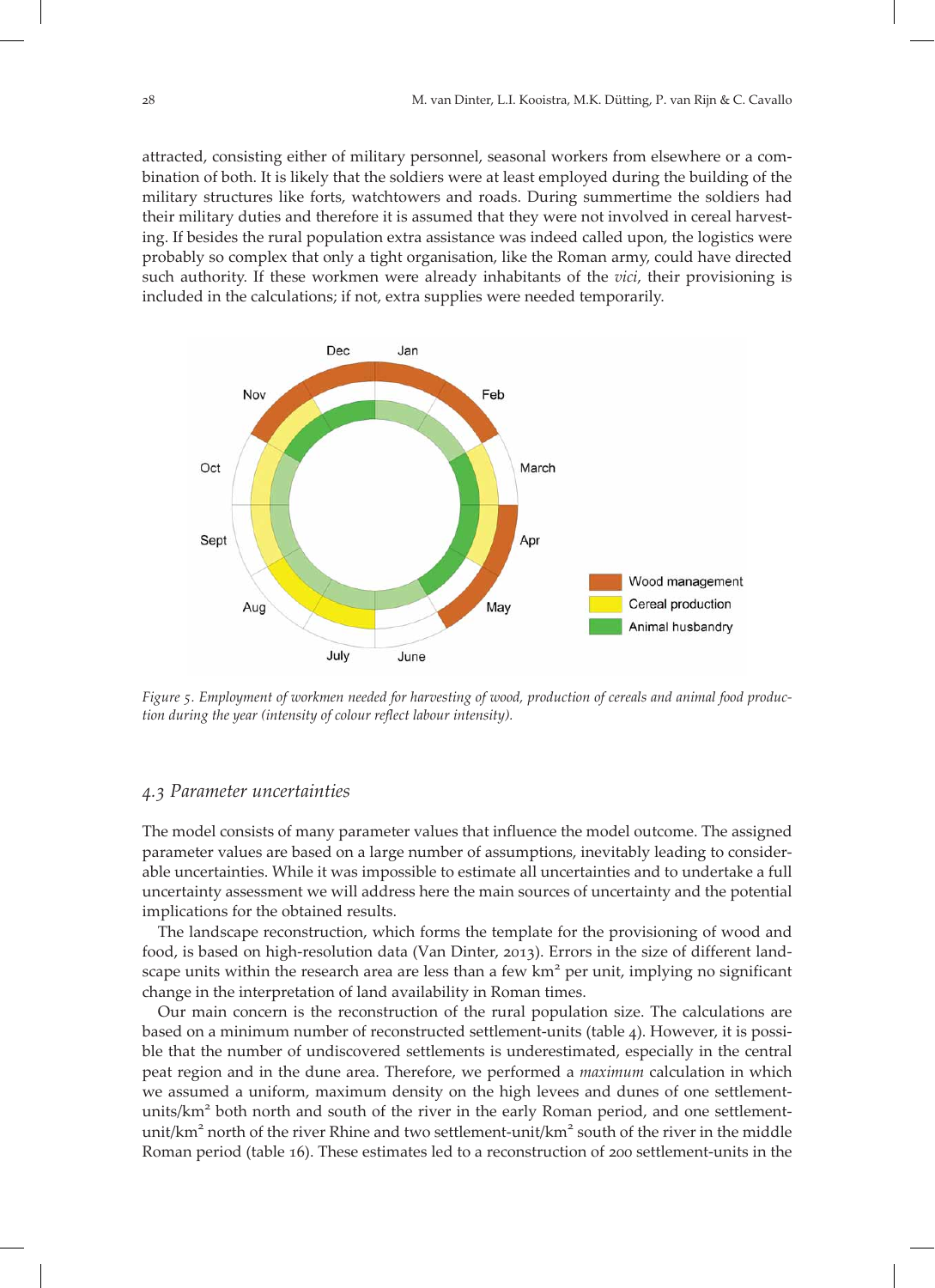attracted, consisting either of military personnel, seasonal workers from elsewhere or a combination of both. It is likely that the soldiers were at least employed during the building of the military structures like forts, watchtowers and roads. During summertime the soldiers had their military duties and therefore it is assumed that they were not involved in cereal harvesting. If besides the rural population extra assistance was indeed called upon, the logistics were probably so complex that only a tight organisation, like the Roman army, could have directed such authority. If these workmen were already inhabitants of the *vici*, their provisioning is included in the calculations; if not, extra supplies were needed temporarily.

*Figure 5. Employment of workmen needed for harvesting of wood, production of cereals and animal food production during the year (intensity of colour reflect labour intensity).*

## *4.3 Parameter uncertainties*

The model consists of many parameter values that influence the model outcome. The assigned parameter values are based on a large number of assumptions, inevitably leading to considerable uncertainties. While it was impossible to estimate all uncertainties and to undertake a full uncertainty assessment we will address here the main sources of uncertainty and the potential implications for the obtained results.

The landscape reconstruction, which forms the template for the provisioning of wood and food, is based on high-resolution data (Van Dinter, 2013). Errors in the size of different landscape units within the research area are less than a few km² per unit, implying no significant change in the interpretation of land availability in Roman times.

Our main concern is the reconstruction of the rural population size. The calculations are based on a minimum number of reconstructed settlement-units (table 4). However, it is possible that the number of undiscovered settlements is underestimated, especially in the central peat region and in the dune area. Therefore, we performed a *maximum* calculation in which we assumed a uniform, maximum density on the high levees and dunes of one settlement-units/km² both north and south of the river in the early Roman period, and one settlement-unit/km² north of the river Rhine and two settlement-unit/km² south of the river in the middle Roman period (table 16). These estimates led to a reconstruction of 200 settlement-units in the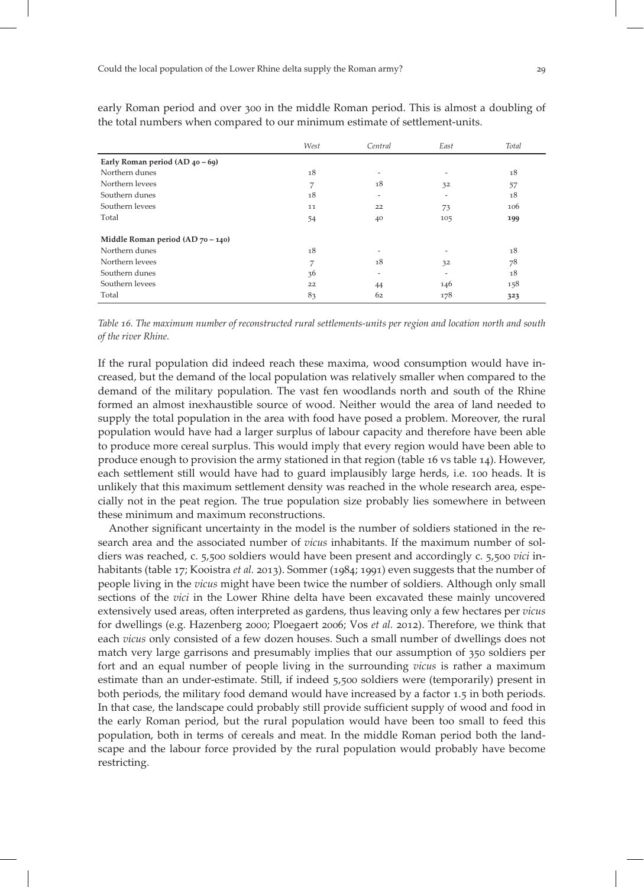early Roman period and over 300 in the middle Roman period. This is almost a doubling of the total numbers when compared to our minimum estimate of settlement-units.

| | *West* | *Central* | *East* | *Total* |
|---|---|---|---|---|
| **Early Roman period (AD 40 – 69)** | | | | |
| Northern dunes | 18 | - | - | 18 |
| Northern levees | 7 | 18 | 32 | 57 |
| Southern dunes | 18 | - | - | 18 |
| Southern levees | 11 | 22 | 73 | 106 |
| Total | 54 | 40 | 105 | **199** |
| **Middle Roman period (AD 70 – 140)** | | | | |
| Northern dunes | 18 | - | - | 18 |
| Northern levees | 7 | 18 | 32 | 78 |
| Southern dunes | 36 | - | - | 18 |
| Southern levees | 22 | 44 | 146 | 158 |
| Total | 83 | 62 | 178 | **323** |

*Table 16. The maximum number of reconstructed rural settlements-units per region and location north and south of the river Rhine.*

If the rural population did indeed reach these maxima, wood consumption would have increased, but the demand of the local population was relatively smaller when compared to the demand of the military population. The vast fen woodlands north and south of the Rhine formed an almost inexhaustible source of wood. Neither would the area of land needed to supply the total population in the area with food have posed a problem. Moreover, the rural population would have had a larger surplus of labour capacity and therefore have been able to produce more cereal surplus. This would imply that every region would have been able to produce enough to provision the army stationed in that region (table 16 vs table 14). However, each settlement still would have had to guard implausibly large herds, i.e. 100 heads. It is unlikely that this maximum settlement density was reached in the whole research area, especially not in the peat region. The true population size probably lies somewhere in between these minimum and maximum reconstructions.

Another significant uncertainty in the model is the number of soldiers stationed in the research area and the associated number of *vicus* inhabitants. If the maximum number of soldiers was reached, c. 5,500 soldiers would have been present and accordingly c. 5,500 *vici* inhabitants (table 17; Kooistra *et al.* 2013). Sommer (1984; 1991) even suggests that the number of people living in the *vicus* might have been twice the number of soldiers. Although only small sections of the *vici* in the Lower Rhine delta have been excavated these mainly uncovered extensively used areas, often interpreted as gardens, thus leaving only a few hectares per *vicus* for dwellings (e.g. Hazenberg 2000; Ploegaert 2006; Vos *et al.* 2012). Therefore, we think that each *vicus* only consisted of a few dozen houses. Such a small number of dwellings does not match very large garrisons and presumably implies that our assumption of 350 soldiers per fort and an equal number of people living in the surrounding *vicus* is rather a maximum estimate than an under-estimate. Still, if indeed 5,500 soldiers were (temporarily) present in both periods, the military food demand would have increased by a factor 1.5 in both periods. In that case, the landscape could probably still provide sufficient supply of wood and food in the early Roman period, but the rural population would have been too small to feed this population, both in terms of cereals and meat. In the middle Roman period both the landscape and the labour force provided by the rural population would probably have become restricting.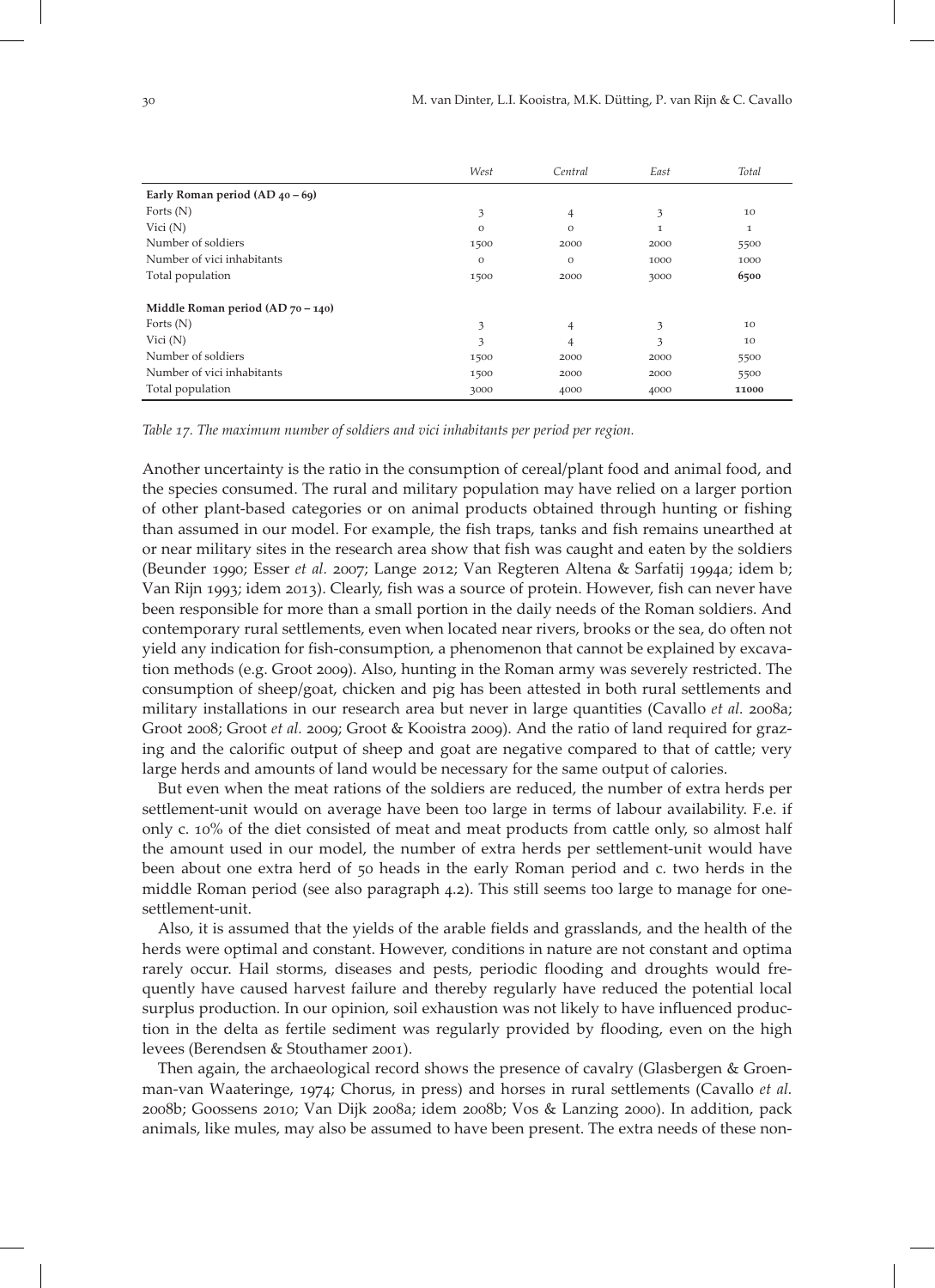| | *West* | *Central* | *East* | *Total* |
|---|---|---|---|---|
| **Early Roman period (AD 40 – 69)** | | | | |
| Forts (N) | 3 | 4 | 3 | 10 |
| Vici (N) | 0 | 0 | 1 | 1 |
| Number of soldiers | 1500 | 2000 | 2000 | 5500 |
| Number of vici inhabitants | 0 | 0 | 1000 | 1000 |
| Total population | 1500 | 2000 | 3000 | **6500** |
| **Middle Roman period (AD 70 – 140)** | | | | |
| Forts (N) | 3 | 4 | 3 | 10 |
| Vici (N) | 3 | 4 | 3 | 10 |
| Number of soldiers | 1500 | 2000 | 2000 | 5500 |
| Number of vici inhabitants | 1500 | 2000 | 2000 | 5500 |
| Total population | 3000 | 4000 | 4000 | **11000** |

*Table 17. The maximum number of soldiers and vici inhabitants per period per region.*

Another uncertainty is the ratio in the consumption of cereal/plant food and animal food, and the species consumed. The rural and military population may have relied on a larger portion of other plant-based categories or on animal products obtained through hunting or fishing than assumed in our model. For example, the fish traps, tanks and fish remains unearthed at or near military sites in the research area show that fish was caught and eaten by the soldiers (Beunder 1990; Esser *et al.* 2007; Lange 2012; Van Regteren Altena & Sarfatij 1994a; idem b; Van Rijn 1993; idem 2013). Clearly, fish was a source of protein. However, fish can never have been responsible for more than a small portion in the daily needs of the Roman soldiers. And contemporary rural settlements, even when located near rivers, brooks or the sea, do often not yield any indication for fish-consumption, a phenomenon that cannot be explained by excavation methods (e.g. Groot 2009). Also, hunting in the Roman army was severely restricted. The consumption of sheep/goat, chicken and pig has been attested in both rural settlements and military installations in our research area but never in large quantities (Cavallo *et al.* 2008a; Groot 2008; Groot *et al.* 2009; Groot & Kooistra 2009). And the ratio of land required for grazing and the calorific output of sheep and goat are negative compared to that of cattle; very large herds and amounts of land would be necessary for the same output of calories.

But even when the meat rations of the soldiers are reduced, the number of extra herds per settlement-unit would on average have been too large in terms of labour availability. F.e. if only c. 10% of the diet consisted of meat and meat products from cattle only, so almost half the amount used in our model, the number of extra herds per settlement-unit would have been about one extra herd of 50 heads in the early Roman period and c. two herds in the middle Roman period (see also paragraph 4.2). This still seems too large to manage for one-settlement-unit.

Also, it is assumed that the yields of the arable fields and grasslands, and the health of the herds were optimal and constant. However, conditions in nature are not constant and optima rarely occur. Hail storms, diseases and pests, periodic flooding and droughts would frequently have caused harvest failure and thereby regularly have reduced the potential local surplus production. In our opinion, soil exhaustion was not likely to have influenced production in the delta as fertile sediment was regularly provided by flooding, even on the high levees (Berendsen & Stouthamer 2001).

Then again, the archaeological record shows the presence of cavalry (Glasbergen & Groenman-van Waateringe, 1974; Chorus, in press) and horses in rural settlements (Cavallo *et al.* 2008b; Goossens 2010; Van Dijk 2008a; idem 2008b; Vos & Lanzing 2000). In addition, pack animals, like mules, may also be assumed to have been present. The extra needs of these non-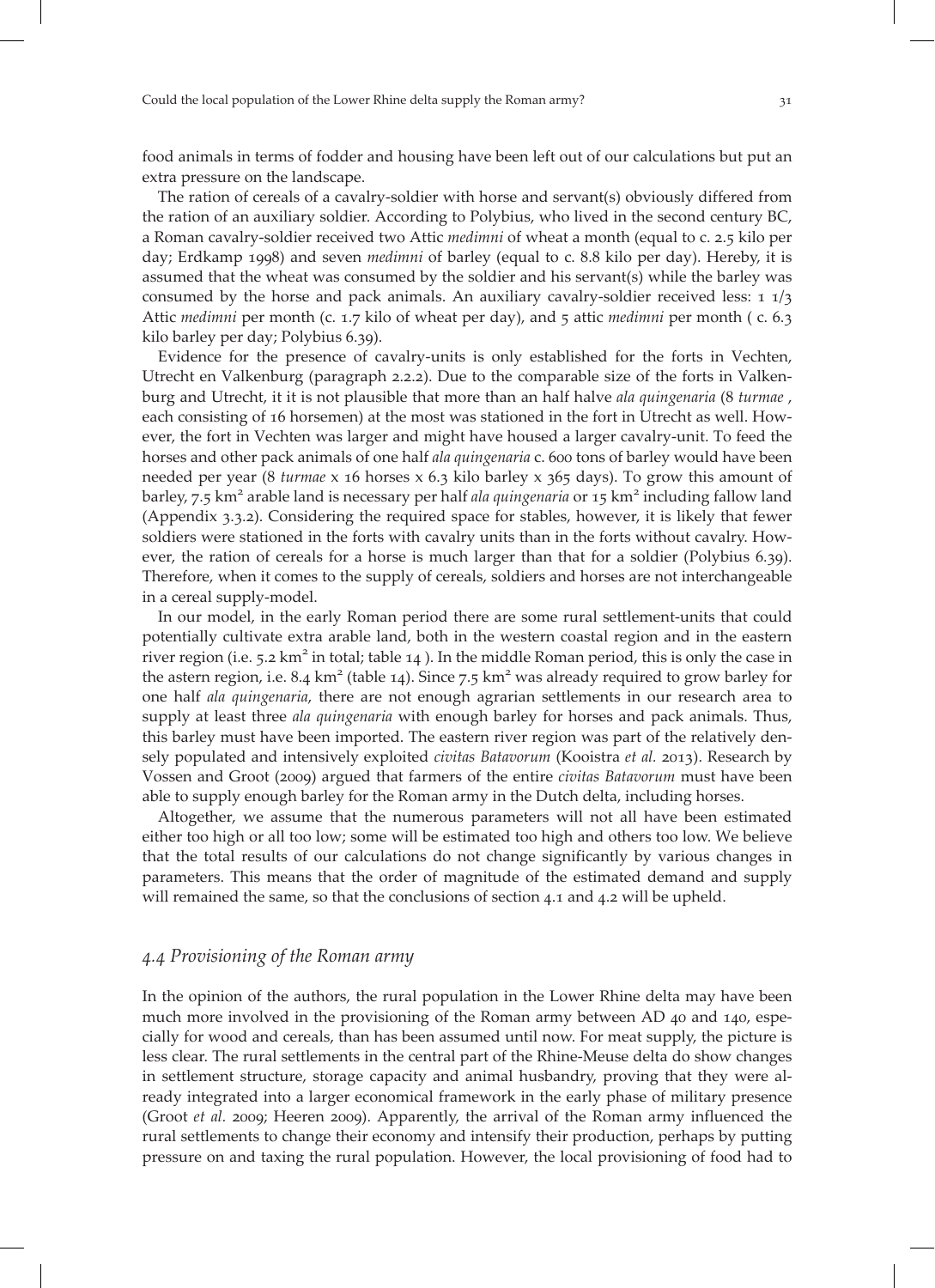food animals in terms of fodder and housing have been left out of our calculations but put an extra pressure on the landscape.

The ration of cereals of a cavalry-soldier with horse and servant(s) obviously differed from the ration of an auxiliary soldier. According to Polybius, who lived in the second century BC, a Roman cavalry-soldier received two Attic *medimni* of wheat a month (equal to c. 2.5 kilo per day; Erdkamp 1998) and seven *medimni* of barley (equal to c. 8.8 kilo per day). Hereby, it is assumed that the wheat was consumed by the soldier and his servant(s) while the barley was consumed by the horse and pack animals. An auxiliary cavalry-soldier received less: 1 1/3 Attic *medimni* per month (c. 1.7 kilo of wheat per day), and 5 attic *medimni* per month ( c. 6.3 kilo barley per day; Polybius 6.39).

Evidence for the presence of cavalry-units is only established for the forts in Vechten, Utrecht en Valkenburg (paragraph 2.2.2). Due to the comparable size of the forts in Valkenburg and Utrecht, it it is not plausible that more than an half halve *ala quingenaria* (8 *turmae* , each consisting of 16 horsemen) at the most was stationed in the fort in Utrecht as well. However, the fort in Vechten was larger and might have housed a larger cavalry-unit. To feed the horses and other pack animals of one half *ala quingenaria* c. 600 tons of barley would have been needed per year (8 *turmae* x 16 horses x 6.3 kilo barley x 365 days). To grow this amount of barley, 7.5 km² arable land is necessary per half *ala quingenaria* or 15 km² including fallow land (Appendix 3.3.2). Considering the required space for stables, however, it is likely that fewer soldiers were stationed in the forts with cavalry units than in the forts without cavalry. However, the ration of cereals for a horse is much larger than that for a soldier (Polybius 6.39). Therefore, when it comes to the supply of cereals, soldiers and horses are not interchangeable in a cereal supply-model.

In our model, in the early Roman period there are some rural settlement-units that could potentially cultivate extra arable land, both in the western coastal region and in the eastern river region (i.e. 5.2 km² in total; table 14 ). In the middle Roman period, this is only the case in the astern region, i.e. 8.4 km² (table 14). Since 7.5 km² was already required to grow barley for one half *ala quingenaria*, there are not enough agrarian settlements in our research area to supply at least three *ala quingenaria* with enough barley for horses and pack animals. Thus, this barley must have been imported. The eastern river region was part of the relatively densely populated and intensively exploited *civitas Batavorum* (Kooistra *et al.* 2013). Research by Vossen and Groot (2009) argued that farmers of the entire *civitas Batavorum* must have been able to supply enough barley for the Roman army in the Dutch delta, including horses.

Altogether, we assume that the numerous parameters will not all have been estimated either too high or all too low; some will be estimated too high and others too low. We believe that the total results of our calculations do not change significantly by various changes in parameters. This means that the order of magnitude of the estimated demand and supply will remained the same, so that the conclusions of section 4.1 and 4.2 will be upheld.

### *4.4 Provisioning of the Roman army*

In the opinion of the authors, the rural population in the Lower Rhine delta may have been much more involved in the provisioning of the Roman army between AD 40 and 140, especially for wood and cereals, than has been assumed until now. For meat supply, the picture is less clear. The rural settlements in the central part of the Rhine-Meuse delta do show changes in settlement structure, storage capacity and animal husbandry, proving that they were already integrated into a larger economical framework in the early phase of military presence (Groot *et al.* 2009; Heeren 2009). Apparently, the arrival of the Roman army influenced the rural settlements to change their economy and intensify their production, perhaps by putting pressure on and taxing the rural population. However, the local provisioning of food had to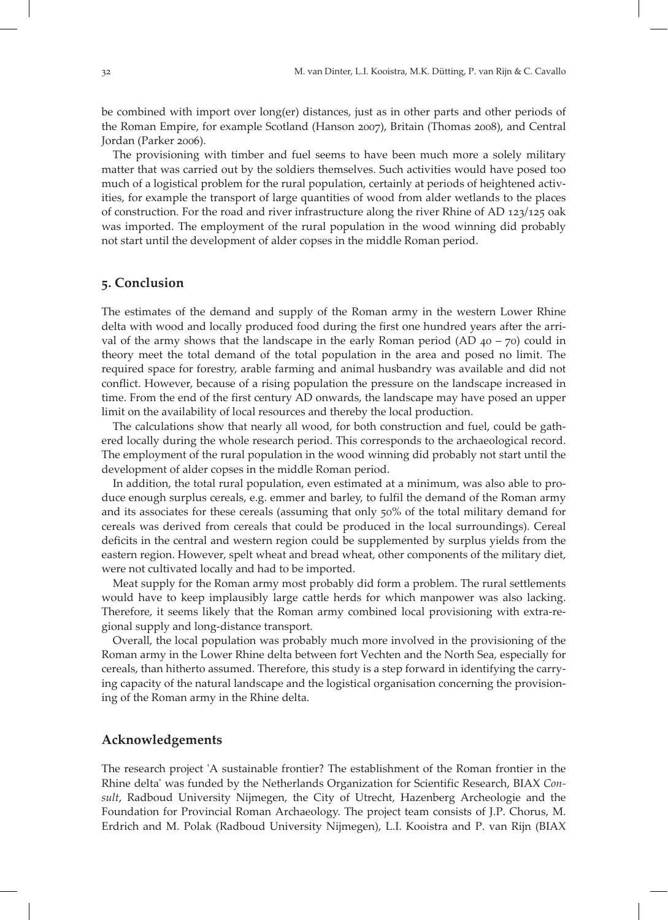be combined with import over long(er) distances, just as in other parts and other periods of the Roman Empire, for example Scotland (Hanson 2007), Britain (Thomas 2008), and Central Jordan (Parker 2006).

The provisioning with timber and fuel seems to have been much more a solely military matter that was carried out by the soldiers themselves. Such activities would have posed too much of a logistical problem for the rural population, certainly at periods of heightened activities, for example the transport of large quantities of wood from alder wetlands to the places of construction. For the road and river infrastructure along the river Rhine of AD 123/125 oak was imported. The employment of the rural population in the wood winning did probably not start until the development of alder copses in the middle Roman period.

## 5. Conclusion

The estimates of the demand and supply of the Roman army in the western Lower Rhine delta with wood and locally produced food during the first one hundred years after the arrival of the army shows that the landscape in the early Roman period (AD 40 – 70) could in theory meet the total demand of the total population in the area and posed no limit. The required space for forestry, arable farming and animal husbandry was available and did not conflict. However, because of a rising population the pressure on the landscape increased in time. From the end of the first century AD onwards, the landscape may have posed an upper limit on the availability of local resources and thereby the local production.

The calculations show that nearly all wood, for both construction and fuel, could be gathered locally during the whole research period. This corresponds to the archaeological record. The employment of the rural population in the wood winning did probably not start until the development of alder copses in the middle Roman period.

In addition, the total rural population, even estimated at a minimum, was also able to produce enough surplus cereals, e.g. emmer and barley, to fulfil the demand of the Roman army and its associates for these cereals (assuming that only 50% of the total military demand for cereals was derived from cereals that could be produced in the local surroundings). Cereal deficits in the central and western region could be supplemented by surplus yields from the eastern region. However, spelt wheat and bread wheat, other components of the military diet, were not cultivated locally and had to be imported.

Meat supply for the Roman army most probably did form a problem. The rural settlements would have to keep implausibly large cattle herds for which manpower was also lacking. Therefore, it seems likely that the Roman army combined local provisioning with extra-regional supply and long-distance transport.

Overall, the local population was probably much more involved in the provisioning of the Roman army in the Lower Rhine delta between fort Vechten and the North Sea, especially for cereals, than hitherto assumed. Therefore, this study is a step forward in identifying the carrying capacity of the natural landscape and the logistical organisation concerning the provisioning of the Roman army in the Rhine delta.

## Acknowledgements

The research project 'A sustainable frontier? The establishment of the Roman frontier in the Rhine delta' was funded by the Netherlands Organization for Scientific Research, BIAX *Consult*, Radboud University Nijmegen, the City of Utrecht, Hazenberg Archeologie and the Foundation for Provincial Roman Archaeology. The project team consists of J.P. Chorus, M. Erdrich and M. Polak (Radboud University Nijmegen), L.I. Kooistra and P. van Rijn (BIAX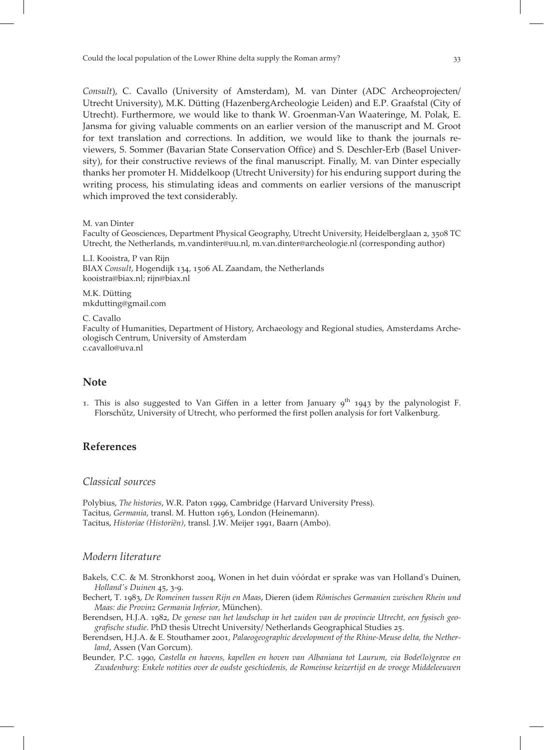*Consult*), C. Cavallo (University of Amsterdam), M. van Dinter (ADC Archeoprojecten/ Utrecht University), M.K. Dütting (HazenbergArcheologie Leiden) and E.P. Graafstal (City of Utrecht). Furthermore, we would like to thank W. Groenman-Van Waateringe, M. Polak, E. Jansma for giving valuable comments on an earlier version of the manuscript and M. Groot for text translation and corrections. In addition, we would like to thank the journals reviewers, S. Sommer (Bavarian State Conservation Office) and S. Deschler-Erb (Basel University), for their constructive reviews of the final manuscript. Finally, M. van Dinter especially thanks her promoter H. Middelkoop (Utrecht University) for his enduring support during the writing process, his stimulating ideas and comments on earlier versions of the manuscript which improved the text considerably.

M. van Dinter
Faculty of Geosciences, Department Physical Geography, Utrecht University, Heidelberglaan 2, 3508 TC Utrecht, the Netherlands, m.vandinter@uu.nl, m.van.dinter@archeologie.nl (corresponding author)

L.I. Kooistra, P van Rijn
BIAX *Consult*, Hogendijk 134, 1506 AL Zaandam, the Netherlands
kooistra@biax.nl; rijn@biax.nl

M.K. Dütting
mkdutting@gmail.com

C. Cavallo
Faculty of Humanities, Department of History, Archaeology and Regional studies, Amsterdams Archeologisch Centrum, University of Amsterdam
c.cavallo@uva.nl

## Note

1. This is also suggested to Van Giffen in a letter from January 9th 1943 by the palynologist F. Florschűtz, University of Utrecht, who performed the first pollen analysis for fort Valkenburg.

## References

### Classical sources

Polybius, *The histories*, W.R. Paton 1999, Cambridge (Harvard University Press).
Tacitus, *Germania*, transl. M. Hutton 1963, London (Heinemann).
Tacitus, *Historiae (Historiën)*, transl. J.W. Meijer 1991, Baarn (Ambo).

### Modern literature

Bakels, C.C. & M. Stronkhorst 2004, Wonen in het duin vóórdat er sprake was van Holland's Duinen, *Holland's Duinen* 45, 3-9.

Bechert, T. 1983, *De Romeinen tussen Rijn en Maas*, Dieren (idem *Römisches Germanien zwischen Rhein und Maas: die Provinz Germania Inferior*, München).

Berendsen, H.J.A. 1982, *De genese van het landschap in het zuiden van de provincie Utrecht, een fysisch geografische studie*. PhD thesis Utrecht University/ Netherlands Geographical Studies 25.

Berendsen, H.J.A. & E. Stouthamer 2001, *Palaeogeographic development of the Rhine-Meuse delta, the Netherland*, Assen (Van Gorcum).

Beunder, P.C. 1990, *Castella en havens, kapellen en hoven van Albaniana tot Laurum, via Bode(lo)grave en Zwadenburg: Enkele notities over de oudste geschiedenis, de Romeinse keizertijd en de vroege Middeleeuwen*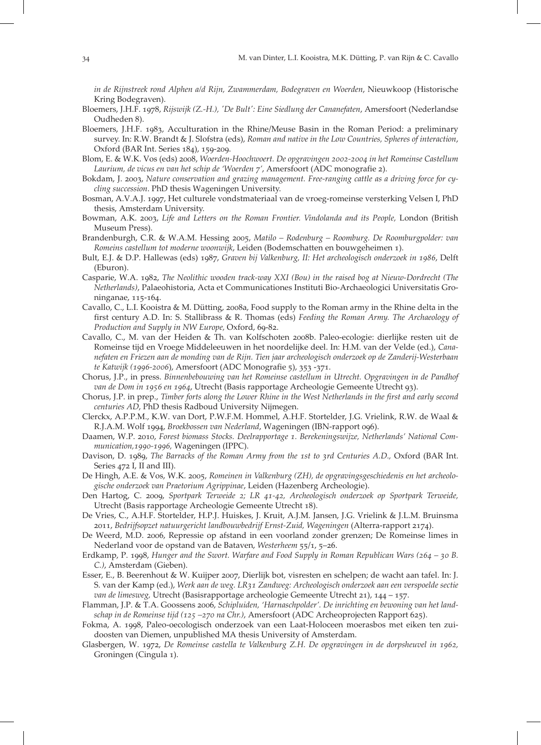*in de Rijnstreek rond Alphen a/d Rijn, Zwammerdam, Bodegraven en Woerden*, Nieuwkoop (Historische Kring Bodegraven).

Bloemers, J.H.F. 1978, *Rijswijk (Z.-H.), 'De Bult': Eine Siedlung der Cananefaten*, Amersfoort (Nederlandse Oudheden 8).

Bloemers, J.H.F. 1983, Acculturation in the Rhine/Meuse Basin in the Roman Period: a preliminary survey. In: R.W. Brandt & J. Slofstra (eds), *Roman and native in the Low Countries, Spheres of interaction*, Oxford (BAR Int. Series 184), 159-209.

Blom, E. & W.K. Vos (eds) 2008, *Woerden-Hoochwoert. De opgravingen 2002-2004 in het Romeinse Castellum Laurium, de vicus en van het schip de 'Woerden 7'*, Amersfoort (ADC monografie 2).

Bokdam, J. 2003, *Nature conservation and grazing management. Free-ranging cattle as a driving force for cycling succession*. PhD thesis Wageningen University.

Bosman, A.V.A.J. 1997, Het culturele vondstmateriaal van de vroeg-romeinse versterking Velsen I, PhD thesis, Amsterdam University.

Bowman, A.K. 2003, *Life and Letters on the Roman Frontier. Vindolanda and its People,* London (British Museum Press).

Brandenburgh, C.R. & W.A.M. Hessing 2005, *Matilo – Rodenburg – Roomburg. De Roomburgpolder: van Romeins castellum tot moderne woonwijk*, Leiden (Bodemschatten en bouwgeheimen 1).

Bult, E.J. & D.P. Hallewas (eds) 1987, *Graven bij Valkenburg, II: Het archeologisch onderzoek in 1986*, Delft (Eburon).

Casparie, W.A. 1982, *The Neolithic wooden track-way XXI (Bou) in the raised bog at Nieuw-Dordrecht (The Netherlands)*, Palaeohistoria, Acta et Communicationes Instituti Bio-Archaeologici Universitatis Groninganae, 115-164.

Cavallo, C., L.I. Kooistra & M. Dütting, 2008a, Food supply to the Roman army in the Rhine delta in the first century A.D. In: S. Stallibrass & R. Thomas (eds) *Feeding the Roman Army. The Archaeology of Production and Supply in NW Europe,* Oxford, 69-82.

Cavallo, C., M. van der Heiden & Th. van Kolfschoten 2008b. Paleo-ecologie: dierlijke resten uit de Romeinse tijd en Vroege Middeleeuwen in het noordelijke deel. In: H.M. van der Velde (ed.), *Cananefaten en Friezen aan de monding van de Rijn. Tien jaar archeologisch onderzoek op de Zanderij-Westerbaan te Katwijk (1996-2006*), Amersfoort (ADC Monografie 5), 353 -371.

Chorus, J.P., in press. *Binnenbebouwing van het Romeinse castellum in Utrecht. Opgravingen in de Pandhof van de Dom in 1956 en 1964*, Utrecht (Basis rapportage Archeologie Gemeente Utrecht 93).

Chorus, J.P. in prep., *Timber forts along the Lower Rhine in the West Netherlands in the first and early second centuries AD*, PhD thesis Radboud University Nijmegen.

Clerckx, A.P.P.M., K.W. van Dort, P.W.F.M. Hommel, A.H.F. Stortelder, J.G. Vrielink, R.W. de Waal & R.J.A.M. Wolf 1994, *Broekbossen van Nederland*, Wageningen (IBN-rapport 096).

Daamen, W.P. 2010, *Forest biomass Stocks. Deelrapportage 1. Berekeningswijze, Netherlands' National Communication,1990-1996,* Wageningen (IPPC).

Davison, D. 1989, *The Barracks of the Roman Army from the 1st to 3rd Centuries A.D.,* Oxford (BAR Int. Series 472 I, II and III).

De Hingh, A.E. & Vos, W.K. 2005, *Romeinen in Valkenburg (ZH), de opgravingsgeschiedenis en het archeologische onderzoek van Praetorium Agrippinae*, Leiden (Hazenberg Archeologie).

Den Hartog, C. 2009, *Sportpark Terweide 2; LR 41-42, Archeologisch onderzoek op Sportpark Terweide,* Utrecht (Basis rapportage Archeologie Gemeente Utrecht 18).

De Vries, C., A.H.F. Stortelder, H.P.J. Huiskes, J. Kruit, A.J.M. Jansen, J.G. Vrielink & J.L.M. Bruinsma 2011, *Bedrijfsopzet natuurgericht landbouwbedrijf Ernst-Zuid, Wageningen* (Alterra-rapport 2174).

De Weerd, M.D. 2006, Repressie op afstand in een voorland zonder grenzen; De Romeinse limes in Nederland voor de opstand van de Bataven, *Westerheem* 55/1, 5–26.

Erdkamp, P. 1998, *Hunger and the Swort. Warfare and Food Supply in Roman Republican Wars (264 – 30 B. C.)*, Amsterdam (Gieben).

Esser, E., B. Beerenhout & W. Kuijper 2007, Dierlijk bot, visresten en schelpen; de wacht aan tafel. In: J. S. van der Kamp (ed.), *Werk aan de weg. LR31 Zandweg: Archeologisch onderzoek aan een verspoelde sectie van de limesweg,* Utrecht (Basisrapportage archeologie Gemeente Utrecht 21), 144 – 157.

Flamman, J.P. & T.A. Goossens 2006, *Schipluiden, 'Harnaschpolder'. De inrichting en bewoning van het landschap in de Romeinse tijd (125 –270 na Chr.)*, Amersfoort (ADC Archeoprojecten Rapport 625).

Fokma, A. 1998, Paleo-oecologisch onderzoek van een Laat-Holoceen moerasbos met eiken ten zuidoosten van Diemen, unpublished MA thesis University of Amsterdam.

Glasbergen, W. 1972, *De Romeinse castella te Valkenburg Z.H. De opgravingen in de dorpsheuvel in 1962,* Groningen (Cingula 1).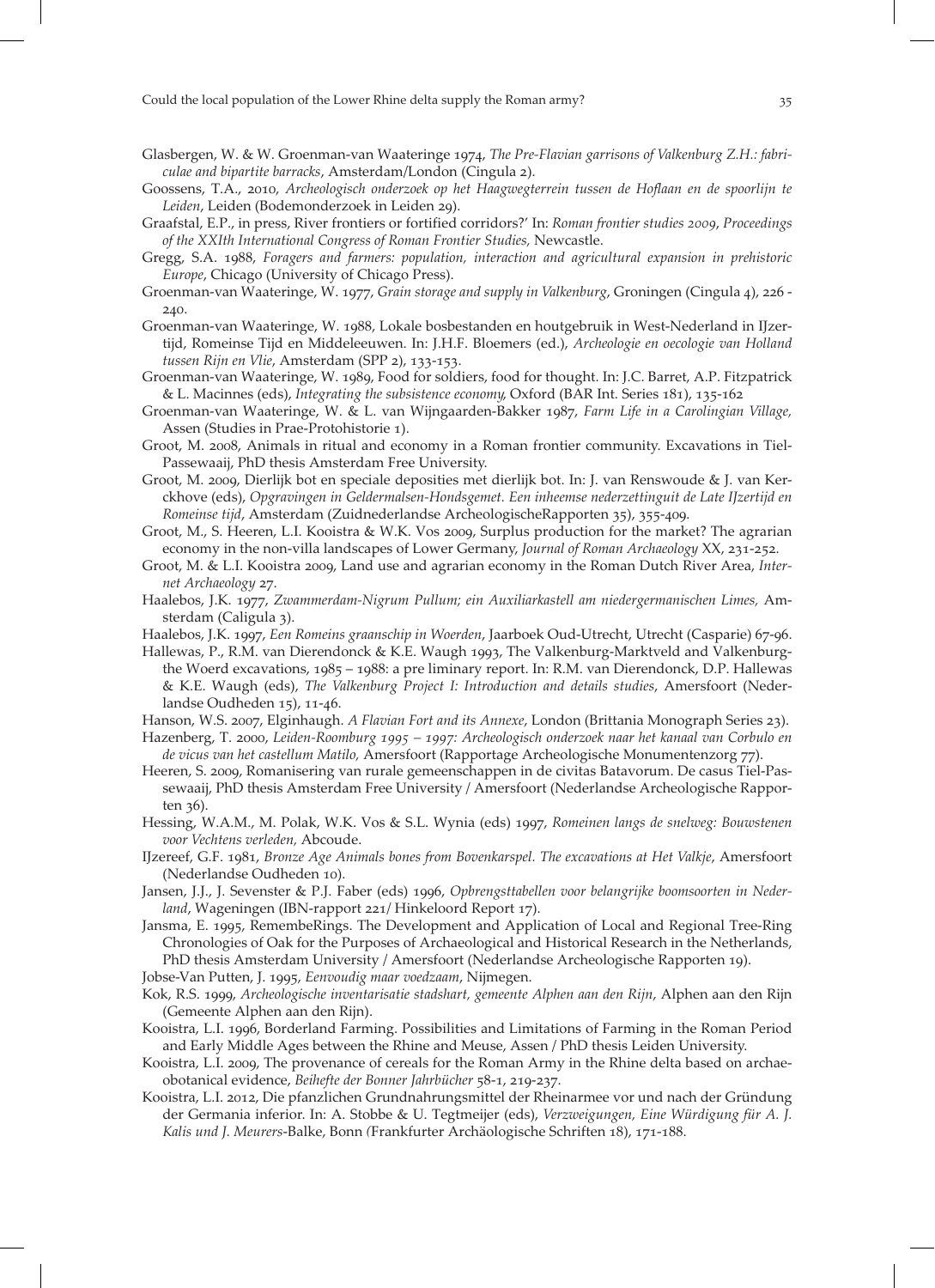Glasbergen, W. & W. Groenman-van Waateringe 1974, *The Pre-Flavian garrisons of Valkenburg Z.H.: fabriculae and bipartite barracks*, Amsterdam/London (Cingula 2).

Goossens, T.A., 2010, *Archeologisch onderzoek op het Haagwegterrein tussen de Hoflaan en de spoorlijn te Leiden*, Leiden (Bodemonderzoek in Leiden 29).

Graafstal, E.P., in press, River frontiers or fortified corridors?' In: *Roman frontier studies 2009, Proceedings of the XXIth International Congress of Roman Frontier Studies,* Newcastle.

Gregg, S.A. 1988, *Foragers and farmers: population, interaction and agricultural expansion in prehistoric Europe*, Chicago (University of Chicago Press).

Groenman-van Waateringe, W. 1977, *Grain storage and supply in Valkenburg*, Groningen (Cingula 4), 226 - 240.

Groenman-van Waateringe, W. 1988, Lokale bosbestanden en houtgebruik in West-Nederland in IJzertijd, Romeinse Tijd en Middeleeuwen. In: J.H.F. Bloemers (ed.), *Archeologie en oecologie van Holland tussen Rijn en Vlie*, Amsterdam (SPP 2), 133-153.

Groenman-van Waateringe, W. 1989, Food for soldiers, food for thought. In: J.C. Barret, A.P. Fitzpatrick & L. Macinnes (eds), *Integrating the subsistence economy,* Oxford (BAR Int. Series 181), 135-162

Groenman-van Waateringe, W. & L. van Wijngaarden-Bakker 1987, *Farm Life in a Carolingian Village,* Assen (Studies in Prae-Protohistorie 1).

Groot, M. 2008, Animals in ritual and economy in a Roman frontier community. Excavations in Tiel-Passewaaij, PhD thesis Amsterdam Free University.

Groot, M. 2009, Dierlijk bot en speciale deposities met dierlijk bot. In: J. van Renswoude & J. van Kerckhove (eds), *Opgravingen in Geldermalsen-Hondsgemet. Een inheemse nederzettinguit de Late IJzertijd en Romeinse tijd*, Amsterdam (Zuidnederlandse ArcheologischeRapporten 35), 355-409.

Groot, M., S. Heeren, L.I. Kooistra & W.K. Vos 2009, Surplus production for the market? The agrarian economy in the non-villa landscapes of Lower Germany, *Journal of Roman Archaeology* XX, 231-252.

Groot, M. & L.I. Kooistra 2009, Land use and agrarian economy in the Roman Dutch River Area, *Internet Archaeology* 27.

Haalebos, J.K. 1977, *Zwammerdam-Nigrum Pullum; ein Auxiliarkastell am niedergermanischen Limes,* Amsterdam (Caligula 3).

Haalebos, J.K. 1997, *Een Romeins graanschip in Woerden*, Jaarboek Oud-Utrecht, Utrecht (Casparie) 67-96.

Hallewas, P., R.M. van Dierendonck & K.E. Waugh 1993, The Valkenburg-Marktveld and Valkenburg-the Woerd excavations, 1985 – 1988: a pre liminary report. In: R.M. van Dierendonck, D.P. Hallewas & K.E. Waugh (eds), *The Valkenburg Project I: Introduction and details studies*, Amersfoort (Nederlandse Oudheden 15), 11-46.

Hanson, W.S. 2007, Elginhaugh. *A Flavian Fort and its Annexe*, London (Brittania Monograph Series 23).

Hazenberg, T. 2000, *Leiden-Roomburg 1995 – 1997: Archeologisch onderzoek naar het kanaal van Corbulo en de vicus van het castellum Matilo,* Amersfoort (Rapportage Archeologische Monumentenzorg 77).

Heeren, S. 2009, Romanisering van rurale gemeenschappen in de civitas Batavorum. De casus Tiel-Passewaaij, PhD thesis Amsterdam Free University / Amersfoort (Nederlandse Archeologische Rapporten 36).

Hessing, W.A.M., M. Polak, W.K. Vos & S.L. Wynia (eds) 1997, *Romeinen langs de snelweg: Bouwstenen voor Vechtens verleden,* Abcoude.

IJzereef, G.F. 1981, *Bronze Age Animals bones from Bovenkarspel. The excavations at Het Valkje*, Amersfoort (Nederlandse Oudheden 10).

Jansen, J.J., J. Sevenster & P.J. Faber (eds) 1996, *Opbrengsttabellen voor belangrijke boomsoorten in Nederland*, Wageningen (IBN-rapport 221/ Hinkeloord Report 17).

Jansma, E. 1995, RemembeRings. The Development and Application of Local and Regional Tree-Ring Chronologies of Oak for the Purposes of Archaeological and Historical Research in the Netherlands, PhD thesis Amsterdam University / Amersfoort (Nederlandse Archeologische Rapporten 19).

Jobse-Van Putten, J. 1995, *Eenvoudig maar voedzaam*, Nijmegen.

Kok, R.S. 1999, *Archeologische inventarisatie stadshart, gemeente Alphen aan den Rijn*, Alphen aan den Rijn (Gemeente Alphen aan den Rijn).

Kooistra, L.I. 1996, Borderland Farming. Possibilities and Limitations of Farming in the Roman Period and Early Middle Ages between the Rhine and Meuse, Assen / PhD thesis Leiden University.

Kooistra, L.I. 2009, The provenance of cereals for the Roman Army in the Rhine delta based on archaeobotanical evidence, *Beihefte der Bonner Jahrbücher* 58-1, 219-237.

Kooistra, L.I. 2012, Die pfanzlichen Grundnahrungsmittel der Rheinarmee vor und nach der Gründung der Germania inferior. In: A. Stobbe & U. Tegtmeijer (eds), *Verzweigungen, Eine Würdigung für A. J. Kalis und J. Meurers*-Balke, Bonn (Frankfurter Archäologische Schriften 18), 171-188.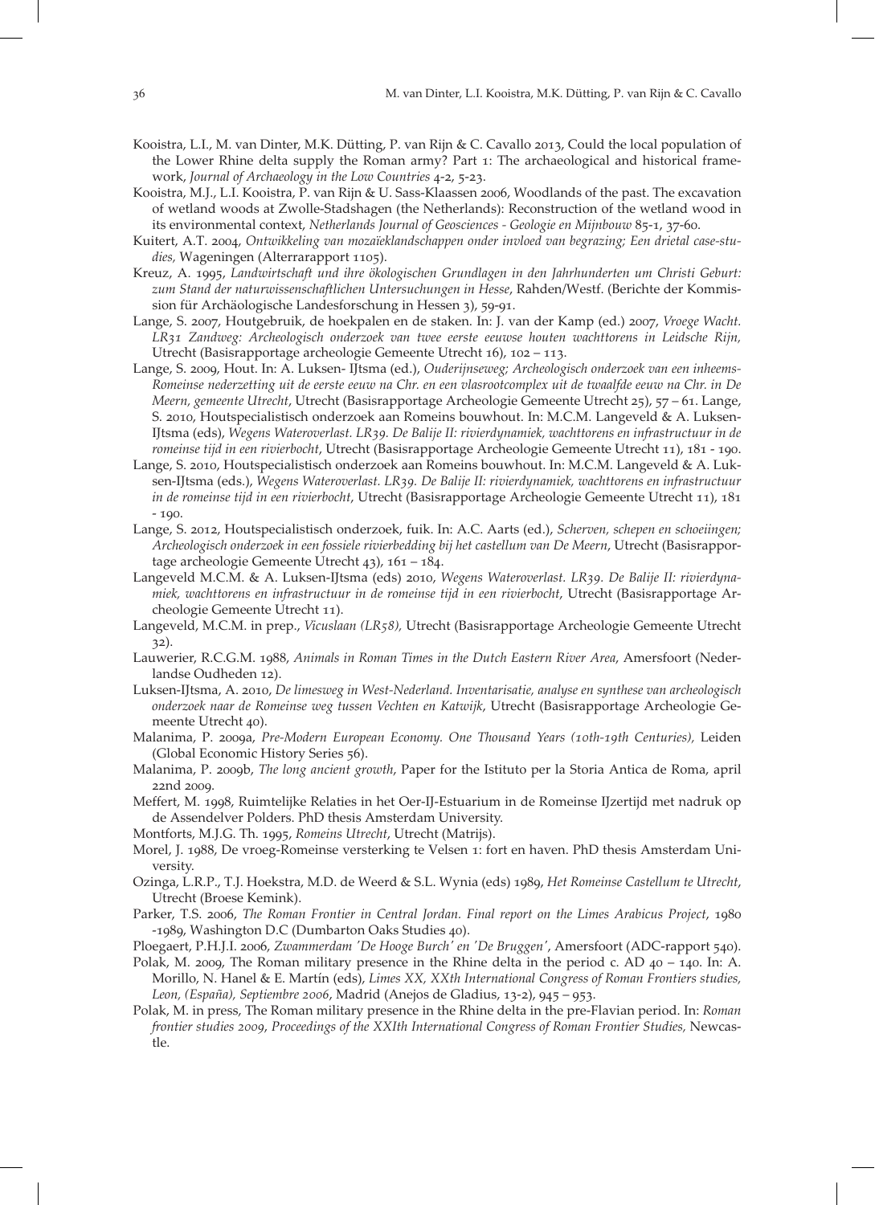Kooistra, L.I., M. van Dinter, M.K. Dütting, P. van Rijn & C. Cavallo 2013, Could the local population of the Lower Rhine delta supply the Roman army? Part 1: The archaeological and historical framework, *Journal of Archaeology in the Low Countries* 4-2, 5-23.

Kooistra, M.J., L.I. Kooistra, P. van Rijn & U. Sass-Klaassen 2006, Woodlands of the past. The excavation of wetland woods at Zwolle-Stadshagen (the Netherlands): Reconstruction of the wetland wood in its environmental context, *Netherlands Journal of Geosciences - Geologie en Mijnbouw* 85-1, 37-60.

Kuitert, A.T. 2004, *Ontwikkeling van mozaïeklandschappen onder invloed van begrazing; Een drietal case-studies,* Wageningen (Alterrarapport 1105).

Kreuz, A. 1995, *Landwirtschaft und ihre ökologischen Grundlagen in den Jahrhunderten um Christi Geburt: zum Stand der naturwissenschaftlichen Untersuchungen in Hesse*, Rahden/Westf. (Berichte der Kommission für Archäologische Landesforschung in Hessen 3), 59-91.

Lange, S. 2007, Houtgebruik, de hoekpalen en de staken. In: J. van der Kamp (ed.) 2007, *Vroege Wacht. LR31 Zandweg: Archeologisch onderzoek van twee eerste eeuwse houten wachttorens in Leidsche Rijn,* Utrecht (Basisrapportage archeologie Gemeente Utrecht 16), 102 – 113.

Lange, S. 2009, Hout. In: A. Luksen- IJtsma (ed.), *Ouderijnseweg; Archeologisch onderzoek van een inheems-Romeinse nederzetting uit de eerste eeuw na Chr. en een vlasrootcomplex uit de twaalfde eeuw na Chr. in De Meern, gemeente Utrecht*, Utrecht (Basisrapportage Archeologie Gemeente Utrecht 25), 57 – 61. Lange, S. 2010, Houtspecialistisch onderzoek aan Romeins bouwhout. In: M.C.M. Langeveld & A. Luksen-IJtsma (eds), *Wegens Wateroverlast. LR39. De Balije II: rivierdynamiek, wachttorens en infrastructuur in de romeinse tijd in een rivierbocht*, Utrecht (Basisrapportage Archeologie Gemeente Utrecht 11), 181 - 190.

Lange, S. 2010, Houtspecialistisch onderzoek aan Romeins bouwhout. In: M.C.M. Langeveld & A. Luksen-IJtsma (eds.), *Wegens Wateroverlast. LR39. De Balije II: rivierdynamiek, wachttorens en infrastructuur in de romeinse tijd in een rivierbocht*, Utrecht (Basisrapportage Archeologie Gemeente Utrecht 11), 181 - 190.

Lange, S. 2012, Houtspecialistisch onderzoek, fuik. In: A.C. Aarts (ed.), *Scherven, schepen en schoeiingen; Archeologisch onderzoek in een fossiele rivierbedding bij het castellum van De Meern*, Utrecht (Basisrapportage archeologie Gemeente Utrecht 43), 161 – 184.

Langeveld M.C.M. & A. Luksen-IJtsma (eds) 2010, *Wegens Wateroverlast. LR39. De Balije II: rivierdynamiek, wachttorens en infrastructuur in de romeinse tijd in een rivierbocht*, Utrecht (Basisrapportage Archeologie Gemeente Utrecht 11).

Langeveld, M.C.M. in prep., *Vicuslaan (LR58),* Utrecht (Basisrapportage Archeologie Gemeente Utrecht 32).

Lauwerier, R.C.G.M. 1988, *Animals in Roman Times in the Dutch Eastern River Area*, Amersfoort (Nederlandse Oudheden 12).

Luksen-IJtsma, A. 2010, *De limesweg in West-Nederland. Inventarisatie, analyse en synthese van archeologisch onderzoek naar de Romeinse weg tussen Vechten en Katwijk*, Utrecht (Basisrapportage Archeologie Gemeente Utrecht 40).

Malanima, P. 2009a, *Pre-Modern European Economy. One Thousand Years (10th-19th Centuries),* Leiden (Global Economic History Series 56).

Malanima, P. 2009b, *The long ancient growth*, Paper for the Istituto per la Storia Antica de Roma, april 22nd 2009.

Meffert, M. 1998, Ruimtelijke Relaties in het Oer-IJ-Estuarium in de Romeinse IJzertijd met nadruk op de Assendelver Polders. PhD thesis Amsterdam University.

Montforts, M.J.G. Th. 1995, *Romeins Utrecht*, Utrecht (Matrijs).

Morel, J. 1988, De vroeg-Romeinse versterking te Velsen 1: fort en haven. PhD thesis Amsterdam University.

Ozinga, L.R.P., T.J. Hoekstra, M.D. de Weerd & S.L. Wynia (eds) 1989, *Het Romeinse Castellum te Utrecht*, Utrecht (Broese Kemink).

Parker, T.S. 2006, *The Roman Frontier in Central Jordan. Final report on the Limes Arabicus Project*, 1980 -1989, Washington D.C (Dumbarton Oaks Studies 40).

Ploegaert, P.H.J.I. 2006, *Zwammerdam 'De Hooge Burch' en 'De Bruggen'*, Amersfoort (ADC-rapport 540).

Polak, M. 2009, The Roman military presence in the Rhine delta in the period c. AD 40 – 140. In: A. Morillo, N. Hanel & E. Martín (eds), *Limes XX, XXth International Congress of Roman Frontiers studies, Leon, (España), Septiembre 2006*, Madrid (Anejos de Gladius, 13-2), 945 – 953.

Polak, M. in press, The Roman military presence in the Rhine delta in the pre-Flavian period. In: *Roman frontier studies 2009*, *Proceedings of the XXIth International Congress of Roman Frontier Studies,* Newcastle.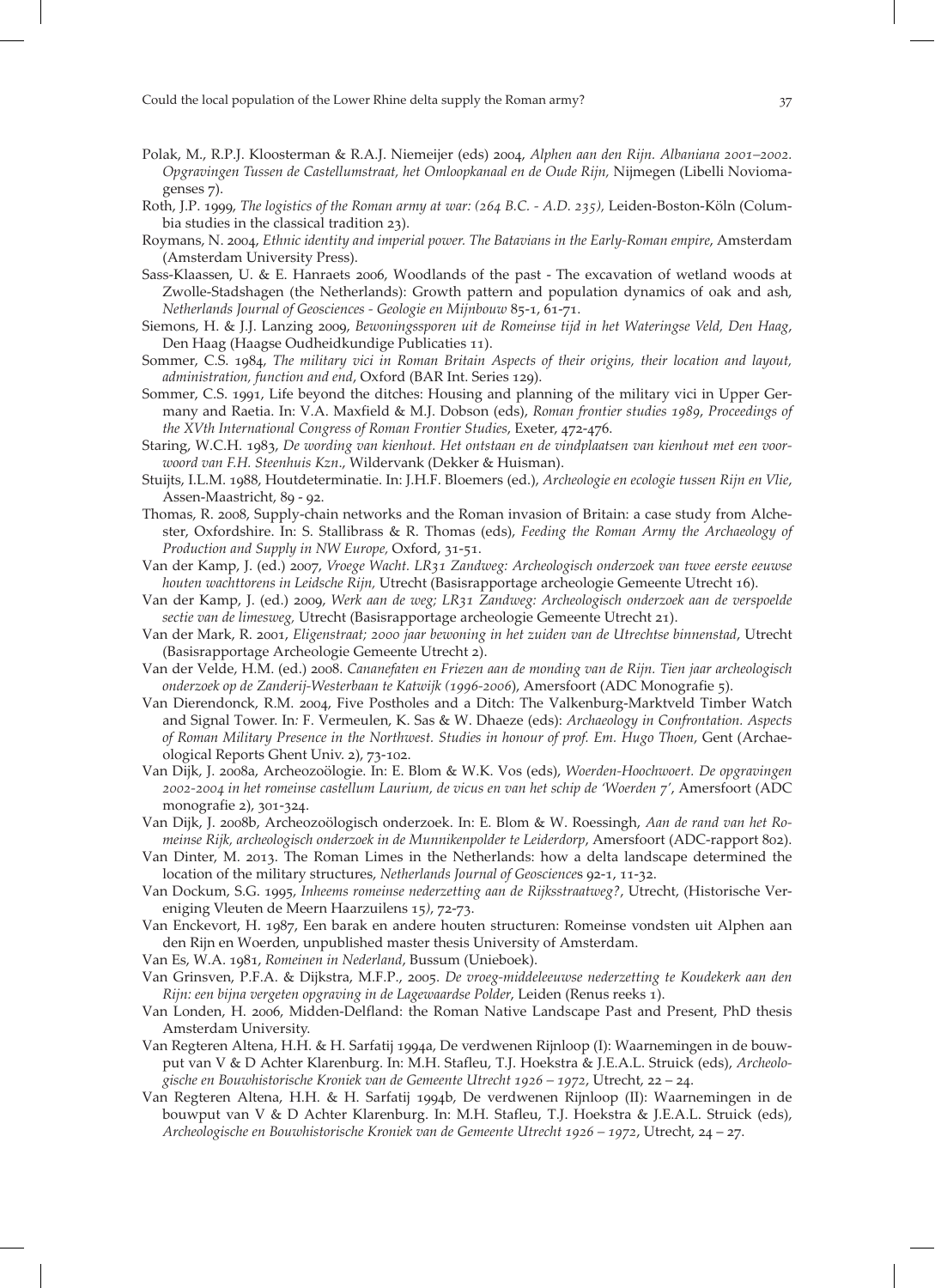Polak, M., R.P.J. Kloosterman & R.A.J. Niemeijer (eds) 2004, *Alphen aan den Rijn. Albaniana 2001–2002. Opgravingen Tussen de Castellumstraat, het Omloopkanaal en de Oude Rijn,* Nijmegen (Libelli Noviomagenses 7).

Roth, J.P. 1999, *The logistics of the Roman army at war: (264 B.C. - A.D. 235),* Leiden-Boston-Köln (Columbia studies in the classical tradition 23).

Roymans, N. 2004, *Ethnic identity and imperial power. The Batavians in the Early-Roman empire*, Amsterdam (Amsterdam University Press).

Sass-Klaassen, U. & E. Hanraets 2006, Woodlands of the past - The excavation of wetland woods at Zwolle-Stadshagen (the Netherlands): Growth pattern and population dynamics of oak and ash, *Netherlands Journal of Geosciences - Geologie en Mijnbouw* 85-1, 61-71.

Siemons, H. & J.J. Lanzing 2009, *Bewoningssporen uit de Romeinse tijd in het Wateringse Veld, Den Haag*, Den Haag (Haagse Oudheidkundige Publicaties 11).

Sommer, C.S. 1984, *The military vici in Roman Britain Aspects of their origins, their location and layout, administration, function and end*, Oxford (BAR Int. Series 129).

Sommer, C.S. 1991, Life beyond the ditches: Housing and planning of the military vici in Upper Germany and Raetia. In: V.A. Maxfield & M.J. Dobson (eds), *Roman frontier studies 1989*, *Proceedings of the XVth International Congress of Roman Frontier Studies*, Exeter, 472-476.

Staring, W.C.H. 1983, *De wording van kienhout. Het ontstaan en de vindplaatsen van kienhout met een voorwoord van F.H. Steenhuis Kzn*., Wildervank (Dekker & Huisman).

Stuijts, I.L.M. 1988, Houtdeterminatie. In: J.H.F. Bloemers (ed.), *Archeologie en ecologie tussen Rijn en Vlie*, Assen-Maastricht, 89 - 92.

Thomas, R. 2008, Supply-chain networks and the Roman invasion of Britain: a case study from Alchester, Oxfordshire. In: S. Stallibrass & R. Thomas (eds), *Feeding the Roman Army the Archaeology of Production and Supply in NW Europe,* Oxford, 31-51.

Van der Kamp, J. (ed.) 2007, *Vroege Wacht. LR31 Zandweg: Archeologisch onderzoek van twee eerste eeuwse houten wachttorens in Leidsche Rijn,* Utrecht (Basisrapportage archeologie Gemeente Utrecht 16).

Van der Kamp, J. (ed.) 2009, *Werk aan de weg; LR31 Zandweg: Archeologisch onderzoek aan de verspoelde sectie van de limesweg,* Utrecht (Basisrapportage archeologie Gemeente Utrecht 21).

Van der Mark, R. 2001, *Eligenstraat; 2000 jaar bewoning in het zuiden van de Utrechtse binnenstad*, Utrecht (Basisrapportage Archeologie Gemeente Utrecht 2).

Van der Velde, H.M. (ed.) 2008. *Cananefaten en Friezen aan de monding van de Rijn. Tien jaar archeologisch onderzoek op de Zanderij-Westerbaan te Katwijk (1996-2006*), Amersfoort (ADC Monografie 5).

Van Dierendonck, R.M. 2004, Five Postholes and a Ditch: The Valkenburg-Marktveld Timber Watch and Signal Tower. In: F. Vermeulen, K. Sas & W. Dhaeze (eds): *Archaeology in Confrontation. Aspects of Roman Military Presence in the Northwest. Studies in honour of prof. Em. Hugo Thoen*, Gent (Archaeological Reports Ghent Univ. 2), 73-102.

Van Dijk, J. 2008a, Archeozoölogie. In: E. Blom & W.K. Vos (eds), *Woerden-Hoochwoert. De opgravingen 2002-2004 in het romeinse castellum Laurium, de vicus en van het schip de 'Woerden 7'*, Amersfoort (ADC monografie 2), 301-324.

Van Dijk, J. 2008b, Archeozoölogisch onderzoek. In: E. Blom & W. Roessingh, *Aan de rand van het Romeinse Rijk, archeologisch onderzoek in de Munnikenpolder te Leiderdorp*, Amersfoort (ADC-rapport 802).

Van Dinter, M. 2013. The Roman Limes in the Netherlands: how a delta landscape determined the location of the military structures, *Netherlands Journal of Geosciences* 92-1, 11-32.

Van Dockum, S.G. 1995, *Inheemse romeinse nederzetting aan de Rijksstraatweg?*, Utrecht, (Historische Vereniging Vleuten de Meern Haarzuilens 15), 72-73.

Van Enckevort, H. 1987, Een barak en andere houten structuren: Romeinse vondsten uit Alphen aan den Rijn en Woerden, unpublished master thesis University of Amsterdam.

Van Es, W.A. 1981, *Romeinen in Nederland*, Bussum (Unieboek).

Van Grinsven, P.F.A. & Dijkstra, M.F.P., 2005. *De vroeg-middeleeuwse nederzetting te Koudekerk aan den Rijn: een bijna vergeten opgraving in de Lagewaardse Polder*, Leiden (Renus reeks 1).

Van Londen, H. 2006, Midden-Delfland: the Roman Native Landscape Past and Present, PhD thesis Amsterdam University.

Van Regteren Altena, H.H. & H. Sarfatij 1994a, De verdwenen Rijnloop (I): Waarnemingen in de bouwput van V & D Achter Klarenburg. In: M.H. Stafleu, T.J. Hoekstra & J.E.A.L. Struick (eds), *Archeologische en Bouwhistorische Kroniek van de Gemeente Utrecht 1926 – 1972*, Utrecht, 22 – 24.

Van Regteren Altena, H.H. & H. Sarfatij 1994b, De verdwenen Rijnloop (II): Waarnemingen in de bouwput van V & D Achter Klarenburg. In: M.H. Stafleu, T.J. Hoekstra & J.E.A.L. Struick (eds), *Archeologische en Bouwhistorische Kroniek van de Gemeente Utrecht 1926 – 1972*, Utrecht, 24 – 27.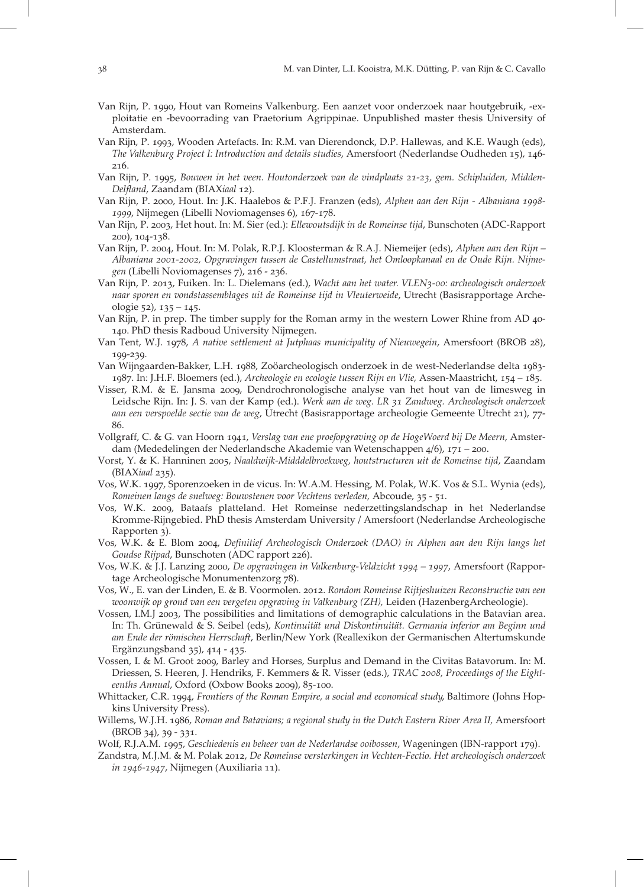Van Rijn, P. 1990, Hout van Romeins Valkenburg. Een aanzet voor onderzoek naar houtgebruik, -exploitatie en -bevoorrading van Praetorium Agrippinae. Unpublished master thesis University of Amsterdam.

Van Rijn, P. 1993, Wooden Artefacts. In: R.M. van Dierendonck, D.P. Hallewas, and K.E. Waugh (eds), *The Valkenburg Project I: Introduction and details studies*, Amersfoort (Nederlandse Oudheden 15), 146-216.

Van Rijn, P. 1995, *Bouwen in het veen. Houtonderzoek van de vindplaats 21-23, gem. Schipluiden, Midden-Delfland*, Zaandam (BIAX*iaal* 12).

Van Rijn, P. 2000, Hout. In: J.K. Haalebos & P.F.J. Franzen (eds), *Alphen aan den Rijn - Albaniana 1998-1999*, Nijmegen (Libelli Noviomagenses 6), 167-178.

Van Rijn, P. 2003, Het hout. In: M. Sier (ed.): *Ellewoutsdijk in de Romeinse tijd*, Bunschoten (ADC-Rapport 200), 104-138.

Van Rijn, P. 2004, Hout. In: M. Polak, R.P.J. Kloosterman & R.A.J. Niemeijer (eds), *Alphen aan den Rijn – Albaniana 2001-2002, Opgravingen tussen de Castellumstraat, het Omloopkanaal en de Oude Rijn. Nijmegen* (Libelli Noviomagenses 7), 216 - 236.

Van Rijn, P. 2013, Fuiken. In: L. Dielemans (ed.), *Wacht aan het water. VLEN3-00: archeologisch onderzoek naar sporen en vondstassemblages uit de Romeinse tijd in Vleuterweide*, Utrecht (Basisrapportage Archeologie 52), 135 – 145.

Van Rijn, P. in prep. The timber supply for the Roman army in the western Lower Rhine from AD 40-140. PhD thesis Radboud University Nijmegen.

Van Tent, W.J. 1978, *A native settlement at Jutphaas municipality of Nieuwegein*, Amersfoort (BROB 28), 199-239.

Van Wijngaarden-Bakker, L.H. 1988, Zoöarcheologisch onderzoek in de west-Nederlandse delta 1983-1987. In: J.H.F. Bloemers (ed.), *Archeologie en ecologie tussen Rijn en Vlie,* Assen-Maastricht, 154 – 185.

Visser, R.M. & E. Jansma 2009, Dendrochronologische analyse van het hout van de limesweg in Leidsche Rijn. In: J. S. van der Kamp (ed.). *Werk aan de weg. LR 31 Zandweg. Archeologisch onderzoek aan een verspoelde sectie van de weg*, Utrecht (Basisrapportage archeologie Gemeente Utrecht 21), 77-86.

Vollgraff, C. & G. van Hoorn 1941, *Verslag van ene proefopgraving op de HogeWoerd bij De Meern*, Amsterdam (Mededelingen der Nederlandsche Akademie van Wetenschappen 4/6), 171 – 200.

Vorst, Y. & K. Hanninen 2005, *Naaldwijk-Midddelbroekweg, houtstructuren uit de Romeinse tijd*, Zaandam (BIAX*iaal* 235).

Vos, W.K. 1997, Sporenzoeken in de vicus. In: W.A.M. Hessing, M. Polak, W.K. Vos & S.L. Wynia (eds), *Romeinen langs de snelweg: Bouwstenen voor Vechtens verleden,* Abcoude, 35 - 51.

Vos, W.K. 2009, Bataafs platteland. Het Romeinse nederzettingslandschap in het Nederlandse Kromme-Rijngebied. PhD thesis Amsterdam University / Amersfoort (Nederlandse Archeologische Rapporten 3).

Vos, W.K. & E. Blom 2004, *Definitief Archeologisch Onderzoek (DAO) in Alphen aan den Rijn langs het Goudse Rijpad*, Bunschoten (ADC rapport 226).

Vos, W.K. & J.J. Lanzing 2000, *De opgravingen in Valkenburg-Veldzicht 1994 – 1997*, Amersfoort (Rapportage Archeologische Monumentenzorg 78).

Vos, W., E. van der Linden, E. & B. Voormolen. 2012. *Rondom Romeinse Rijtjeshuizen Reconstructie van een woonwijk op grond van een vergeten opgraving in Valkenburg (ZH),* Leiden (HazenbergArcheologie).

Vossen, I.M.J 2003, The possibilities and limitations of demographic calculations in the Batavian area. In: Th. Grünewald & S. Seibel (eds), *Kontinuität und Diskontinuität. Germania inferior am Beginn und am Ende der römischen Herrschaft*, Berlin/New York (Reallexikon der Germanischen Altertumskunde Ergänzungsband 35), 414 - 435.

Vossen, I. & M. Groot 2009, Barley and Horses, Surplus and Demand in the Civitas Batavorum. In: M. Driessen, S. Heeren, J. Hendriks, F. Kemmers & R. Visser (eds.), *TRAC 2008, Proceedings of the Eighteenths Annual*, Oxford (Oxbow Books 2009), 85-100.

Whittacker, C.R. 1994, *Frontiers of the Roman Empire, a social and economical study,* Baltimore (Johns Hopkins University Press).

Willems, W.J.H. 1986, *Roman and Batavians; a regional study in the Dutch Eastern River Area II,* Amersfoort (BROB 34), 39 - 331.

Wolf, R.J.A.M. 1995, *Geschiedenis en beheer van de Nederlandse ooibossen*, Wageningen (IBN-rapport 179).

Zandstra, M.J.M. & M. Polak 2012, *De Romeinse versterkingen in Vechten-Fectio. Het archeologisch onderzoek in 1946-1947*, Nijmegen (Auxiliaria 11).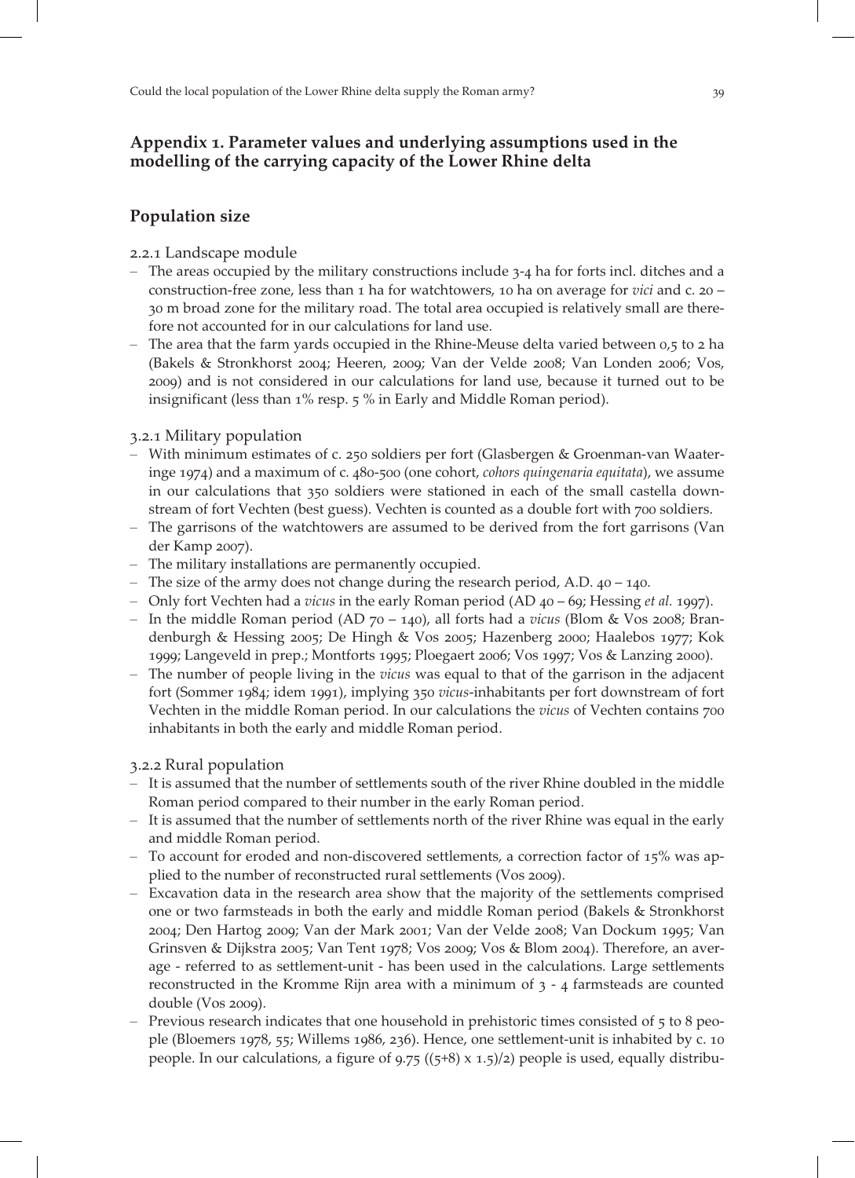## Appendix 1. Parameter values and underlying assumptions used in the modelling of the carrying capacity of the Lower Rhine delta

## Population size

2.2.1 Landscape module

- The areas occupied by the military constructions include 3-4 ha for forts incl. ditches and a construction-free zone, less than 1 ha for watchtowers, 10 ha on average for *vici* and c. 20 – 30 m broad zone for the military road. The total area occupied is relatively small are therefore not accounted for in our calculations for land use.
- The area that the farm yards occupied in the Rhine-Meuse delta varied between 0,5 to 2 ha (Bakels & Stronkhorst 2004; Heeren, 2009; Van der Velde 2008; Van Londen 2006; Vos, 2009) and is not considered in our calculations for land use, because it turned out to be insignificant (less than 1% resp. 5 % in Early and Middle Roman period).

3.2.1 Military population

- With minimum estimates of c. 250 soldiers per fort (Glasbergen & Groenman-van Waateringe 1974) and a maximum of c. 480-500 (one cohort, *cohors quingenaria equitata*), we assume in our calculations that 350 soldiers were stationed in each of the small castella downstream of fort Vechten (best guess). Vechten is counted as a double fort with 700 soldiers.
- The garrisons of the watchtowers are assumed to be derived from the fort garrisons (Van der Kamp 2007).
- The military installations are permanently occupied.
- The size of the army does not change during the research period, A.D. 40 – 140.
- Only fort Vechten had a *vicus* in the early Roman period (AD 40 – 69; Hessing *et al.* 1997).
- In the middle Roman period (AD 70 – 140), all forts had a *vicus* (Blom & Vos 2008; Brandenburgh & Hessing 2005; De Hingh & Vos 2005; Hazenberg 2000; Haalebos 1977; Kok 1999; Langeveld in prep.; Montforts 1995; Ploegaert 2006; Vos 1997; Vos & Lanzing 2000).
- The number of people living in the *vicus* was equal to that of the garrison in the adjacent fort (Sommer 1984; idem 1991), implying 350 *vicus*-inhabitants per fort downstream of fort Vechten in the middle Roman period. In our calculations the *vicus* of Vechten contains 700 inhabitants in both the early and middle Roman period.

3.2.2 Rural population

- It is assumed that the number of settlements south of the river Rhine doubled in the middle Roman period compared to their number in the early Roman period.
- It is assumed that the number of settlements north of the river Rhine was equal in the early and middle Roman period.
- To account for eroded and non-discovered settlements, a correction factor of 15% was applied to the number of reconstructed rural settlements (Vos 2009).
- Excavation data in the research area show that the majority of the settlements comprised one or two farmsteads in both the early and middle Roman period (Bakels & Stronkhorst 2004; Den Hartog 2009; Van der Mark 2001; Van der Velde 2008; Van Dockum 1995; Van Grinsven & Dijkstra 2005; Van Tent 1978; Vos 2009; Vos & Blom 2004). Therefore, an average - referred to as settlement-unit - has been used in the calculations. Large settlements reconstructed in the Kromme Rijn area with a minimum of 3 - 4 farmsteads are counted double (Vos 2009).
- Previous research indicates that one household in prehistoric times consisted of 5 to 8 people (Bloemers 1978, 55; Willems 1986, 236). Hence, one settlement-unit is inhabited by c. 10 people. In our calculations, a figure of 9.75 ($((5+8) \times 1.5)/2$) people is used, equally distribu-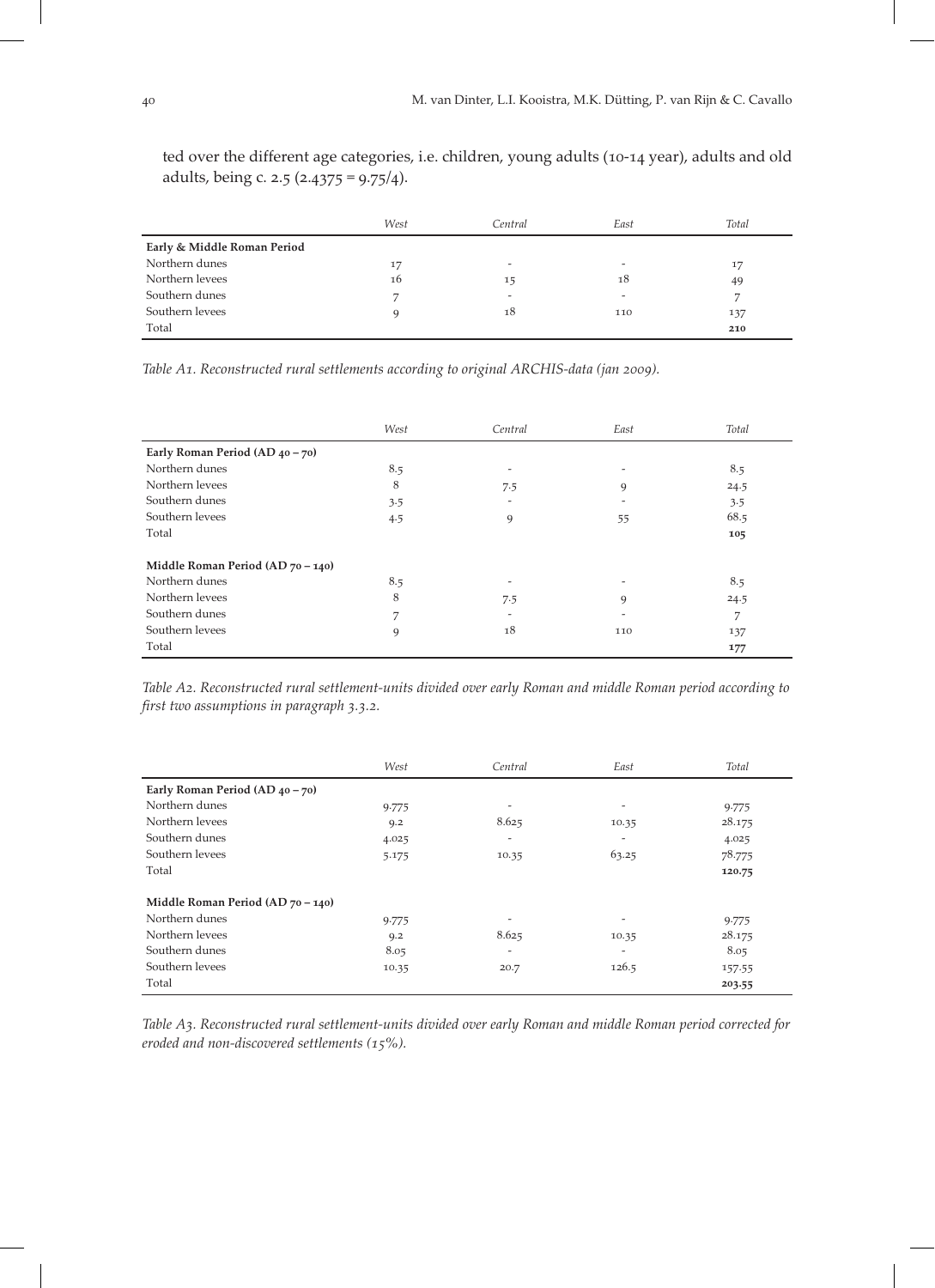ted over the different age categories, i.e. children, young adults (10-14 year), adults and old adults, being c. 2.5 (2.4375 = 9.75/4).

| | *West* | *Central* | *East* | *Total* |
|---|---|---|---|---|
| **Early & Middle Roman Period** | | | | |
| Northern dunes | 17 | - | - | 17 |
| Northern levees | 16 | 15 | 18 | 49 |
| Southern dunes | 7 | - | - | 7 |
| Southern levees | 9 | 18 | 110 | 137 |
| Total | | | | **210** |

*Table A1. Reconstructed rural settlements according to original ARCHIS-data (jan 2009).*

| | *West* | *Central* | *East* | *Total* |
|---|---|---|---|---|
| **Early Roman Period (AD 40 – 70)** | | | | |
| Northern dunes | 8.5 | - | - | 8.5 |
| Northern levees | 8 | 7.5 | 9 | 24.5 |
| Southern dunes | 3.5 | - | - | 3.5 |
| Southern levees | 4.5 | 9 | 55 | 68.5 |
| Total | | | | **105** |
| | | | | |
| **Middle Roman Period (AD 70 – 140)** | | | | |
| Northern dunes | 8.5 | - | - | 8.5 |
| Northern levees | 8 | 7.5 | 9 | 24.5 |
| Southern dunes | 7 | - | - | 7 |
| Southern levees | 9 | 18 | 110 | 137 |
| Total | | | | **177** |

*Table A2. Reconstructed rural settlement-units divided over early Roman and middle Roman period according to first two assumptions in paragraph 3.3.2.*

| | *West* | *Central* | *East* | *Total* |
|---|---|---|---|---|
| **Early Roman Period (AD 40 – 70)** | | | | |
| Northern dunes | 9.775 | - | - | 9.775 |
| Northern levees | 9.2 | 8.625 | 10.35 | 28.175 |
| Southern dunes | 4.025 | - | - | 4.025 |
| Southern levees | 5.175 | 10.35 | 63.25 | 78.775 |
| Total | | | | **120.75** |
| | | | | |
| **Middle Roman Period (AD 70 – 140)** | | | | |
| Northern dunes | 9.775 | - | - | 9.775 |
| Northern levees | 9.2 | 8.625 | 10.35 | 28.175 |
| Southern dunes | 8.05 | - | - | 8.05 |
| Southern levees | 10.35 | 20.7 | 126.5 | 157.55 |
| Total | | | | **203.55** |

*Table A3. Reconstructed rural settlement-units divided over early Roman and middle Roman period corrected for eroded and non-discovered settlements (15%).*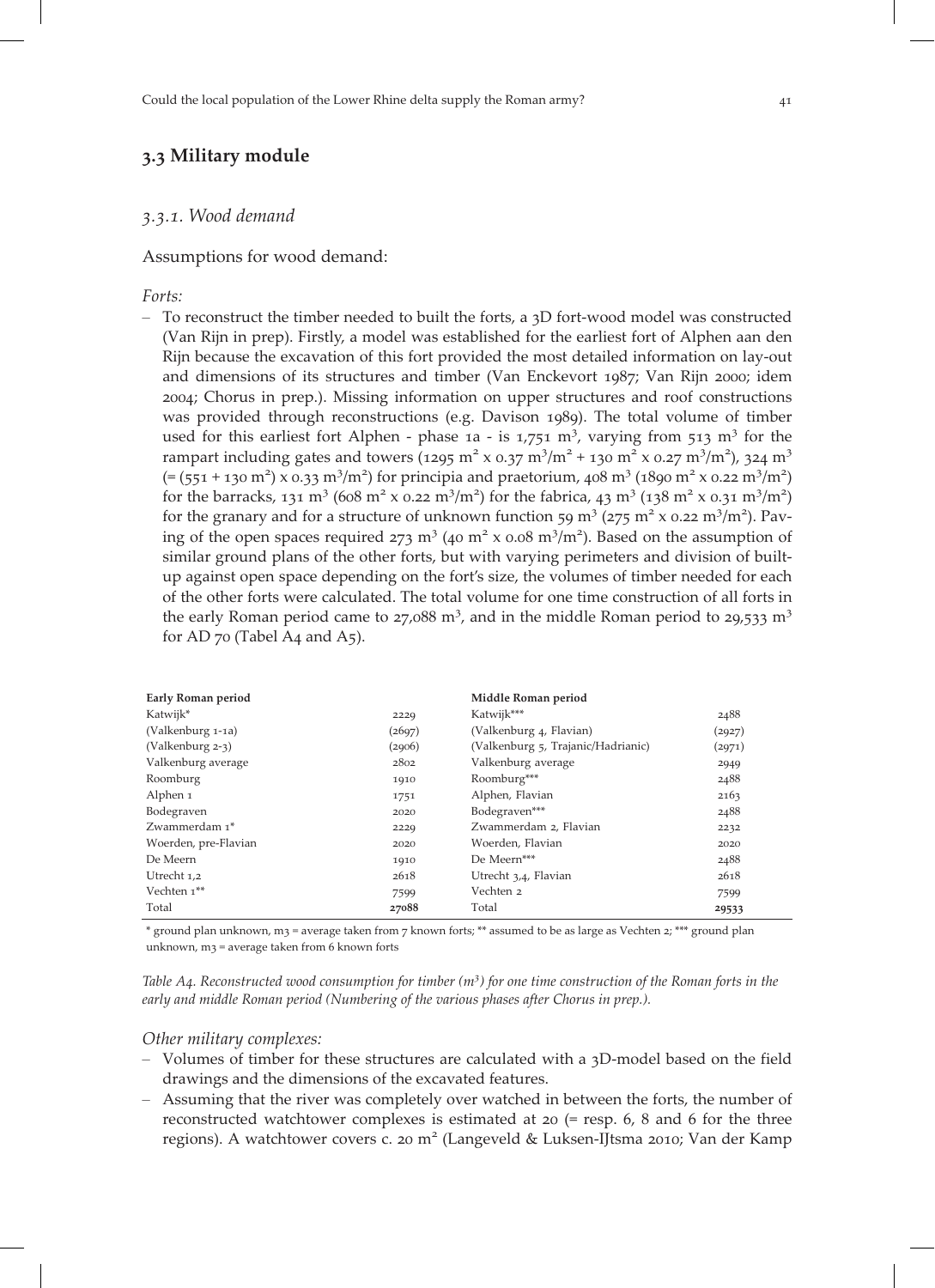## 3.3 Military module

### *3.3.1. Wood demand*

Assumptions for wood demand:

*Forts:*

- To reconstruct the timber needed to built the forts, a 3D fort-wood model was constructed (Van Rijn in prep). Firstly, a model was established for the earliest fort of Alphen aan den Rijn because the excavation of this fort provided the most detailed information on lay-out and dimensions of its structures and timber (Van Enckevort 1987; Van Rijn 2000; idem 2004; Chorus in prep.). Missing information on upper structures and roof constructions was provided through reconstructions (e.g. Davison 1989). The total volume of timber used for this earliest fort Alphen - phase 1a - is 1,751 $m^3$, varying from 513 $m^3$ for the rampart including gates and towers (1295 $m^2$ x 0.37 $m^3/m^2$ + 130 $m^2$ x 0.27 $m^3/m^2$), 324 $m^3$ (= (551 + 130 $m^2$) x 0.33 $m^3/m^2$) for principia and praetorium, 408 $m^3$ (1890 $m^2$ x 0.22 $m^3/m^2$) for the barracks, 131 $m^3$ (608 $m^2$ x 0.22 $m^3/m^2$) for the fabrica, 43 $m^3$ (138 $m^2$ x 0.31 $m^3/m^2$) for the granary and for a structure of unknown function 59 $m^3$ (275 $m^2$ x 0.22 $m^3/m^2$). Paving of the open spaces required 273 $m^3$ (40 $m^2$ x 0.08 $m^3/m^2$). Based on the assumption of similar ground plans of the other forts, but with varying perimeters and division of built-up against open space depending on the fort's size, the volumes of timber needed for each of the other forts were calculated. The total volume for one time construction of all forts in the early Roman period came to 27,088 $m^3$, and in the middle Roman period to 29,533 $m^3$ for AD 70 (Tabel A4 and A5).

| **Early Roman period** | | **Middle Roman period** | |
|---|---|---|---|
| Katwijk* | 2229 | Katwijk*** | 2488 |
| (Valkenburg 1-1a) | (2697) | (Valkenburg 4, Flavian) | (2927) |
| (Valkenburg 2-3) | (2906) | (Valkenburg 5, Trajanic/Hadrianic) | (2971) |
| Valkenburg average | 2802 | Valkenburg average | 2949 |
| Roomburg | 1910 | Roomburg*** | 2488 |
| Alphen 1 | 1751 | Alphen, Flavian | 2163 |
| Bodegraven | 2020 | Bodegraven*** | 2488 |
| Zwammerdam 1* | 2229 | Zwammerdam 2, Flavian | 2232 |
| Woerden, pre-Flavian | 2020 | Woerden, Flavian | 2020 |
| De Meern | 1910 | De Meern*** | 2488 |
| Utrecht 1,2 | 2618 | Utrecht 3,4, Flavian | 2618 |
| Vechten 1** | 7599 | Vechten 2 | 7599 |
| Total | **27088** | Total | **29533** |

\* ground plan unknown, m3 = average taken from 7 known forts; ** assumed to be as large as Vechten 2; *** ground plan unknown, m3 = average taken from 6 known forts

*Table A4. Reconstructed wood consumption for timber ($m^3$) for one time construction of the Roman forts in the early and middle Roman period (Numbering of the various phases after Chorus in prep.).*

*Other military complexes:*

- Volumes of timber for these structures are calculated with a 3D-model based on the field drawings and the dimensions of the excavated features.
- Assuming that the river was completely over watched in between the forts, the number of reconstructed watchtower complexes is estimated at 20 (= resp. 6, 8 and 6 for the three regions). A watchtower covers c. 20 $m^2$ (Langeveld & Luksen-IJtsma 2010; Van der Kamp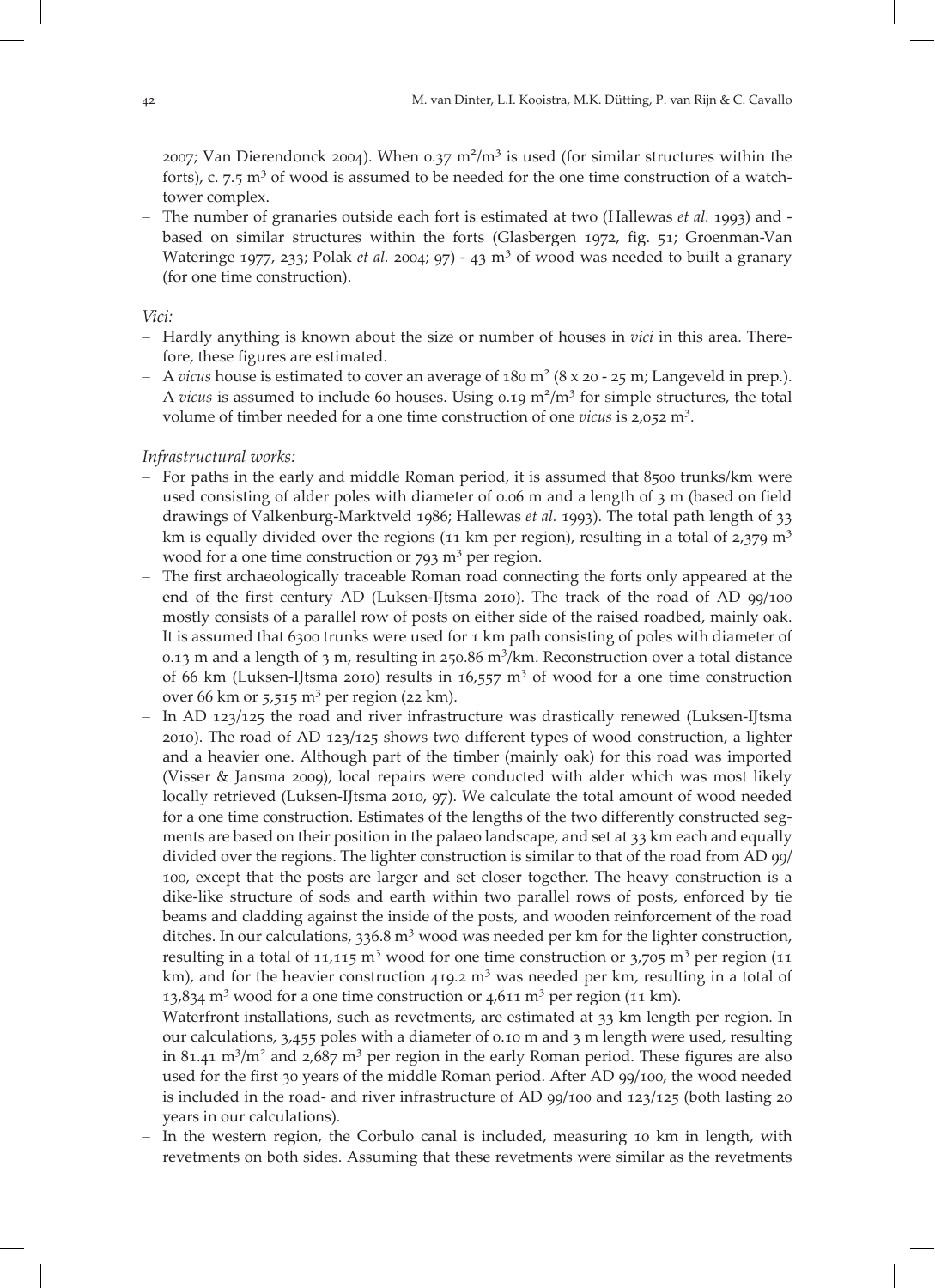2007; Van Dierendonck 2004). When 0.37 m²/m³ is used (for similar structures within the forts), c. 7.5 m³ of wood is assumed to be needed for the one time construction of a watchtower complex.
- The number of granaries outside each fort is estimated at two (Hallewas *et al.* 1993) and - based on similar structures within the forts (Glasbergen 1972, fig. 51; Groenman-Van Wateringe 1977, 233; Polak *et al.* 2004; 97) - 43 m³ of wood was needed to built a granary (for one time construction).

*Vici:*

- Hardly anything is known about the size or number of houses in *vici* in this area. Therefore, these figures are estimated.
- A *vicus* house is estimated to cover an average of 180 m² (8 x 20 - 25 m; Langeveld in prep.).
- A *vicus* is assumed to include 60 houses. Using 0.19 m²/m³ for simple structures, the total volume of timber needed for a one time construction of one *vicus* is 2,052 m³.

*Infrastructural works:*

- For paths in the early and middle Roman period, it is assumed that 8500 trunks/km were used consisting of alder poles with diameter of 0.06 m and a length of 3 m (based on field drawings of Valkenburg-Marktveld 1986; Hallewas *et al.* 1993). The total path length of 33 km is equally divided over the regions (11 km per region), resulting in a total of 2,379 m³ wood for a one time construction or 793 m³ per region.
- The first archaeologically traceable Roman road connecting the forts only appeared at the end of the first century AD (Luksen-IJtsma 2010). The track of the road of AD 99/100 mostly consists of a parallel row of posts on either side of the raised roadbed, mainly oak. It is assumed that 6300 trunks were used for 1 km path consisting of poles with diameter of 0.13 m and a length of 3 m, resulting in 250.86 m³/km. Reconstruction over a total distance of 66 km (Luksen-IJtsma 2010) results in 16,557 m³ of wood for a one time construction over 66 km or 5,515 m³ per region (22 km).
- In AD 123/125 the road and river infrastructure was drastically renewed (Luksen-IJtsma 2010). The road of AD 123/125 shows two different types of wood construction, a lighter and a heavier one. Although part of the timber (mainly oak) for this road was imported (Visser & Jansma 2009), local repairs were conducted with alder which was most likely locally retrieved (Luksen-IJtsma 2010, 97). We calculate the total amount of wood needed for a one time construction. Estimates of the lengths of the two differently constructed segments are based on their position in the palaeo landscape, and set at 33 km each and equally divided over the regions. The lighter construction is similar to that of the road from AD 99/100, except that the posts are larger and set closer together. The heavy construction is a dike-like structure of sods and earth within two parallel rows of posts, enforced by tie beams and cladding against the inside of the posts, and wooden reinforcement of the road ditches. In our calculations, 336.8 m³ wood was needed per km for the lighter construction, resulting in a total of 11,115 m³ wood for one time construction or 3,705 m³ per region (11 km), and for the heavier construction 419.2 m³ was needed per km, resulting in a total of 13,834 m³ wood for a one time construction or 4,611 m³ per region (11 km).
- Waterfront installations, such as revetments, are estimated at 33 km length per region. In our calculations, 3,455 poles with a diameter of 0.10 m and 3 m length were used, resulting in 81.41 m³/m² and 2,687 m³ per region in the early Roman period. These figures are also used for the first 30 years of the middle Roman period. After AD 99/100, the wood needed is included in the road- and river infrastructure of AD 99/100 and 123/125 (both lasting 20 years in our calculations).
- In the western region, the Corbulo canal is included, measuring 10 km in length, with revetments on both sides. Assuming that these revetments were similar as the revetments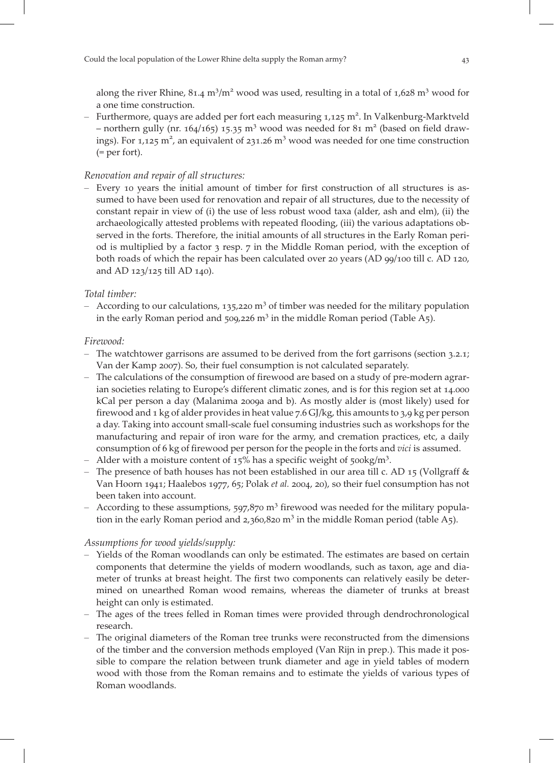along the river Rhine, 81.4 $m^3/m^2$ wood was used, resulting in a total of 1,628 $m^3$ wood for a one time construction.

– Furthermore, quays are added per fort each measuring 1,125 $m^2$. In Valkenburg-Marktveld – northern gully (nr. 164/165) 15.35 $m^3$ wood was needed for 81 $m^2$ (based on field drawings). For 1,125 $m^2$, an equivalent of 231.26 $m^3$ wood was needed for one time construction (= per fort).

*Renovation and repair of all structures:*

– Every 10 years the initial amount of timber for first construction of all structures is assumed to have been used for renovation and repair of all structures, due to the necessity of constant repair in view of (i) the use of less robust wood taxa (alder, ash and elm), (ii) the archaeologically attested problems with repeated flooding, (iii) the various adaptations observed in the forts. Therefore, the initial amounts of all structures in the Early Roman period is multiplied by a factor 3 resp. 7 in the Middle Roman period, with the exception of both roads of which the repair has been calculated over 20 years (AD 99/100 till c. AD 120, and AD 123/125 till AD 140).

*Total timber:*

– According to our calculations, 135,220 $m^3$ of timber was needed for the military population in the early Roman period and 509,226 $m^3$ in the middle Roman period (Table A5).

*Firewood:*

– The watchtower garrisons are assumed to be derived from the fort garrisons (section 3.2.1; Van der Kamp 2007). So, their fuel consumption is not calculated separately.
– The calculations of the consumption of firewood are based on a study of pre-modern agrarian societies relating to Europe's different climatic zones, and is for this region set at 14.000 kCal per person a day (Malanima 2009a and b). As mostly alder is (most likely) used for firewood and 1 kg of alder provides in heat value 7.6 GJ/kg, this amounts to 3,9 kg per person a day. Taking into account small-scale fuel consuming industries such as workshops for the manufacturing and repair of iron ware for the army, and cremation practices, etc, a daily consumption of 6 kg of firewood per person for the people in the forts and *vici* is assumed.
– Alder with a moisture content of 15% has a specific weight of 500kg/$m^3$.
– The presence of bath houses has not been established in our area till c. AD 15 (Vollgraff & Van Hoorn 1941; Haalebos 1977, 65; Polak *et al.* 2004, 20), so their fuel consumption has not been taken into account.
– According to these assumptions, 597,870 $m^3$ firewood was needed for the military population in the early Roman period and 2,360,820 $m^3$ in the middle Roman period (table A5).

*Assumptions for wood yields/supply:*

– Yields of the Roman woodlands can only be estimated. The estimates are based on certain components that determine the yields of modern woodlands, such as taxon, age and diameter of trunks at breast height. The first two components can relatively easily be determined on unearthed Roman wood remains, whereas the diameter of trunks at breast height can only is estimated.
– The ages of the trees felled in Roman times were provided through dendrochronological research.
– The original diameters of the Roman tree trunks were reconstructed from the dimensions of the timber and the conversion methods employed (Van Rijn in prep.). This made it possible to compare the relation between trunk diameter and age in yield tables of modern wood with those from the Roman remains and to estimate the yields of various types of Roman woodlands.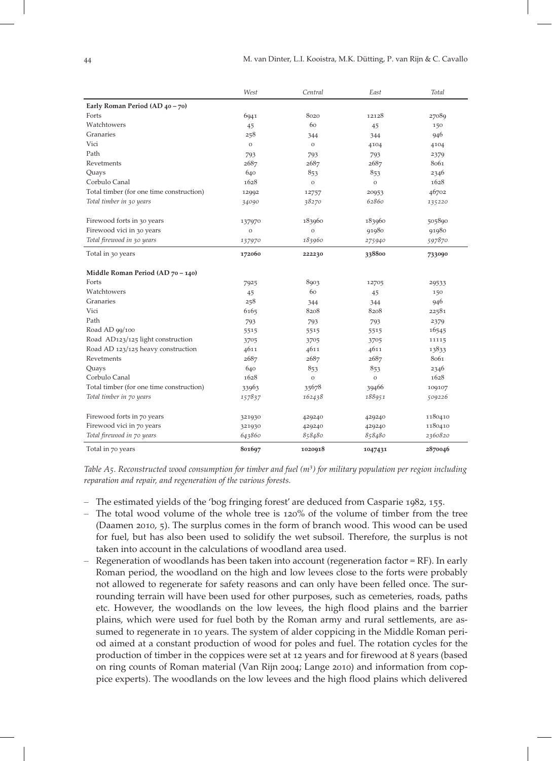| | *West* | *Central* | *East* | *Total* |
|---|---|---|---|---|
| **Early Roman Period (AD 40 – 70)** | | | | |
| Forts | 6941 | 8020 | 12128 | 27089 |
| Watchtowers | 45 | 60 | 45 | 150 |
| Granaries | 258 | 344 | 344 | 946 |
| Vici | 0 | 0 | 4104 | 4104 |
| Path | 793 | 793 | 793 | 2379 |
| Revetments | 2687 | 2687 | 2687 | 8061 |
| Quays | 640 | 853 | 853 | 2346 |
| Corbulo Canal | 1628 | 0 | 0 | 1628 |
| Total timber (for one time construction) | 12992 | 12757 | 20953 | 46702 |
| *Total timber in 30 years* | *34090* | *38270* | *62860* | *135220* |
| Firewood forts in 30 years | 137970 | 183960 | 183960 | 505890 |
| Firewood vici in 30 years | 0 | 0 | 91980 | 91980 |
| *Total firewood in 30 years* | *137970* | *183960* | *275940* | *597870* |
| Total in 30 years | **172060** | **222230** | **338800** | **733090** |
| **Middle Roman Period (AD 70 – 140)** | | | | |
| Forts | 7925 | 8903 | 12705 | 29533 |
| Watchtowers | 45 | 60 | 45 | 150 |
| Granaries | 258 | 344 | 344 | 946 |
| Vici | 6165 | 8208 | 8208 | 22581 |
| Path | 793 | 793 | 793 | 2379 |
| Road AD 99/100 | 5515 | 5515 | 5515 | 16545 |
| Road AD123/125 light construction | 3705 | 3705 | 3705 | 11115 |
| Road AD 123/125 heavy construction | 4611 | 4611 | 4611 | 13833 |
| Revetments | 2687 | 2687 | 2687 | 8061 |
| Quays | 640 | 853 | 853 | 2346 |
| Corbulo Canal | 1628 | 0 | 0 | 1628 |
| Total timber (for one time construction) | 33963 | 35678 | 39466 | 109107 |
| *Total timber in 70 years* | *157837* | *162438* | *188951* | *509226* |
| Firewood forts in 70 years | 321930 | 429240 | 429240 | 1180410 |
| Firewood vici in 70 years | 321930 | 429240 | 429240 | 1180410 |
| *Total firewood in 70 years* | *643860* | *858480* | *858480* | *2360820* |
| Total in 70 years | **801697** | **1020918** | **1047431** | **2870046** |

*Table A5. Reconstructed wood consumption for timber and fuel (m³) for military population per region including reparation and repair, and regeneration of the various forests.*

- The estimated yields of the 'bog fringing forest' are deduced from Casparie 1982, 155.
- The total wood volume of the whole tree is 120% of the volume of timber from the tree (Daamen 2010, 5). The surplus comes in the form of branch wood. This wood can be used for fuel, but has also been used to solidify the wet subsoil. Therefore, the surplus is not taken into account in the calculations of woodland area used.
- Regeneration of woodlands has been taken into account (regeneration factor = RF). In early Roman period, the woodland on the high and low levees close to the forts were probably not allowed to regenerate for safety reasons and can only have been felled once. The surrounding terrain will have been used for other purposes, such as cemeteries, roads, paths etc. However, the woodlands on the low levees, the high flood plains and the barrier plains, which were used for fuel both by the Roman army and rural settlements, are assumed to regenerate in 10 years. The system of alder coppicing in the Middle Roman period aimed at a constant production of wood for poles and fuel. The rotation cycles for the production of timber in the coppices were set at 12 years and for firewood at 8 years (based on ring counts of Roman material (Van Rijn 2004; Lange 2010) and information from coppice experts). The woodlands on the low levees and the high flood plains which delivered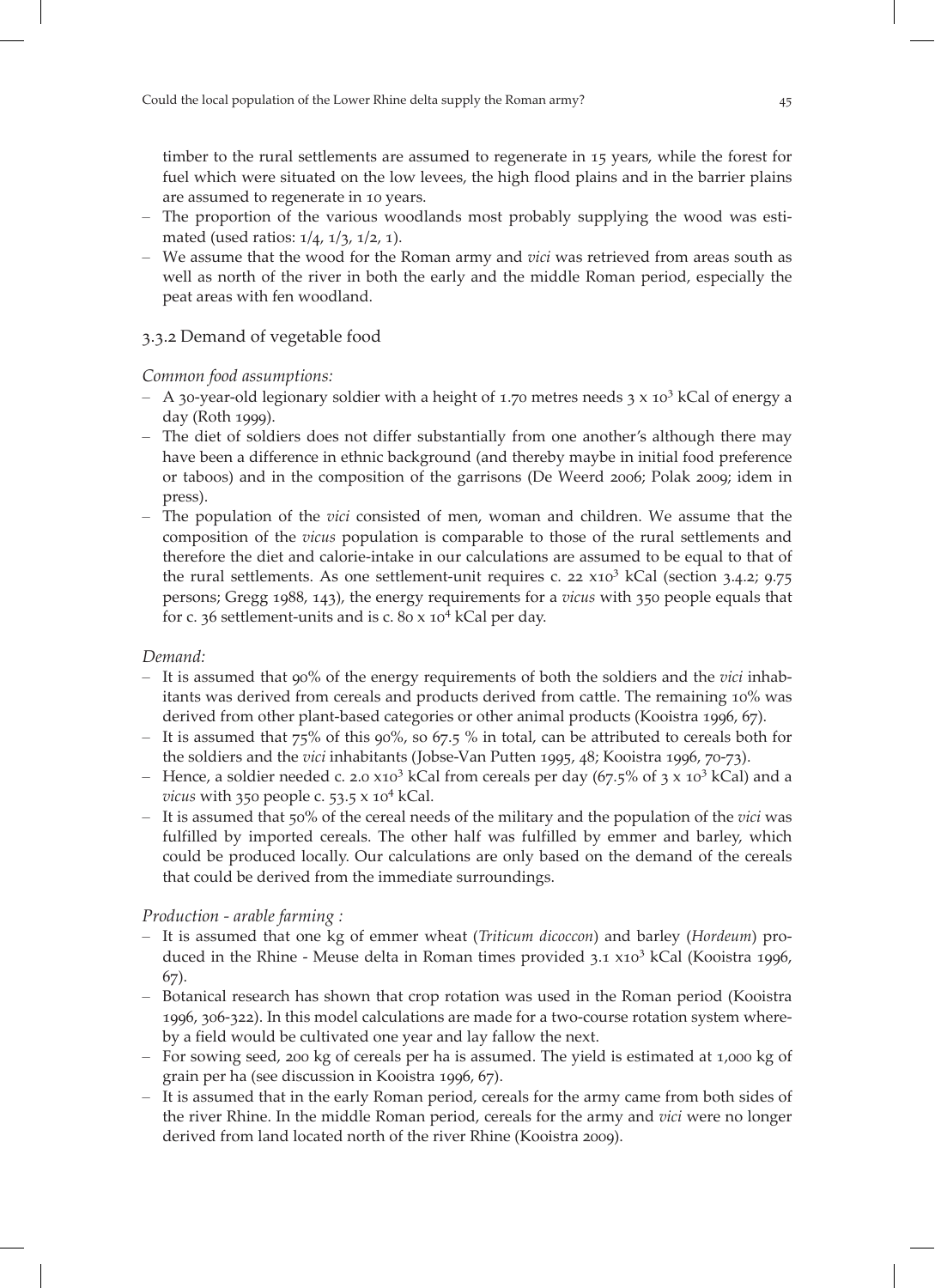timber to the rural settlements are assumed to regenerate in 15 years, while the forest for fuel which were situated on the low levees, the high flood plains and in the barrier plains are assumed to regenerate in 10 years.

- The proportion of the various woodlands most probably supplying the wood was estimated (used ratios: 1/4, 1/3, 1/2, 1).
- We assume that the wood for the Roman army and *vici* was retrieved from areas south as well as north of the river in both the early and the middle Roman period, especially the peat areas with fen woodland.

### 3.3.2 Demand of vegetable food

*Common food assumptions:*

- A 30-year-old legionary soldier with a height of 1.70 metres needs $3 \times 10^3$ kCal of energy a day (Roth 1999).
- The diet of soldiers does not differ substantially from one another's although there may have been a difference in ethnic background (and thereby maybe in initial food preference or taboos) and in the composition of the garrisons (De Weerd 2006; Polak 2009; idem in press).
- The population of the *vici* consisted of men, woman and children. We assume that the composition of the *vicus* population is comparable to those of the rural settlements and therefore the diet and calorie-intake in our calculations are assumed to be equal to that of the rural settlements. As one settlement-unit requires c. 22 $\times 10^3$ kCal (section 3.4.2; 9.75 persons; Gregg 1988, 143), the energy requirements for a *vicus* with 350 people equals that for c. 36 settlement-units and is c. $80 \times 10^4$ kCal per day.

*Demand:*

- It is assumed that 90% of the energy requirements of both the soldiers and the *vici* inhabitants was derived from cereals and products derived from cattle. The remaining 10% was derived from other plant-based categories or other animal products (Kooistra 1996, 67).
- It is assumed that 75% of this 90%, so 67.5 % in total, can be attributed to cereals both for the soldiers and the *vici* inhabitants (Jobse-Van Putten 1995, 48; Kooistra 1996, 70-73).
- Hence, a soldier needed c. 2.0 $\times 10^3$ kCal from cereals per day (67.5% of $3 \times 10^3$ kCal) and a *vicus* with 350 people c. $53.5 \times 10^4$ kCal.
- It is assumed that 50% of the cereal needs of the military and the population of the *vici* was fulfilled by imported cereals. The other half was fulfilled by emmer and barley, which could be produced locally. Our calculations are only based on the demand of the cereals that could be derived from the immediate surroundings.

*Production - arable farming :*

- It is assumed that one kg of emmer wheat (*Triticum dicoccon*) and barley (*Hordeum*) produced in the Rhine - Meuse delta in Roman times provided 3.1 $\times 10^3$ kCal (Kooistra 1996, 67).
- Botanical research has shown that crop rotation was used in the Roman period (Kooistra 1996, 306-322). In this model calculations are made for a two-course rotation system whereby a field would be cultivated one year and lay fallow the next.
- For sowing seed, 200 kg of cereals per ha is assumed. The yield is estimated at 1,000 kg of grain per ha (see discussion in Kooistra 1996, 67).
- It is assumed that in the early Roman period, cereals for the army came from both sides of the river Rhine. In the middle Roman period, cereals for the army and *vici* were no longer derived from land located north of the river Rhine (Kooistra 2009).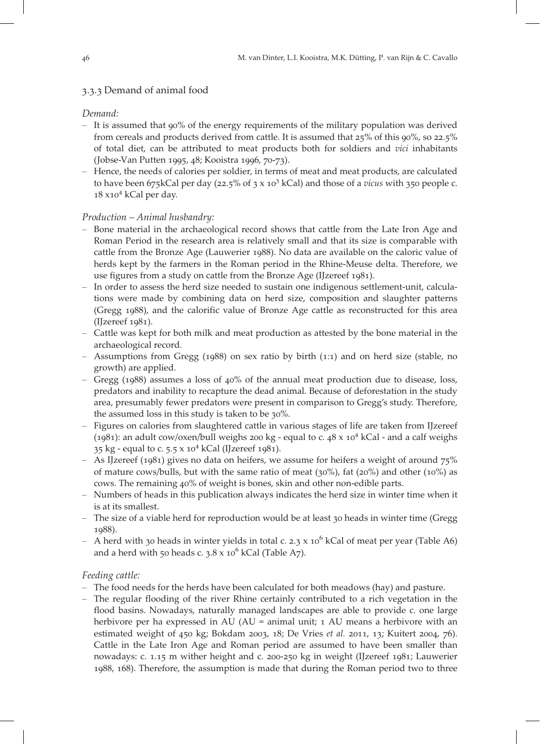### 3.3.3 Demand of animal food

*Demand:*

- It is assumed that 90% of the energy requirements of the military population was derived from cereals and products derived from cattle. It is assumed that 25% of this 90%, so 22.5% of total diet, can be attributed to meat products both for soldiers and *vici* inhabitants (Jobse-Van Putten 1995, 48; Kooistra 1996, 70-73).
- Hence, the needs of calories per soldier, in terms of meat and meat products, are calculated to have been 675kCal per day (22.5% of $3 \times 10^3$ kCal) and those of a *vicus* with 350 people c. $18 \times 10^4$ kCal per day.

*Production – Animal husbandry:*

- Bone material in the archaeological record shows that cattle from the Late Iron Age and Roman Period in the research area is relatively small and that its size is comparable with cattle from the Bronze Age (Lauwerier 1988). No data are available on the caloric value of herds kept by the farmers in the Roman period in the Rhine-Meuse delta. Therefore, we use figures from a study on cattle from the Bronze Age (IJzereef 1981).
- In order to assess the herd size needed to sustain one indigenous settlement-unit, calculations were made by combining data on herd size, composition and slaughter patterns (Gregg 1988), and the calorific value of Bronze Age cattle as reconstructed for this area (IJzereef 1981).
- Cattle was kept for both milk and meat production as attested by the bone material in the archaeological record.
- Assumptions from Gregg (1988) on sex ratio by birth (1:1) and on herd size (stable, no growth) are applied.
- Gregg (1988) assumes a loss of 40% of the annual meat production due to disease, loss, predators and inability to recapture the dead animal. Because of deforestation in the study area, presumably fewer predators were present in comparison to Gregg's study. Therefore, the assumed loss in this study is taken to be 30%.
- Figures on calories from slaughtered cattle in various stages of life are taken from IJzereef (1981): an adult cow/oxen/bull weighs 200 kg - equal to c. $48 \times 10^4$ kCal - and a calf weighs 35 kg - equal to c. $5.5 \times 10^4$ kCal (IJzereef 1981).
- As IJzereef (1981) gives no data on heifers, we assume for heifers a weight of around 75% of mature cows/bulls, but with the same ratio of meat (30%), fat (20%) and other (10%) as cows. The remaining 40% of weight is bones, skin and other non-edible parts.
- Numbers of heads in this publication always indicates the herd size in winter time when it is at its smallest.
- The size of a viable herd for reproduction would be at least 30 heads in winter time (Gregg 1988).
- A herd with 30 heads in winter yields in total c. $2.3 \times 10^6$ kCal of meat per year (Table A6) and a herd with 50 heads c. $3.8 \times 10^6$ kCal (Table A7).

*Feeding cattle:*

- The food needs for the herds have been calculated for both meadows (hay) and pasture.
- The regular flooding of the river Rhine certainly contributed to a rich vegetation in the flood basins. Nowadays, naturally managed landscapes are able to provide c. one large herbivore per ha expressed in AU (AU = animal unit; 1 AU means a herbivore with an estimated weight of 450 kg; Bokdam 2003, 18; De Vries *et al.* 2011, 13; Kuitert 2004, 76). Cattle in the Late Iron Age and Roman period are assumed to have been smaller than nowadays: c. 1.15 m wither height and c. 200-250 kg in weight (IJzereef 1981; Lauwerier 1988, 168). Therefore, the assumption is made that during the Roman period two to three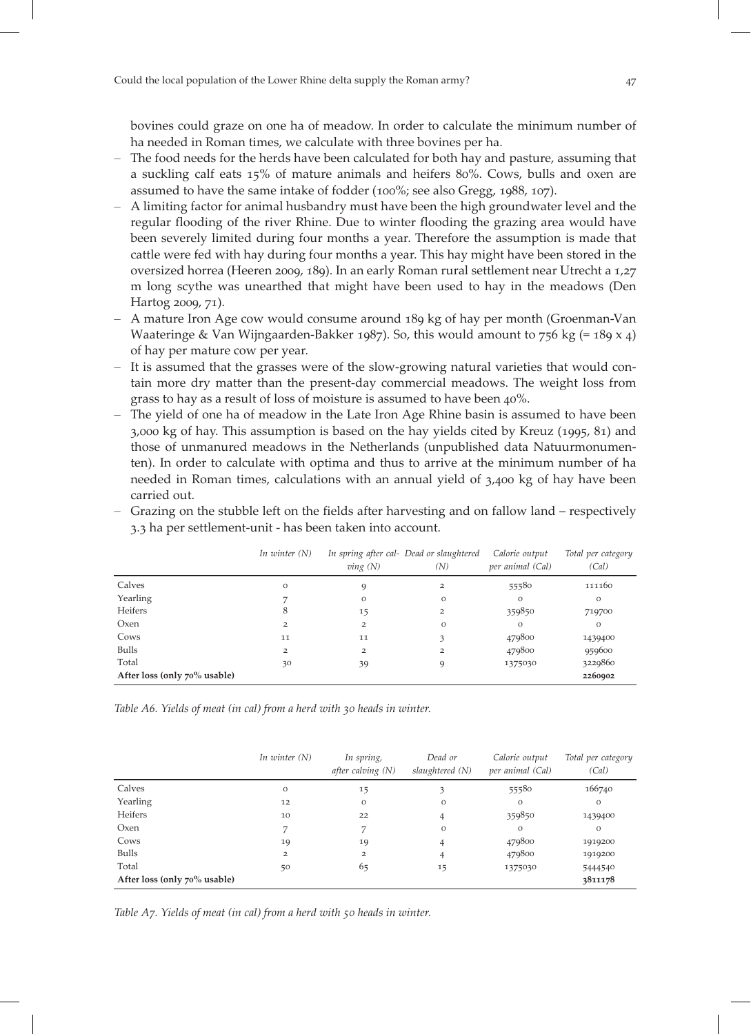bovines could graze on one ha of meadow. In order to calculate the minimum number of ha needed in Roman times, we calculate with three bovines per ha.

- The food needs for the herds have been calculated for both hay and pasture, assuming that a suckling calf eats 15% of mature animals and heifers 80%. Cows, bulls and oxen are assumed to have the same intake of fodder (100%; see also Gregg, 1988, 107).
- A limiting factor for animal husbandry must have been the high groundwater level and the regular flooding of the river Rhine. Due to winter flooding the grazing area would have been severely limited during four months a year. Therefore the assumption is made that cattle were fed with hay during four months a year. This hay might have been stored in the oversized horrea (Heeren 2009, 189). In an early Roman rural settlement near Utrecht a 1,27 m long scythe was unearthed that might have been used to hay in the meadows (Den Hartog 2009, 71).
- A mature Iron Age cow would consume around 189 kg of hay per month (Groenman-Van Waateringe & Van Wijngaarden-Bakker 1987). So, this would amount to 756 kg (= 189 x 4) of hay per mature cow per year.
- It is assumed that the grasses were of the slow-growing natural varieties that would contain more dry matter than the present-day commercial meadows. The weight loss from grass to hay as a result of loss of moisture is assumed to have been 40%.
- The yield of one ha of meadow in the Late Iron Age Rhine basin is assumed to have been 3,000 kg of hay. This assumption is based on the hay yields cited by Kreuz (1995, 81) and those of unmanured meadows in the Netherlands (unpublished data Natuurmonumenten). In order to calculate with optima and thus to arrive at the minimum number of ha needed in Roman times, calculations with an annual yield of 3,400 kg of hay have been carried out.
- Grazing on the stubble left on the fields after harvesting and on fallow land – respectively 3.3 ha per settlement-unit - has been taken into account.

| | *In winter (N)* | *In spring after calving (N)* | *Dead or slaughtered (N)* | *Calorie output per animal (Cal)* | *Total per category (Cal)* |
|---|---|---|---|---|---|
| Calves | 0 | 9 | 2 | 55580 | 111160 |
| Yearling | 7 | 0 | 0 | 0 | 0 |
| Heifers | 8 | 15 | 2 | 359850 | 719700 |
| Oxen | 2 | 2 | 0 | 0 | 0 |
| Cows | 11 | 11 | 3 | 479800 | 1439400 |
| Bulls | 2 | 2 | 2 | 479800 | 959600 |
| Total | 30 | 39 | 9 | 1375030 | 3229860 |
| **After loss (only 70% usable)** | | | | | **2260902** |

*Table A6. Yields of meat (in cal) from a herd with 30 heads in winter.*

| | *In winter (N)* | *In spring, after calving (N)* | *Dead or slaughtered (N)* | *Calorie output per animal (Cal)* | *Total per category (Cal)* |
|---|---|---|---|---|---|
| Calves | 0 | 15 | 3 | 55580 | 166740 |
| Yearling | 12 | 0 | 0 | 0 | 0 |
| Heifers | 10 | 22 | 4 | 359850 | 1439400 |
| Oxen | 7 | 7 | 0 | 0 | 0 |
| Cows | 19 | 19 | 4 | 479800 | 1919200 |
| Bulls | 2 | 2 | 4 | 479800 | 1919200 |
| Total | 50 | 65 | 15 | 1375030 | 5444540 |
| **After loss (only 70% usable)** | | | | | **3811178** |

*Table A7. Yields of meat (in cal) from a herd with 50 heads in winter.*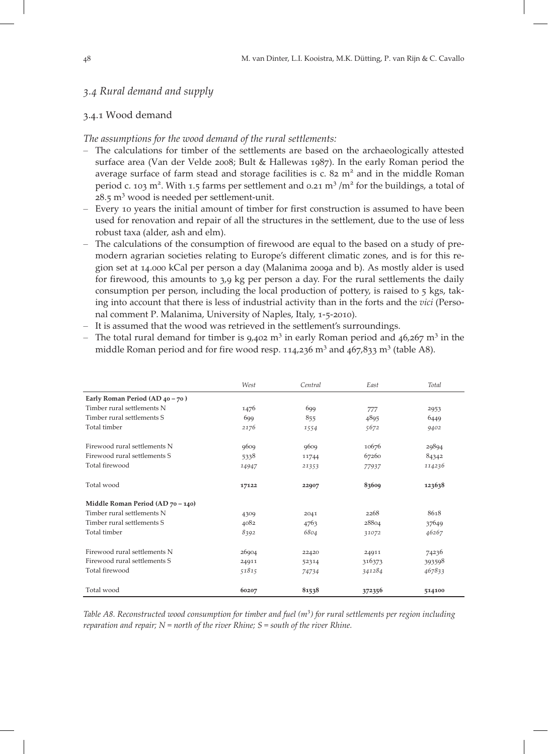## 3.4 Rural demand and supply

### 3.4.1 Wood demand

*The assumptions for the wood demand of the rural settlements:*

- The calculations for timber of the settlements are based on the archaeologically attested surface area (Van der Velde 2008; Bult & Hallewas 1987). In the early Roman period the average surface of farm stead and storage facilities is c. 82 m² and in the middle Roman period c. 103 m². With 1.5 farms per settlement and 0.21 m³ /m² for the buildings, a total of 28.5 m³ wood is needed per settlement-unit.
- Every 10 years the initial amount of timber for first construction is assumed to have been used for renovation and repair of all the structures in the settlement, due to the use of less robust taxa (alder, ash and elm).
- The calculations of the consumption of firewood are equal to the based on a study of pre-modern agrarian societies relating to Europe's different climatic zones, and is for this region set at 14.000 kCal per person a day (Malanima 2009a and b). As mostly alder is used for firewood, this amounts to 3,9 kg per person a day. For the rural settlements the daily consumption per person, including the local production of pottery, is raised to 5 kgs, taking into account that there is less of industrial activity than in the forts and the *vici* (Personal comment P. Malanima, University of Naples, Italy, 1-5-2010).
- It is assumed that the wood was retrieved in the settlement's surroundings.
- The total rural demand for timber is 9,402 m³ in early Roman period and 46,267 m³ in the middle Roman period and for fire wood resp. 114,236 m³ and 467,833 m³ (table A8).

| | *West* | *Central* | *East* | *Total* |
|---|---|---|---|---|
| **Early Roman Period (AD 40 – 70 )** | | | | |
| Timber rural settlements N | 1476 | 699 | 777 | 2953 |
| Timber rural settlements S | 699 | 855 | 4895 | 6449 |
| Total timber | *2176* | *1554* | *5672* | *9402* |
| | | | | |
| Firewood rural settlements N | 9609 | 9609 | 10676 | 29894 |
| Firewood rural settlements S | 5338 | 11744 | 67260 | 84342 |
| Total firewood | *14947* | *21353* | *77937* | *114236* |
| | | | | |
| Total wood | **17122** | **22907** | **83609** | **123638** |
| **Middle Roman Period (AD 70 – 140)** | | | | |
| Timber rural settlements N | 4309 | 2041 | 2268 | 8618 |
| Timber rural settlements S | 4082 | 4763 | 28804 | 37649 |
| Total timber | *8392* | *6804* | *31072* | *46267* |
| | | | | |
| Firewood rural settlements N | 26904 | 22420 | 24911 | 74236 |
| Firewood rural settlements S | 24911 | 52314 | 316373 | 393598 |
| Total firewood | *51815* | *74734* | *341284* | *467833* |
| | | | | |
| Total wood | **60207** | **81538** | **372356** | **514100** |

*Table A8. Reconstructed wood consumption for timber and fuel (m³) for rural settlements per region including reparation and repair; N = north of the river Rhine; S = south of the river Rhine.*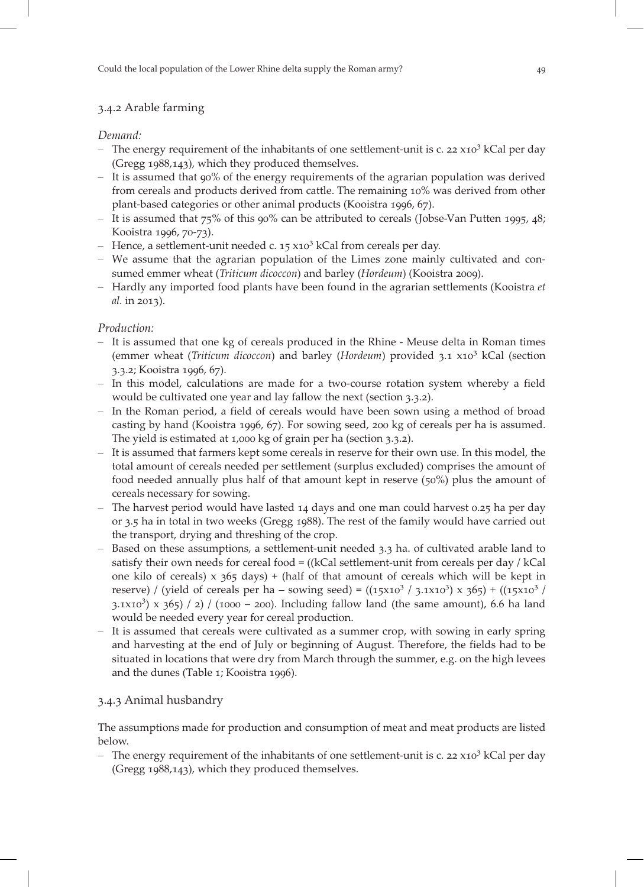### 3.4.2 Arable farming

*Demand:*

- The energy requirement of the inhabitants of one settlement-unit is c. 22 $x10^3$ kCal per day (Gregg 1988,143), which they produced themselves.
- It is assumed that 90% of the energy requirements of the agrarian population was derived from cereals and products derived from cattle. The remaining 10% was derived from other plant-based categories or other animal products (Kooistra 1996, 67).
- It is assumed that 75% of this 90% can be attributed to cereals (Jobse-Van Putten 1995, 48; Kooistra 1996, 70-73).
- Hence, a settlement-unit needed c. 15 $x10^3$ kCal from cereals per day.
- We assume that the agrarian population of the Limes zone mainly cultivated and consumed emmer wheat (*Triticum dicoccon*) and barley (*Hordeum*) (Kooistra 2009).
- Hardly any imported food plants have been found in the agrarian settlements (Kooistra *et al.* in 2013).

*Production:*

- It is assumed that one kg of cereals produced in the Rhine - Meuse delta in Roman times (emmer wheat (*Triticum dicoccon*) and barley (*Hordeum*) provided 3.1 $x10^3$ kCal (section 3.3.2; Kooistra 1996, 67).
- In this model, calculations are made for a two-course rotation system whereby a field would be cultivated one year and lay fallow the next (section 3.3.2).
- In the Roman period, a field of cereals would have been sown using a method of broad casting by hand (Kooistra 1996, 67). For sowing seed, 200 kg of cereals per ha is assumed. The yield is estimated at 1,000 kg of grain per ha (section 3.3.2).
- It is assumed that farmers kept some cereals in reserve for their own use. In this model, the total amount of cereals needed per settlement (surplus excluded) comprises the amount of food needed annually plus half of that amount kept in reserve (50%) plus the amount of cereals necessary for sowing.
- The harvest period would have lasted 14 days and one man could harvest 0.25 ha per day or 3.5 ha in total in two weeks (Gregg 1988). The rest of the family would have carried out the transport, drying and threshing of the crop.
- Based on these assumptions, a settlement-unit needed 3.3 ha. of cultivated arable land to satisfy their own needs for cereal food = ((kCal settlement-unit from cereals per day / kCal one kilo of cereals) x 365 days) + (half of that amount of cereals which will be kept in reserve) / (yield of cereals per ha – sowing seed) = $((15x10^3 / 3.1x10^3) \times 365) + ((15x10^3 / 3.1x10^3) \times 365) / 2) / (1000 - 200)$. Including fallow land (the same amount), 6.6 ha land would be needed every year for cereal production.
- It is assumed that cereals were cultivated as a summer crop, with sowing in early spring and harvesting at the end of July or beginning of August. Therefore, the fields had to be situated in locations that were dry from March through the summer, e.g. on the high levees and the dunes (Table 1; Kooistra 1996).

### 3.4.3 Animal husbandry

The assumptions made for production and consumption of meat and meat products are listed below.

- The energy requirement of the inhabitants of one settlement-unit is c. 22 $x10^3$ kCal per day (Gregg 1988,143), which they produced themselves.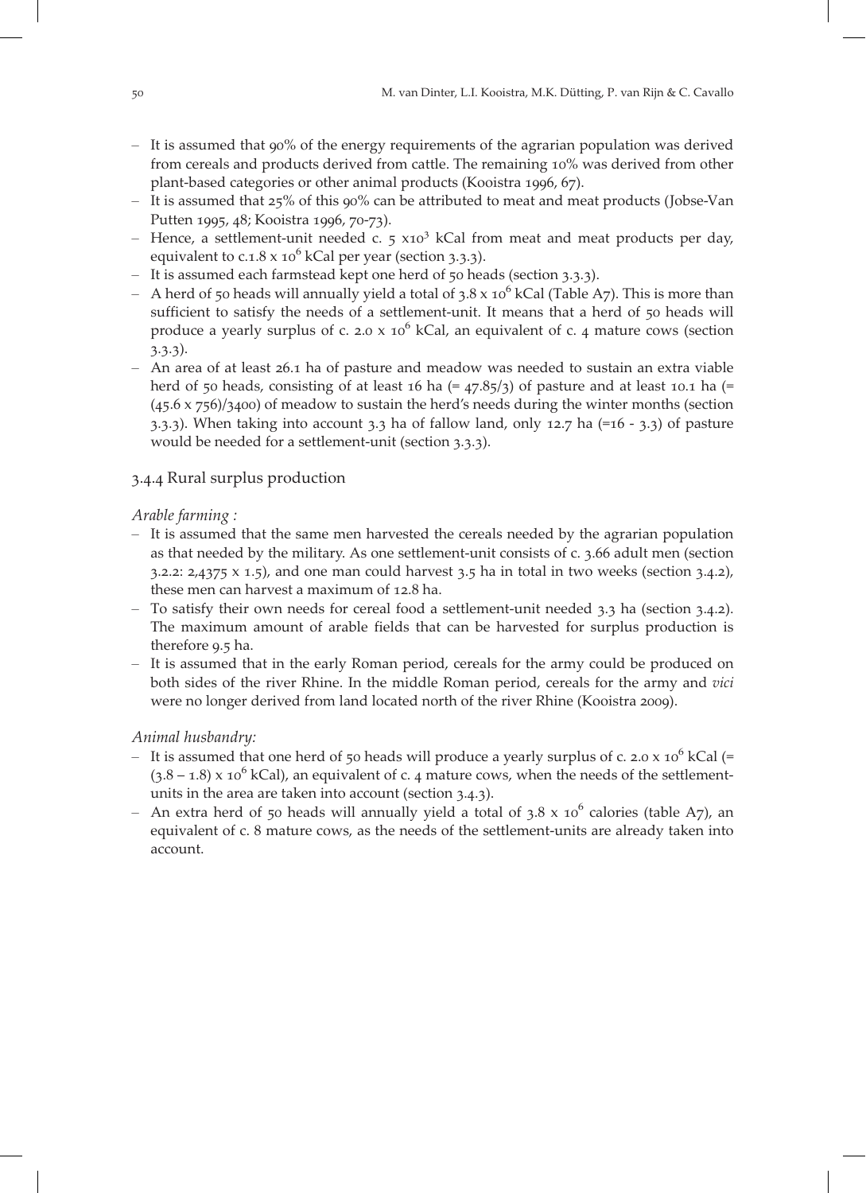- It is assumed that 90% of the energy requirements of the agrarian population was derived from cereals and products derived from cattle. The remaining 10% was derived from other plant-based categories or other animal products (Kooistra 1996, 67).
- It is assumed that 25% of this 90% can be attributed to meat and meat products (Jobse-Van Putten 1995, 48; Kooistra 1996, 70-73).
- Hence, a settlement-unit needed c. $5 \times 10^3$ kCal from meat and meat products per day, equivalent to c.$1.8 \times 10^6$ kCal per year (section 3.3.3).
- It is assumed each farmstead kept one herd of 50 heads (section 3.3.3).
- A herd of 50 heads will annually yield a total of $3.8 \times 10^6$ kCal (Table A7). This is more than sufficient to satisfy the needs of a settlement-unit. It means that a herd of 50 heads will produce a yearly surplus of c. $2.0 \times 10^6$ kCal, an equivalent of c. 4 mature cows (section 3.3.3).
- An area of at least 26.1 ha of pasture and meadow was needed to sustain an extra viable herd of 50 heads, consisting of at least 16 ha (= 47.85/3) of pasture and at least 10.1 ha (= (45.6 x 756)/3400) of meadow to sustain the herd's needs during the winter months (section 3.3.3). When taking into account 3.3 ha of fallow land, only 12.7 ha (=16 - 3.3) of pasture would be needed for a settlement-unit (section 3.3.3).

### 3.4.4 Rural surplus production

*Arable farming :*

- It is assumed that the same men harvested the cereals needed by the agrarian population as that needed by the military. As one settlement-unit consists of c. 3.66 adult men (section 3.2.2: 2,4375 x 1.5), and one man could harvest 3.5 ha in total in two weeks (section 3.4.2), these men can harvest a maximum of 12.8 ha.
- To satisfy their own needs for cereal food a settlement-unit needed 3.3 ha (section 3.4.2). The maximum amount of arable fields that can be harvested for surplus production is therefore 9.5 ha.
- It is assumed that in the early Roman period, cereals for the army could be produced on both sides of the river Rhine. In the middle Roman period, cereals for the army and *vici* were no longer derived from land located north of the river Rhine (Kooistra 2009).

*Animal husbandry:*

- It is assumed that one herd of 50 heads will produce a yearly surplus of c. $2.0 \times 10^6$ kCal (= $(3.8 - 1.8) \times 10^6$ kCal), an equivalent of c. 4 mature cows, when the needs of the settlement-units in the area are taken into account (section 3.4.3).
- An extra herd of 50 heads will annually yield a total of $3.8 \times 10^6$ calories (table A7), an equivalent of c. 8 mature cows, as the needs of the settlement-units are already taken into account.